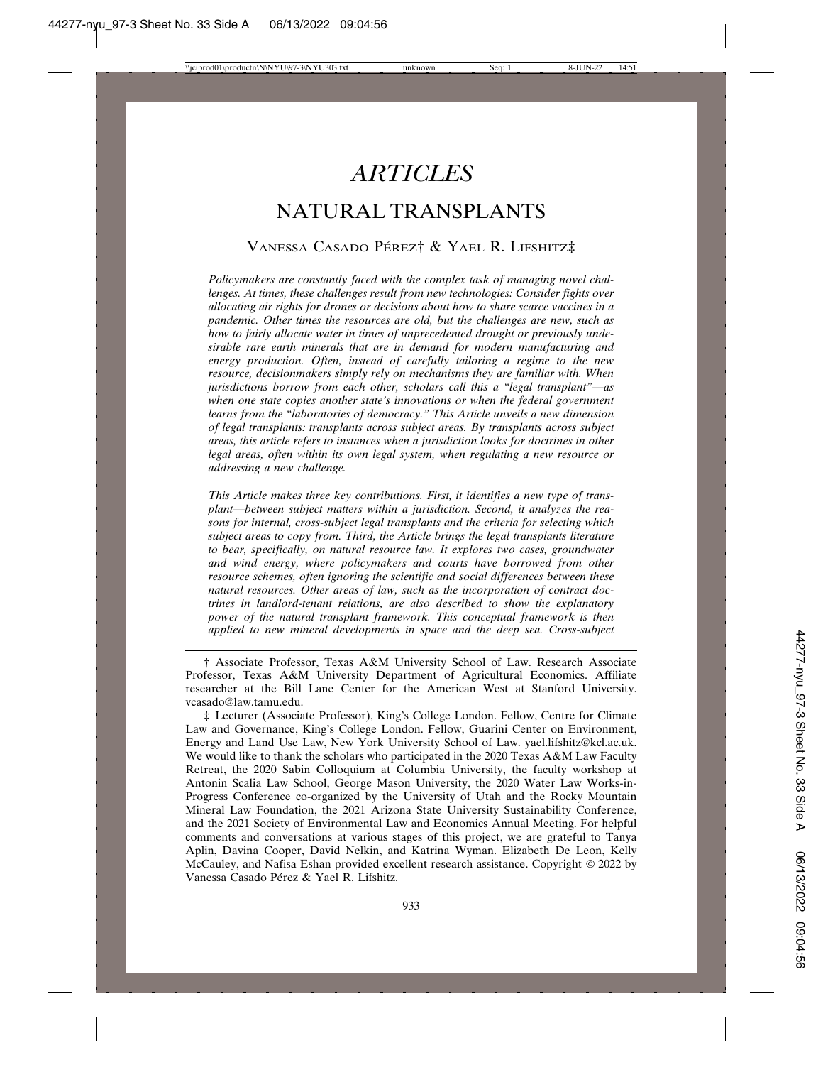# *ARTICLES*

# NATURAL TRANSPLANTS

VANESSA CASADO PÉREZ† & YAEL R. LIFSHITZ‡

*Policymakers are constantly faced with the complex task of managing novel challenges. At times, these challenges result from new technologies: Consider fights over allocating air rights for drones or decisions about how to share scarce vaccines in a pandemic. Other times the resources are old, but the challenges are new, such as how to fairly allocate water in times of unprecedented drought or previously undesirable rare earth minerals that are in demand for modern manufacturing and energy production. Often, instead of carefully tailoring a regime to the new resource, decisionmakers simply rely on mechanisms they are familiar with. When jurisdictions borrow from each other, scholars call this a "legal transplant"—as when one state copies another state's innovations or when the federal government learns from the "laboratories of democracy." This Article unveils a new dimension of legal transplants: transplants across subject areas. By transplants across subject areas, this article refers to instances when a jurisdiction looks for doctrines in other legal areas, often within its own legal system, when regulating a new resource or addressing a new challenge.*

*This Article makes three key contributions. First, it identifies a new type of transplant—between subject matters within a jurisdiction. Second, it analyzes the reasons for internal, cross-subject legal transplants and the criteria for selecting which subject areas to copy from. Third, the Article brings the legal transplants literature to bear, specifically, on natural resource law. It explores two cases, groundwater and wind energy, where policymakers and courts have borrowed from other resource schemes, often ignoring the scientific and social differences between these natural resources. Other areas of law, such as the incorporation of contract doctrines in landlord-tenant relations, are also described to show the explanatory power of the natural transplant framework. This conceptual framework is then applied to new mineral developments in space and the deep sea. Cross-subject*

---

† Associate Professor, Texas A&M University School of Law. Research Associate Professor, Texas A&M University Department of Agricultural Economics. Affiliate researcher at the Bill Lane Center for the American West at Stanford University. vcasado@law.tamu.edu.

‡ Lecturer (Associate Professor), King's College London. Fellow, Centre for Climate Law and Governance, King's College London. Fellow, Guarini Center on Environment, Energy and Land Use Law, New York University School of Law. yael.lifshitz@kcl.ac.uk. We would like to thank the scholars who participated in the 2020 Texas A&M Law Faculty Retreat, the 2020 Sabin Colloquium at Columbia University, the faculty workshop at Antonin Scalia Law School, George Mason University, the 2020 Water Law Works-in-Progress Conference co-organized by the University of Utah and the Rocky Mountain Mineral Law Foundation, the 2021 Arizona State University Sustainability Conference, and the 2021 Society of Environmental Law and Economics Annual Meeting. For helpful comments and conversations at various stages of this project, we are grateful to Tanya Aplin, Davina Cooper, David Nelkin, and Katrina Wyman. Elizabeth De Leon, Kelly McCauley, and Nafisa Eshan provided excellent research assistance. Copyright © 2022 by Vanessa Casado Pérez & Yael R. Lifshitz.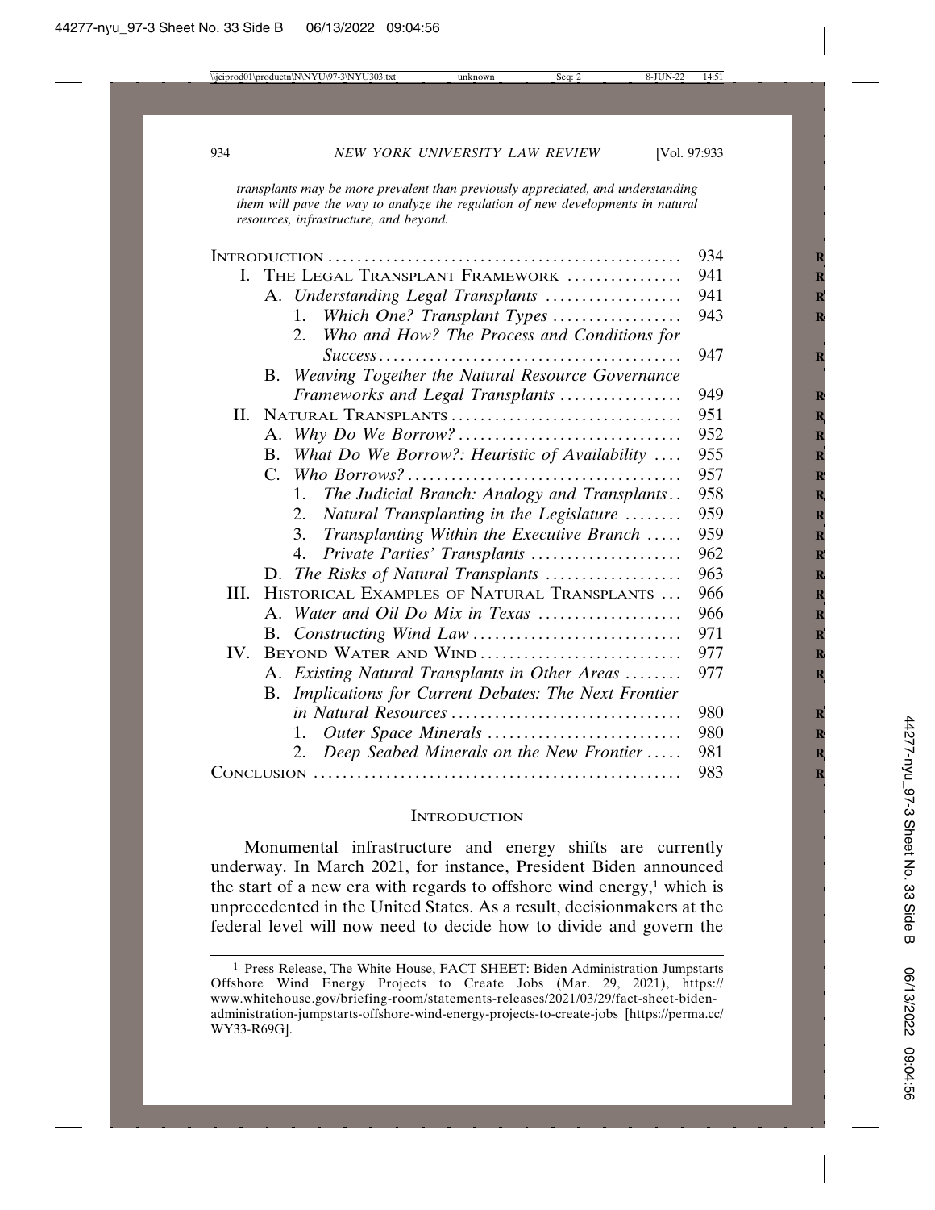*transplants may be more prevalent than previously appreciated, and understanding them will pave the way to analyze the regulation of new developments in natural resources, infrastructure, and beyond.*

| | |
|---|---|
| Introduction | 934 |
| I. The Legal Transplant Framework | 941 |
| A. *Understanding Legal Transplants* | 941 |
| 1. *Which One? Transplant Types* | 943 |
| 2. *Who and How? The Process and Conditions for Success* | 947 |
| B. *Weaving Together the Natural Resource Governance Frameworks and Legal Transplants* | 949 |
| II. Natural Transplants | 951 |
| A. *Why Do We Borrow?* | 952 |
| B. *What Do We Borrow?: Heuristic of Availability* | 955 |
| C. *Who Borrows?* | 957 |
| 1. *The Judicial Branch: Analogy and Transplants* | 958 |
| 2. *Natural Transplanting in the Legislature* | 959 |
| 3. *Transplanting Within the Executive Branch* | 959 |
| 4. *Private Parties' Transplants* | 962 |
| D. *The Risks of Natural Transplants* | 963 |
| III. Historical Examples of Natural Transplants | 966 |
| A. *Water and Oil Do Mix in Texas* | 966 |
| B. *Constructing Wind Law* | 971 |
| IV. Beyond Water and Wind | 977 |
| A. *Existing Natural Transplants in Other Areas* | 977 |
| B. *Implications for Current Debates: The Next Frontier in Natural Resources* | 980 |
| 1. *Outer Space Minerals* | 980 |
| 2. *Deep Seabed Minerals on the New Frontier* | 981 |
| Conclusion | 983 |

## Introduction

Monumental infrastructure and energy shifts are currently underway. In March 2021, for instance, President Biden announced the start of a new era with regards to offshore wind energy,[1] which is unprecedented in the United States. As a result, decisionmakers at the federal level will now need to decide how to divide and govern the

[1] Press Release, The White House, FACT SHEET: Biden Administration Jumpstarts Offshore Wind Energy Projects to Create Jobs (Mar. 29, 2021), https://www.whitehouse.gov/briefing-room/statements-releases/2021/03/29/fact-sheet-biden-administration-jumpstarts-offshore-wind-energy-projects-to-create-jobs [https://perma.cc/WY33-R69G].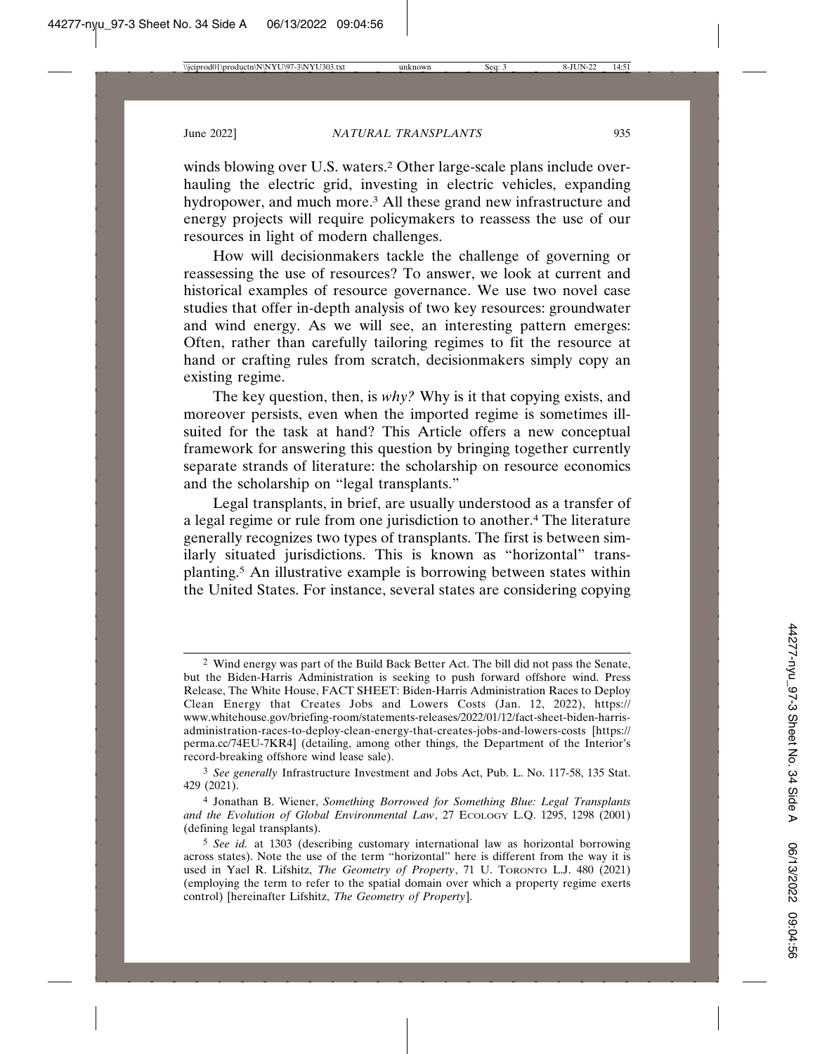winds blowing over U.S. waters.[2] Other large-scale plans include overhauling the electric grid, investing in electric vehicles, expanding hydropower, and much more.[3] All these grand new infrastructure and energy projects will require policymakers to reassess the use of our resources in light of modern challenges.

How will decisionmakers tackle the challenge of governing or reassessing the use of resources? To answer, we look at current and historical examples of resource governance. We use two novel case studies that offer in-depth analysis of two key resources: groundwater and wind energy. As we will see, an interesting pattern emerges: Often, rather than carefully tailoring regimes to fit the resource at hand or crafting rules from scratch, decisionmakers simply copy an existing regime.

The key question, then, is *why?* Why is it that copying exists, and moreover persists, even when the imported regime is sometimes ill-suited for the task at hand? This Article offers a new conceptual framework for answering this question by bringing together currently separate strands of literature: the scholarship on resource economics and the scholarship on "legal transplants."

Legal transplants, in brief, are usually understood as a transfer of a legal regime or rule from one jurisdiction to another.[4] The literature generally recognizes two types of transplants. The first is between similarly situated jurisdictions. This is known as "horizontal" transplanting.[5] An illustrative example is borrowing between states within the United States. For instance, several states are considering copying

---

[2] Wind energy was part of the Build Back Better Act. The bill did not pass the Senate, but the Biden-Harris Administration is seeking to push forward offshore wind. Press Release, The White House, FACT SHEET: Biden-Harris Administration Races to Deploy Clean Energy that Creates Jobs and Lowers Costs (Jan. 12, 2022), https://www.whitehouse.gov/briefing-room/statements-releases/2022/01/12/fact-sheet-biden-harris-administration-races-to-deploy-clean-energy-that-creates-jobs-and-lowers-costs [https://perma.cc/74EU-7KR4] (detailing, among other things, the Department of the Interior's record-breaking offshore wind lease sale).

[3] *See generally* Infrastructure Investment and Jobs Act, Pub. L. No. 117-58, 135 Stat. 429 (2021).

[4] Jonathan B. Wiener, *Something Borrowed for Something Blue: Legal Transplants and the Evolution of Global Environmental Law*, 27 ECOLOGY L.Q. 1295, 1298 (2001) (defining legal transplants).

[5] *See id.* at 1303 (describing customary international law as horizontal borrowing across states). Note the use of the term "horizontal" here is different from the way it is used in Yael R. Lifshitz, *The Geometry of Property*, 71 U. TORONTO L.J. 480 (2021) (employing the term to refer to the spatial domain over which a property regime exerts control) [hereinafter Lifshitz, *The Geometry of Property*].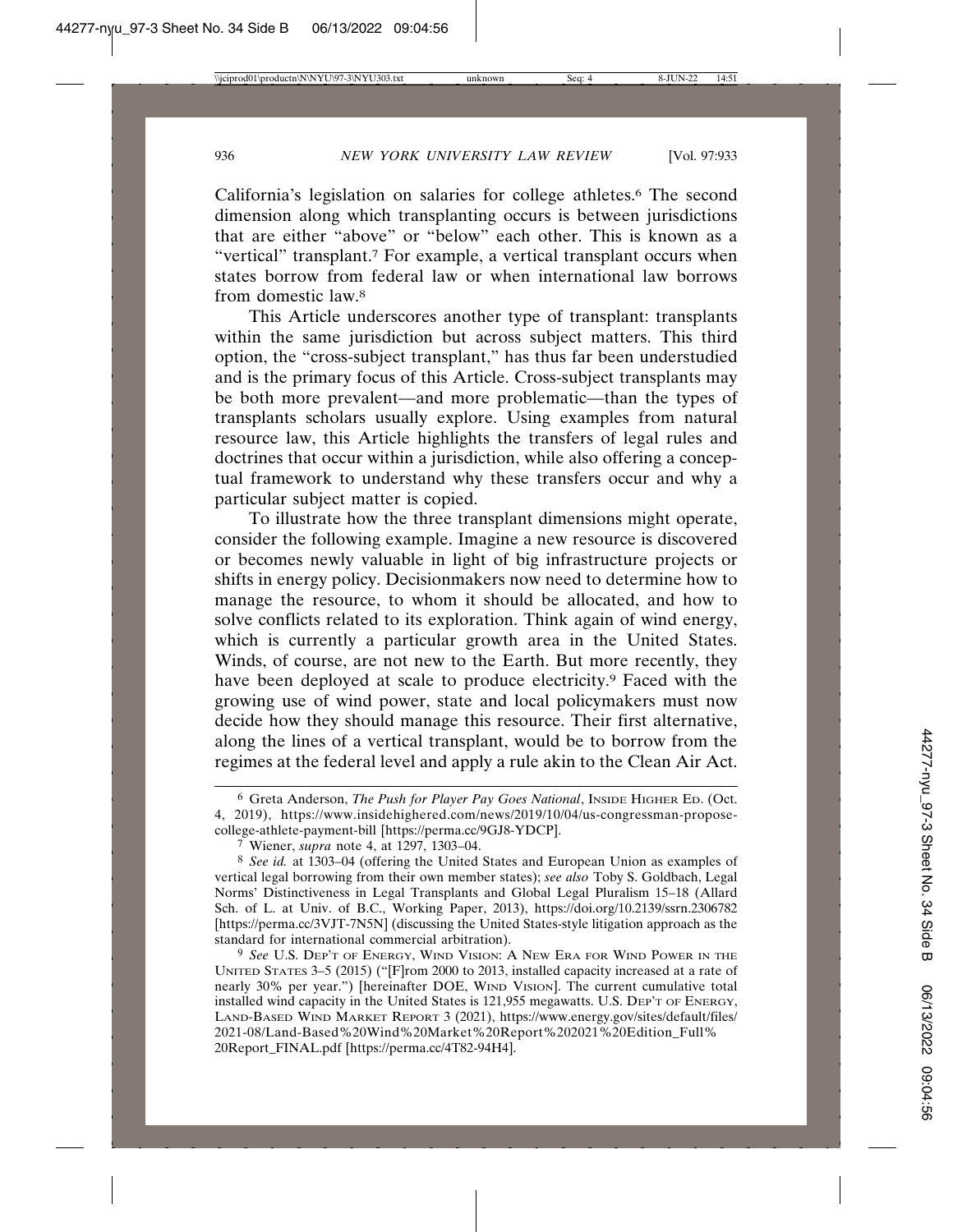California's legislation on salaries for college athletes.[6] The second dimension along which transplanting occurs is between jurisdictions that are either "above" or "below" each other. This is known as a "vertical" transplant.[7] For example, a vertical transplant occurs when states borrow from federal law or when international law borrows from domestic law.[8]

This Article underscores another type of transplant: transplants within the same jurisdiction but across subject matters. This third option, the "cross-subject transplant," has thus far been understudied and is the primary focus of this Article. Cross-subject transplants may be both more prevalent—and more problematic—than the types of transplants scholars usually explore. Using examples from natural resource law, this Article highlights the transfers of legal rules and doctrines that occur within a jurisdiction, while also offering a conceptual framework to understand why these transfers occur and why a particular subject matter is copied.

To illustrate how the three transplant dimensions might operate, consider the following example. Imagine a new resource is discovered or becomes newly valuable in light of big infrastructure projects or shifts in energy policy. Decisionmakers now need to determine how to manage the resource, to whom it should be allocated, and how to solve conflicts related to its exploration. Think again of wind energy, which is currently a particular growth area in the United States. Winds, of course, are not new to the Earth. But more recently, they have been deployed at scale to produce electricity.[9] Faced with the growing use of wind power, state and local policymakers must now decide how they should manage this resource. Their first alternative, along the lines of a vertical transplant, would be to borrow from the regimes at the federal level and apply a rule akin to the Clean Air Act.

---

[6] Greta Anderson, *The Push for Player Pay Goes National*, INSIDE HIGHER ED. (Oct. 4, 2019), https://www.insidehighered.com/news/2019/10/04/us-congressman-propose-college-athlete-payment-bill [https://perma.cc/9GJ8-YDCP].

[7] Wiener, *supra* note 4, at 1297, 1303–04.

[8] *See id.* at 1303–04 (offering the United States and European Union as examples of vertical legal borrowing from their own member states); *see also* Toby S. Goldbach, Legal Norms' Distinctiveness in Legal Transplants and Global Legal Pluralism 15–18 (Allard Sch. of L. at Univ. of B.C., Working Paper, 2013), https://doi.org/10.2139/ssrn.2306782 [https://perma.cc/3VJT-7N5N] (discussing the United States-style litigation approach as the standard for international commercial arbitration).

[9] *See* U.S. DEP'T OF ENERGY, WIND VISION: A NEW ERA FOR WIND POWER IN THE UNITED STATES 3–5 (2015) ("[F]rom 2000 to 2013, installed capacity increased at a rate of nearly 30% per year.") [hereinafter DOE, WIND VISION]. The current cumulative total installed wind capacity in the United States is 121,955 megawatts. U.S. DEP'T OF ENERGY, LAND-BASED WIND MARKET REPORT 3 (2021), https://www.energy.gov/sites/default/files/2021-08/Land-Based%20Wind%20Market%20Report%202021%20Edition_Full%20Report_FINAL.pdf [https://perma.cc/4T82-94H4].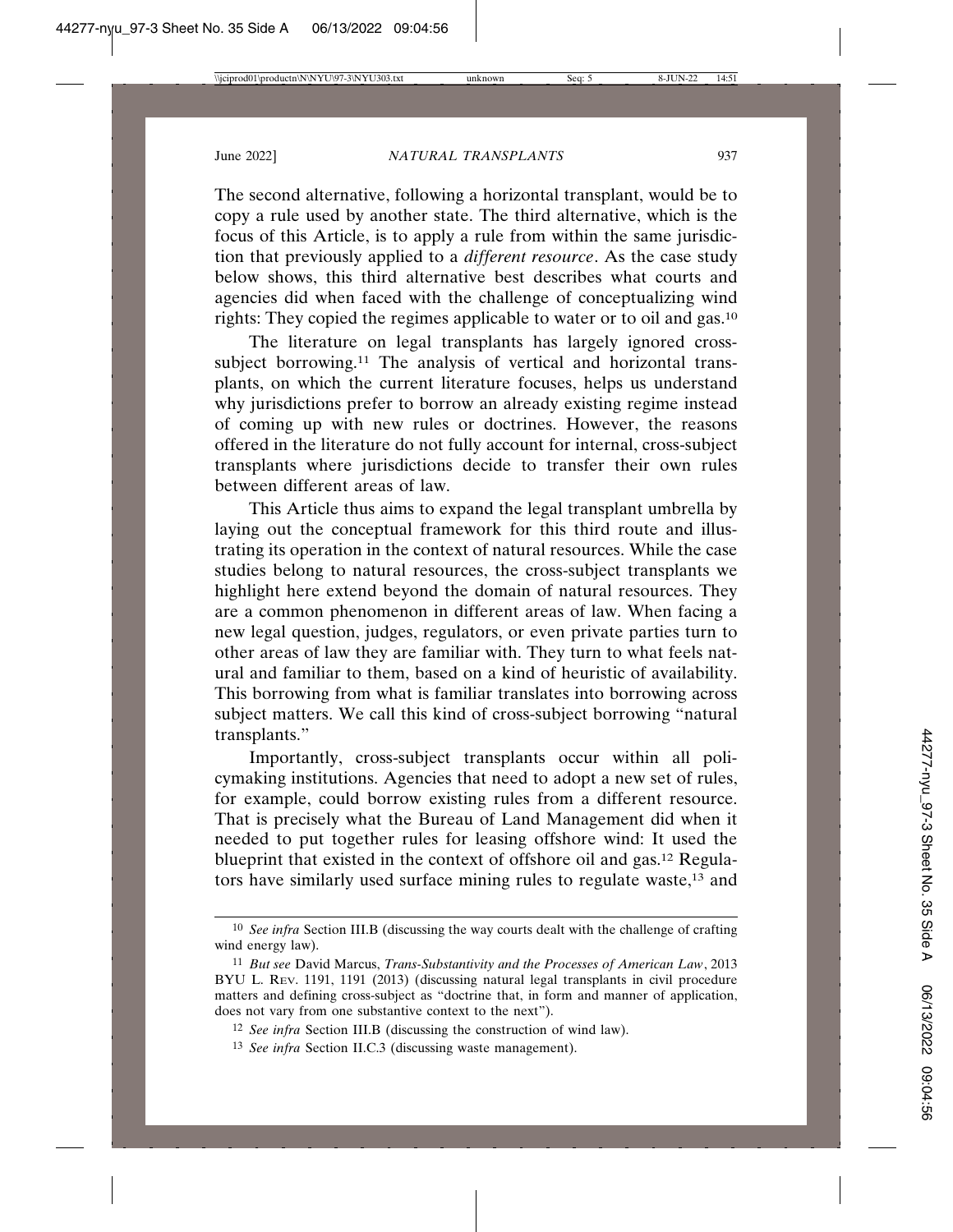The second alternative, following a horizontal transplant, would be to copy a rule used by another state. The third alternative, which is the focus of this Article, is to apply a rule from within the same jurisdiction that previously applied to a *different resource*. As the case study below shows, this third alternative best describes what courts and agencies did when faced with the challenge of conceptualizing wind rights: They copied the regimes applicable to water or to oil and gas.[10]

The literature on legal transplants has largely ignored cross-subject borrowing.[11] The analysis of vertical and horizontal transplants, on which the current literature focuses, helps us understand why jurisdictions prefer to borrow an already existing regime instead of coming up with new rules or doctrines. However, the reasons offered in the literature do not fully account for internal, cross-subject transplants where jurisdictions decide to transfer their own rules between different areas of law.

This Article thus aims to expand the legal transplant umbrella by laying out the conceptual framework for this third route and illustrating its operation in the context of natural resources. While the case studies belong to natural resources, the cross-subject transplants we highlight here extend beyond the domain of natural resources. They are a common phenomenon in different areas of law. When facing a new legal question, judges, regulators, or even private parties turn to other areas of law they are familiar with. They turn to what feels natural and familiar to them, based on a kind of heuristic of availability. This borrowing from what is familiar translates into borrowing across subject matters. We call this kind of cross-subject borrowing "natural transplants."

Importantly, cross-subject transplants occur within all policymaking institutions. Agencies that need to adopt a new set of rules, for example, could borrow existing rules from a different resource. That is precisely what the Bureau of Land Management did when it needed to put together rules for leasing offshore wind: It used the blueprint that existed in the context of offshore oil and gas.[12] Regulators have similarly used surface mining rules to regulate waste,[13] and

---

[10] *See infra* Section III.B (discussing the way courts dealt with the challenge of crafting wind energy law).

[11] *But see* David Marcus, *Trans-Substantivity and the Processes of American Law*, 2013 BYU L. REV. 1191, 1191 (2013) (discussing natural legal transplants in civil procedure matters and defining cross-subject as "doctrine that, in form and manner of application, does not vary from one substantive context to the next").

[12] *See infra* Section III.B (discussing the construction of wind law).

[13] *See infra* Section II.C.3 (discussing waste management).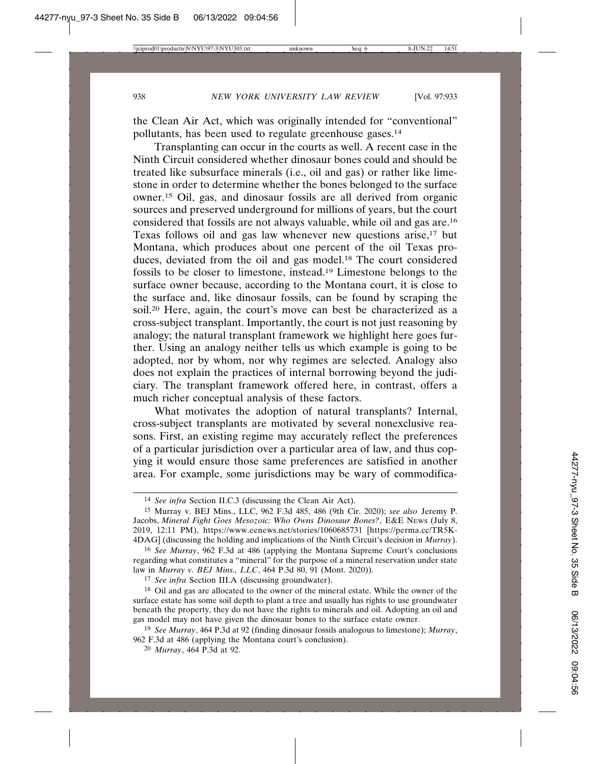the Clean Air Act, which was originally intended for "conventional" pollutants, has been used to regulate greenhouse gases.[14]

Transplanting can occur in the courts as well. A recent case in the Ninth Circuit considered whether dinosaur bones could and should be treated like subsurface minerals (i.e., oil and gas) or rather like limestone in order to determine whether the bones belonged to the surface owner.[15] Oil, gas, and dinosaur fossils are all derived from organic sources and preserved underground for millions of years, but the court considered that fossils are not always valuable, while oil and gas are.[16] Texas follows oil and gas law whenever new questions arise,[17] but Montana, which produces about one percent of the oil Texas produces, deviated from the oil and gas model.[18] The court considered fossils to be closer to limestone, instead.[19] Limestone belongs to the surface owner because, according to the Montana court, it is close to the surface and, like dinosaur fossils, can be found by scraping the soil.[20] Here, again, the court's move can best be characterized as a cross-subject transplant. Importantly, the court is not just reasoning by analogy; the natural transplant framework we highlight here goes further. Using an analogy neither tells us which example is going to be adopted, nor by whom, nor why regimes are selected. Analogy also does not explain the practices of internal borrowing beyond the judiciary. The transplant framework offered here, in contrast, offers a much richer conceptual analysis of these factors.

What motivates the adoption of natural transplants? Internal, cross-subject transplants are motivated by several nonexclusive reasons. First, an existing regime may accurately reflect the preferences of a particular jurisdiction over a particular area of law, and thus copying it would ensure those same preferences are satisfied in another area. For example, some jurisdictions may be wary of commodifica-

---

[14] *See infra* Section II.C.3 (discussing the Clean Air Act).

[15] Murray v. BEJ Mins., LLC, 962 F.3d 485, 486 (9th Cir. 2020); *see also* Jeremy P. Jacobs, *Mineral Fight Goes Mesozoic: Who Owns Dinosaur Bones?*, E&E NEWS (July 8, 2019, 12:11 PM), https://www.eenews.net/stories/1060685731 [https://perma.cc/TR5K-4DAG] (discussing the holding and implications of the Ninth Circuit's decision in *Murray*).

[16] *See Murray*, 962 F.3d at 486 (applying the Montana Supreme Court's conclusions regarding what constitutes a "mineral" for the purpose of a mineral reservation under state law in *Murray v. BEJ Mins., LLC*, 464 P.3d 80, 91 (Mont. 2020)).

[17] *See infra* Section III.A (discussing groundwater).

[18] Oil and gas are allocated to the owner of the mineral estate. While the owner of the surface estate has some soil depth to plant a tree and usually has rights to use groundwater beneath the property, they do not have the rights to minerals and oil. Adopting an oil and gas model may not have given the dinosaur bones to the surface estate owner.

[19] *See Murray*, 464 P.3d at 92 (finding dinosaur fossils analogous to limestone); *Murray*, 962 F.3d at 486 (applying the Montana court's conclusion).

[20] *Murray*, 464 P.3d at 92.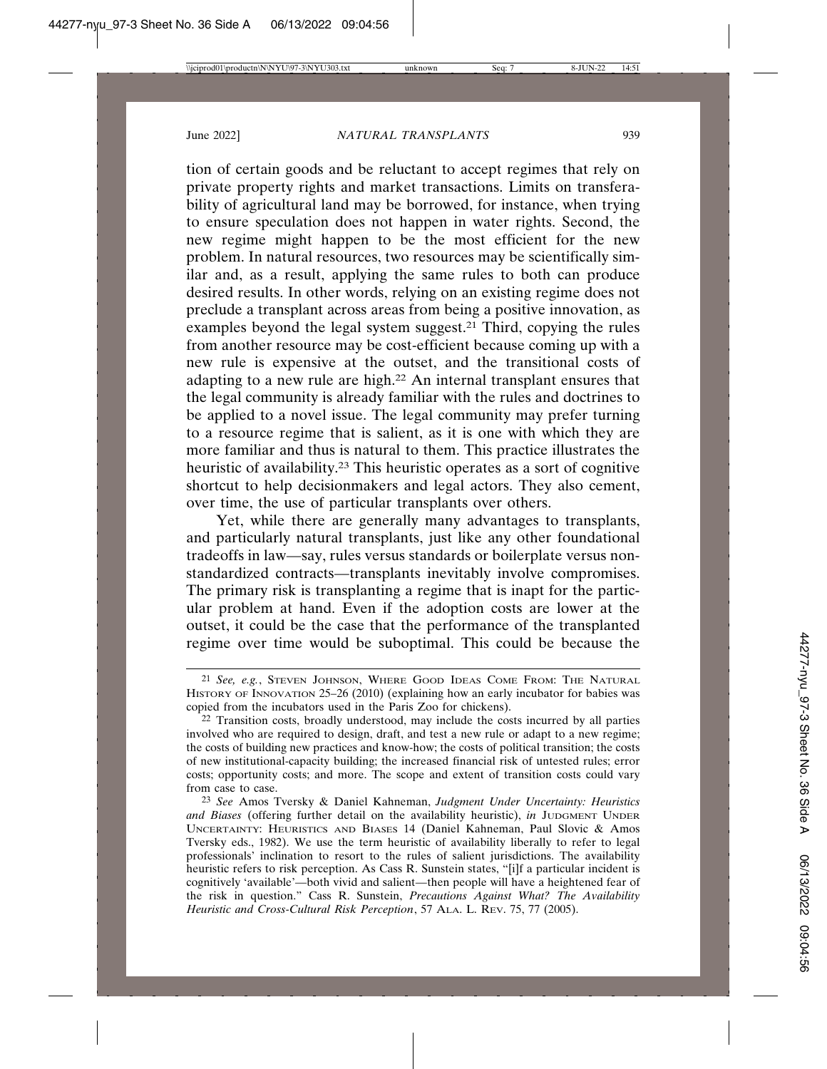tion of certain goods and be reluctant to accept regimes that rely on private property rights and market transactions. Limits on transferability of agricultural land may be borrowed, for instance, when trying to ensure speculation does not happen in water rights. Second, the new regime might happen to be the most efficient for the new problem. In natural resources, two resources may be scientifically similar and, as a result, applying the same rules to both can produce desired results. In other words, relying on an existing regime does not preclude a transplant across areas from being a positive innovation, as examples beyond the legal system suggest.[21] Third, copying the rules from another resource may be cost-efficient because coming up with a new rule is expensive at the outset, and the transitional costs of adapting to a new rule are high.[22] An internal transplant ensures that the legal community is already familiar with the rules and doctrines to be applied to a novel issue. The legal community may prefer turning to a resource regime that is salient, as it is one with which they are more familiar and thus is natural to them. This practice illustrates the heuristic of availability.[23] This heuristic operates as a sort of cognitive shortcut to help decisionmakers and legal actors. They also cement, over time, the use of particular transplants over others.

Yet, while there are generally many advantages to transplants, and particularly natural transplants, just like any other foundational tradeoffs in law—say, rules versus standards or boilerplate versus non-standardized contracts—transplants inevitably involve compromises. The primary risk is transplanting a regime that is inapt for the particular problem at hand. Even if the adoption costs are lower at the outset, it could be the case that the performance of the transplanted regime over time would be suboptimal. This could be because the

---

[21] *See, e.g.*, Steven Johnson, Where Good Ideas Come From: The Natural History of Innovation 25–26 (2010) (explaining how an early incubator for babies was copied from the incubators used in the Paris Zoo for chickens).

[22] Transition costs, broadly understood, may include the costs incurred by all parties involved who are required to design, draft, and test a new rule or adapt to a new regime; the costs of building new practices and know-how; the costs of political transition; the costs of new institutional-capacity building; the increased financial risk of untested rules; error costs; opportunity costs; and more. The scope and extent of transition costs could vary from case to case.

[23] *See* Amos Tversky & Daniel Kahneman, *Judgment Under Uncertainty: Heuristics and Biases* (offering further detail on the availability heuristic), *in* Judgment Under Uncertainty: Heuristics and Biases 14 (Daniel Kahneman, Paul Slovic & Amos Tversky eds., 1982). We use the term heuristic of availability liberally to refer to legal professionals' inclination to resort to the rules of salient jurisdictions. The availability heuristic refers to risk perception. As Cass R. Sunstein states, "[i]f a particular incident is cognitively 'available'—both vivid and salient—then people will have a heightened fear of the risk in question." Cass R. Sunstein, *Precautions Against What? The Availability Heuristic and Cross-Cultural Risk Perception*, 57 Ala. L. Rev. 75, 77 (2005).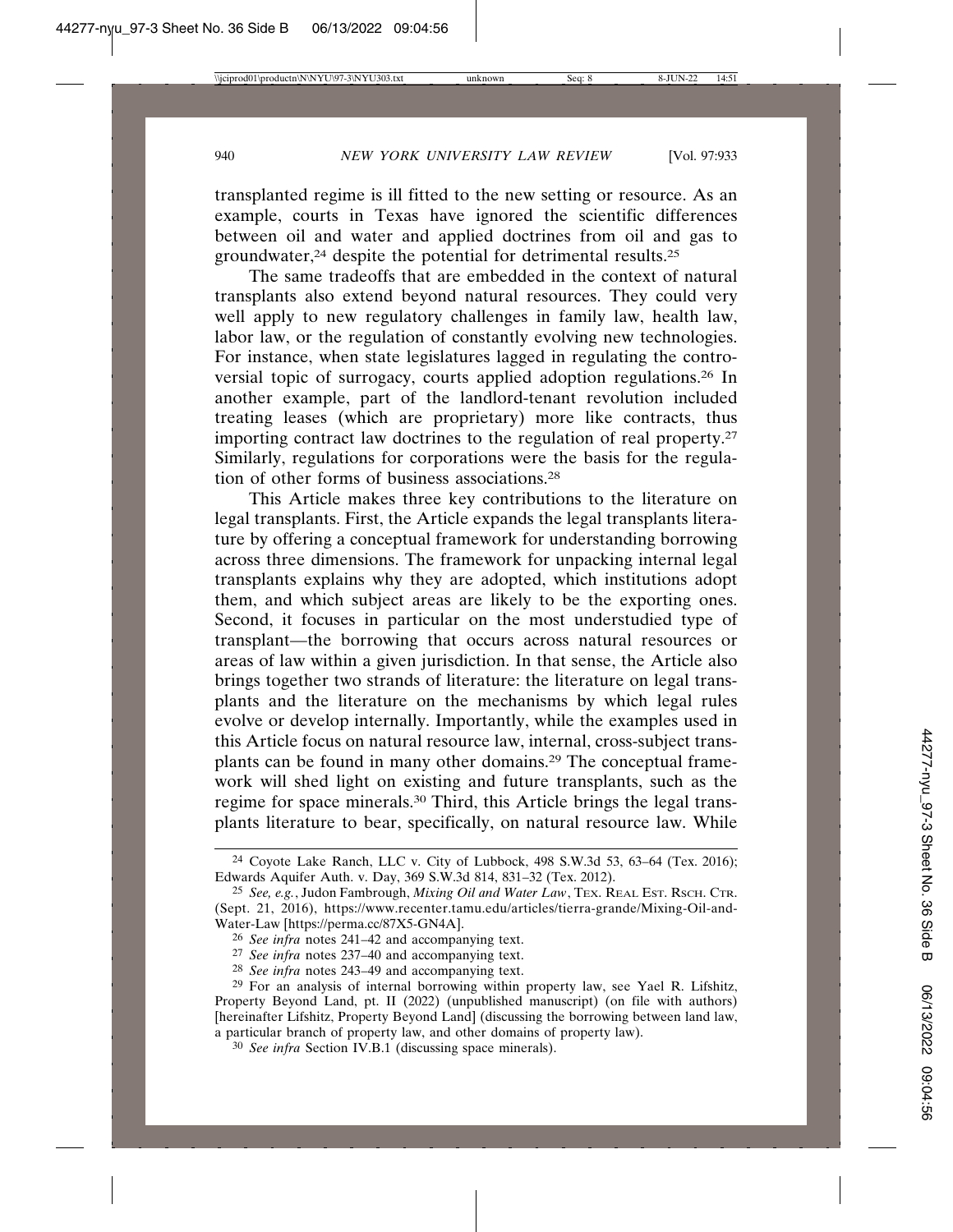transplanted regime is ill fitted to the new setting or resource. As an example, courts in Texas have ignored the scientific differences between oil and water and applied doctrines from oil and gas to groundwater,[24] despite the potential for detrimental results.[25]

The same tradeoffs that are embedded in the context of natural transplants also extend beyond natural resources. They could very well apply to new regulatory challenges in family law, health law, labor law, or the regulation of constantly evolving new technologies. For instance, when state legislatures lagged in regulating the controversial topic of surrogacy, courts applied adoption regulations.[26] In another example, part of the landlord-tenant revolution included treating leases (which are proprietary) more like contracts, thus importing contract law doctrines to the regulation of real property.[27] Similarly, regulations for corporations were the basis for the regulation of other forms of business associations.[28]

This Article makes three key contributions to the literature on legal transplants. First, the Article expands the legal transplants literature by offering a conceptual framework for understanding borrowing across three dimensions. The framework for unpacking internal legal transplants explains why they are adopted, which institutions adopt them, and which subject areas are likely to be the exporting ones. Second, it focuses in particular on the most understudied type of transplant—the borrowing that occurs across natural resources or areas of law within a given jurisdiction. In that sense, the Article also brings together two strands of literature: the literature on legal transplants and the literature on the mechanisms by which legal rules evolve or develop internally. Importantly, while the examples used in this Article focus on natural resource law, internal, cross-subject transplants can be found in many other domains.[29] The conceptual framework will shed light on existing and future transplants, such as the regime for space minerals.[30] Third, this Article brings the legal transplants literature to bear, specifically, on natural resource law. While

---

[24] Coyote Lake Ranch, LLC v. City of Lubbock, 498 S.W.3d 53, 63–64 (Tex. 2016); Edwards Aquifer Auth. v. Day, 369 S.W.3d 814, 831–32 (Tex. 2012).

[25] *See, e.g.*, Judon Fambrough, *Mixing Oil and Water Law*, TEX. REAL EST. RSCH. CTR. (Sept. 21, 2016), https://www.recenter.tamu.edu/articles/tierra-grande/Mixing-Oil-and-Water-Law [https://perma.cc/87X5-GN4A].

[26] *See infra* notes 241–42 and accompanying text.

[27] *See infra* notes 237–40 and accompanying text.

[28] *See infra* notes 243–49 and accompanying text.

[29] For an analysis of internal borrowing within property law, see Yael R. Lifshitz, Property Beyond Land, pt. II (2022) (unpublished manuscript) (on file with authors) [hereinafter Lifshitz, Property Beyond Land] (discussing the borrowing between land law, a particular branch of property law, and other domains of property law).

[30] *See infra* Section IV.B.1 (discussing space minerals).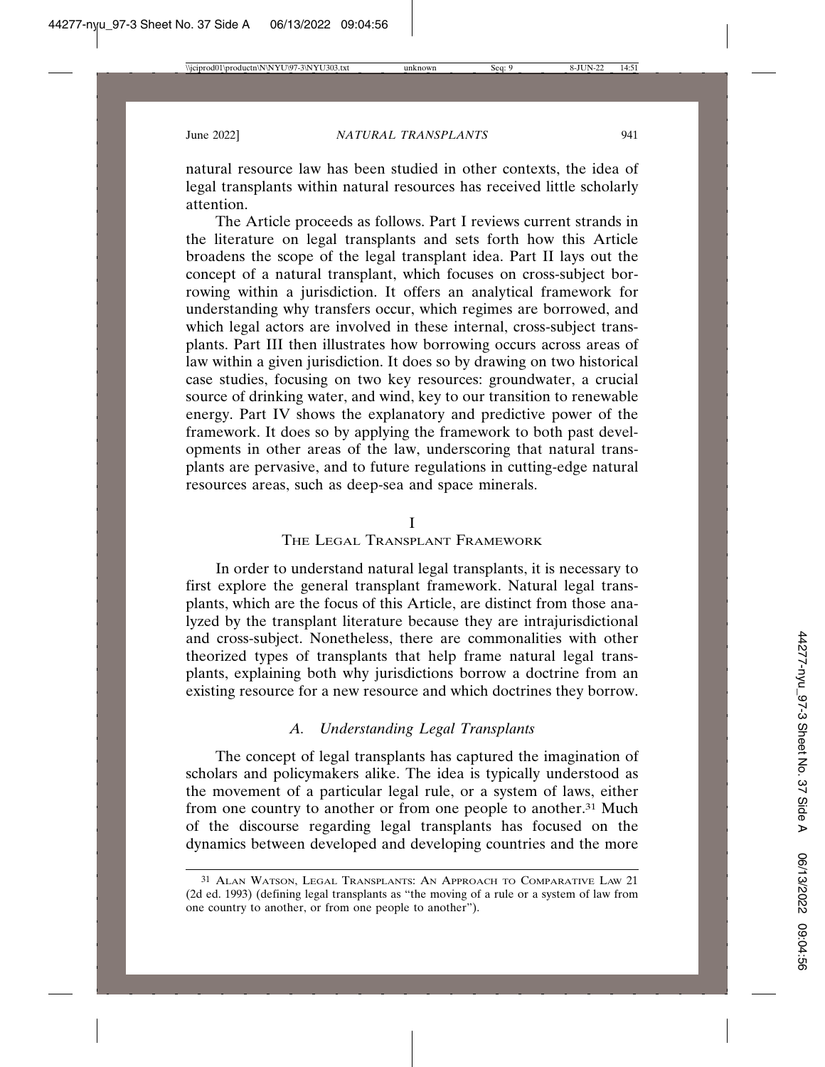natural resource law has been studied in other contexts, the idea of legal transplants within natural resources has received little scholarly attention.

The Article proceeds as follows. Part I reviews current strands in the literature on legal transplants and sets forth how this Article broadens the scope of the legal transplant idea. Part II lays out the concept of a natural transplant, which focuses on cross-subject borrowing within a jurisdiction. It offers an analytical framework for understanding why transfers occur, which regimes are borrowed, and which legal actors are involved in these internal, cross-subject transplants. Part III then illustrates how borrowing occurs across areas of law within a given jurisdiction. It does so by drawing on two historical case studies, focusing on two key resources: groundwater, a crucial source of drinking water, and wind, key to our transition to renewable energy. Part IV shows the explanatory and predictive power of the framework. It does so by applying the framework to both past developments in other areas of the law, underscoring that natural transplants are pervasive, and to future regulations in cutting-edge natural resources areas, such as deep-sea and space minerals.

# I
# The Legal Transplant Framework

In order to understand natural legal transplants, it is necessary to first explore the general transplant framework. Natural legal transplants, which are the focus of this Article, are distinct from those analyzed by the transplant literature because they are intrajurisdictional and cross-subject. Nonetheless, there are commonalities with other theorized types of transplants that help frame natural legal transplants, explaining both why jurisdictions borrow a doctrine from an existing resource for a new resource and which doctrines they borrow.

## A. *Understanding Legal Transplants*

The concept of legal transplants has captured the imagination of scholars and policymakers alike. The idea is typically understood as the movement of a particular legal rule, or a system of laws, either from one country to another or from one people to another.[31] Much of the discourse regarding legal transplants has focused on the dynamics between developed and developing countries and the more

---

[31] Alan Watson, Legal Transplants: An Approach to Comparative Law 21 (2d ed. 1993) (defining legal transplants as "the moving of a rule or a system of law from one country to another, or from one people to another").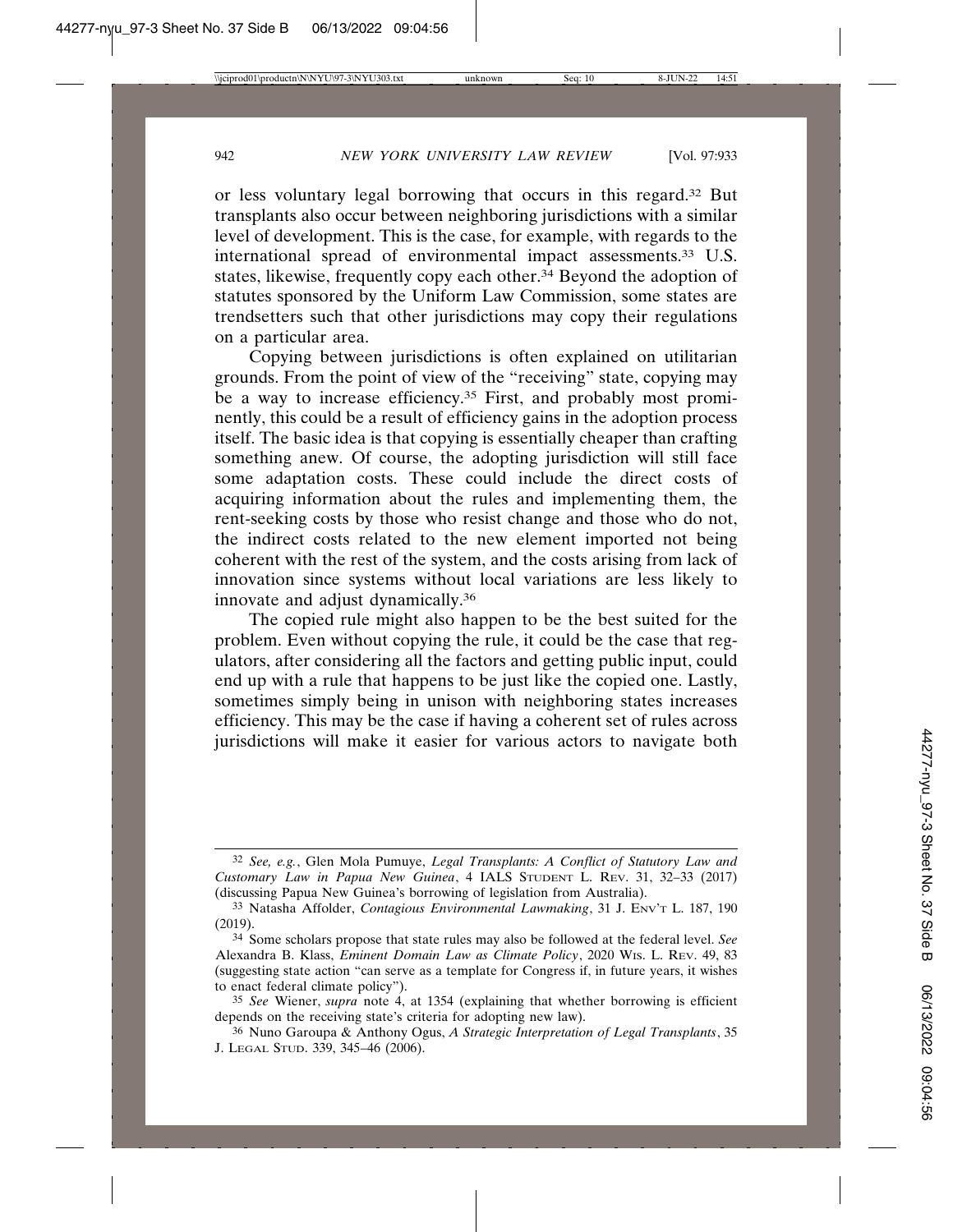or less voluntary legal borrowing that occurs in this regard.[32] But transplants also occur between neighboring jurisdictions with a similar level of development. This is the case, for example, with regards to the international spread of environmental impact assessments.[33] U.S. states, likewise, frequently copy each other.[34] Beyond the adoption of statutes sponsored by the Uniform Law Commission, some states are trendsetters such that other jurisdictions may copy their regulations on a particular area.

Copying between jurisdictions is often explained on utilitarian grounds. From the point of view of the "receiving" state, copying may be a way to increase efficiency.[35] First, and probably most prominently, this could be a result of efficiency gains in the adoption process itself. The basic idea is that copying is essentially cheaper than crafting something anew. Of course, the adopting jurisdiction will still face some adaptation costs. These could include the direct costs of acquiring information about the rules and implementing them, the rent-seeking costs by those who resist change and those who do not, the indirect costs related to the new element imported not being coherent with the rest of the system, and the costs arising from lack of innovation since systems without local variations are less likely to innovate and adjust dynamically.[36]

The copied rule might also happen to be the best suited for the problem. Even without copying the rule, it could be the case that regulators, after considering all the factors and getting public input, could end up with a rule that happens to be just like the copied one. Lastly, sometimes simply being in unison with neighboring states increases efficiency. This may be the case if having a coherent set of rules across jurisdictions will make it easier for various actors to navigate both

---

[32] *See, e.g.*, Glen Mola Pumuye, *Legal Transplants: A Conflict of Statutory Law and Customary Law in Papua New Guinea*, 4 IALS STUDENT L. REV. 31, 32–33 (2017) (discussing Papua New Guinea's borrowing of legislation from Australia).

[33] Natasha Affolder, *Contagious Environmental Lawmaking*, 31 J. ENV'T L. 187, 190 (2019).

[34] Some scholars propose that state rules may also be followed at the federal level. *See* Alexandra B. Klass, *Eminent Domain Law as Climate Policy*, 2020 WIS. L. REV. 49, 83 (suggesting state action "can serve as a template for Congress if, in future years, it wishes to enact federal climate policy").

[35] *See* Wiener, *supra* note 4, at 1354 (explaining that whether borrowing is efficient depends on the receiving state's criteria for adopting new law).

[36] Nuno Garoupa & Anthony Ogus, *A Strategic Interpretation of Legal Transplants*, 35 J. LEGAL STUD. 339, 345–46 (2006).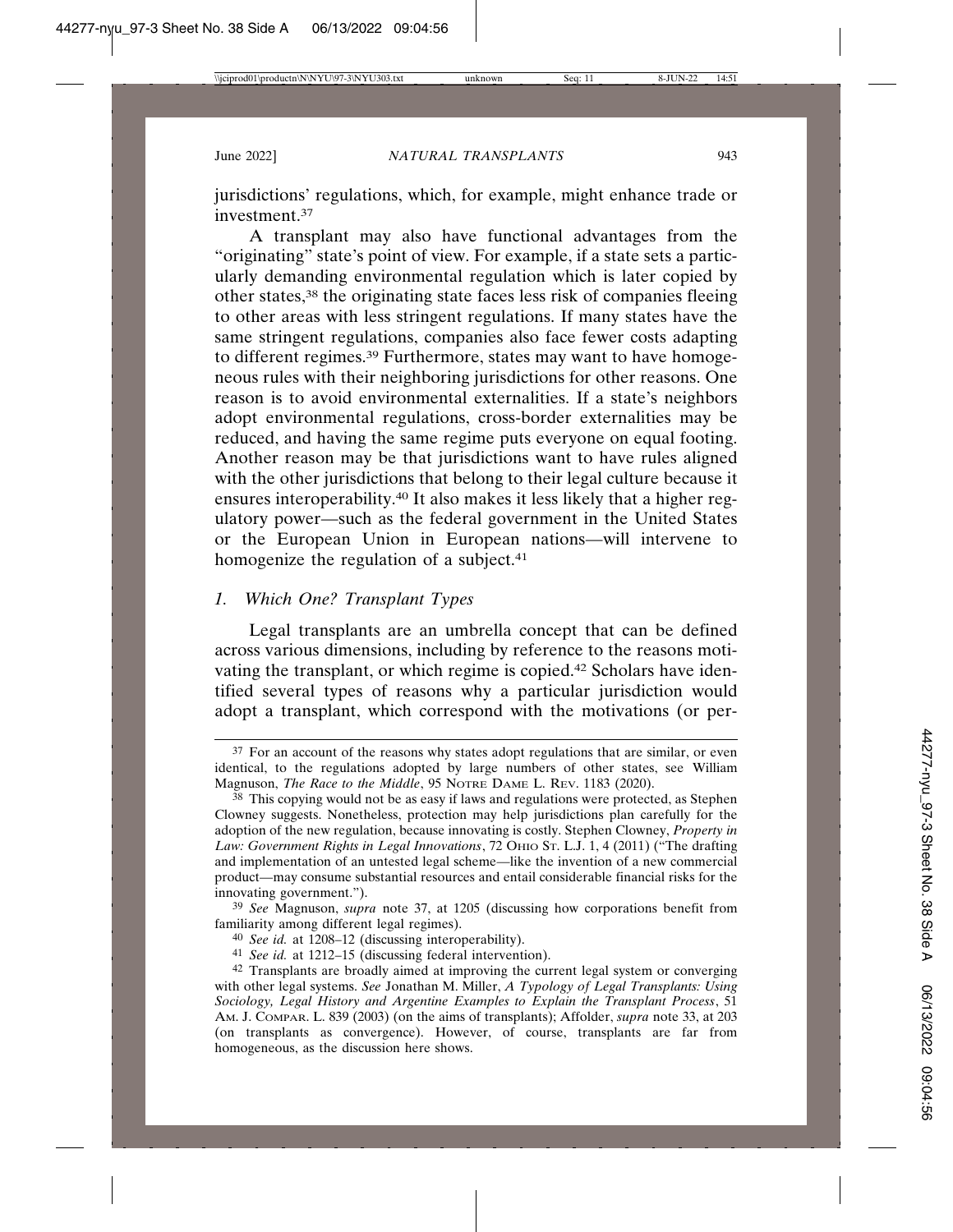jurisdictions' regulations, which, for example, might enhance trade or investment.[37]

A transplant may also have functional advantages from the "originating" state's point of view. For example, if a state sets a particularly demanding environmental regulation which is later copied by other states,[38] the originating state faces less risk of companies fleeing to other areas with less stringent regulations. If many states have the same stringent regulations, companies also face fewer costs adapting to different regimes.[39] Furthermore, states may want to have homogeneous rules with their neighboring jurisdictions for other reasons. One reason is to avoid environmental externalities. If a state's neighbors adopt environmental regulations, cross-border externalities may be reduced, and having the same regime puts everyone on equal footing. Another reason may be that jurisdictions want to have rules aligned with the other jurisdictions that belong to their legal culture because it ensures interoperability.[40] It also makes it less likely that a higher regulatory power—such as the federal government in the United States or the European Union in European nations—will intervene to homogenize the regulation of a subject.[41]

### *1. Which One? Transplant Types*

Legal transplants are an umbrella concept that can be defined across various dimensions, including by reference to the reasons motivating the transplant, or which regime is copied.[42] Scholars have identified several types of reasons why a particular jurisdiction would adopt a transplant, which correspond with the motivations (or per-

---

[37] For an account of the reasons why states adopt regulations that are similar, or even identical, to the regulations adopted by large numbers of other states, see William Magnuson, *The Race to the Middle*, 95 NOTRE DAME L. REV. 1183 (2020).

[38] This copying would not be as easy if laws and regulations were protected, as Stephen Clowney suggests. Nonetheless, protection may help jurisdictions plan carefully for the adoption of the new regulation, because innovating is costly. Stephen Clowney, *Property in Law: Government Rights in Legal Innovations*, 72 OHIO ST. L.J. 1, 4 (2011) ("The drafting and implementation of an untested legal scheme—like the invention of a new commercial product—may consume substantial resources and entail considerable financial risks for the innovating government.").

[39] *See* Magnuson, *supra* note 37, at 1205 (discussing how corporations benefit from familiarity among different legal regimes).

[40] *See id.* at 1208–12 (discussing interoperability).

[41] *See id.* at 1212–15 (discussing federal intervention).

[42] Transplants are broadly aimed at improving the current legal system or converging with other legal systems. *See* Jonathan M. Miller, *A Typology of Legal Transplants: Using Sociology, Legal History and Argentine Examples to Explain the Transplant Process*, 51 AM. J. COMPAR. L. 839 (2003) (on the aims of transplants); Affolder, *supra* note 33, at 203 (on transplants as convergence). However, of course, transplants are far from homogeneous, as the discussion here shows.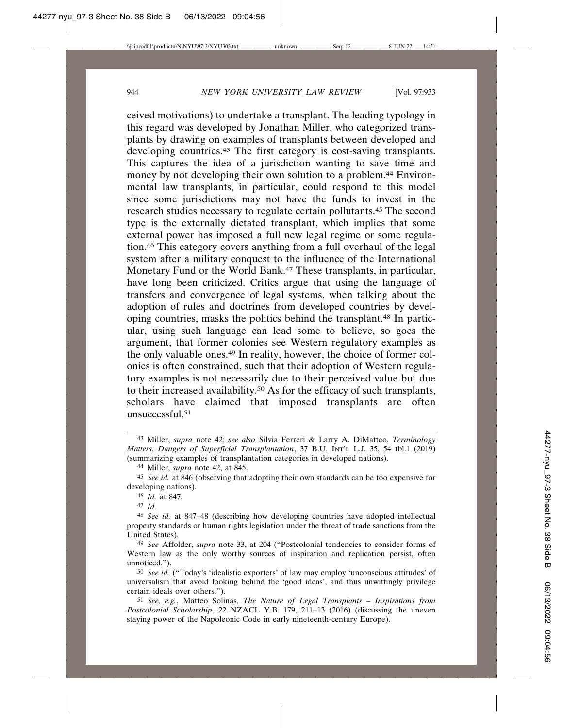ceived motivations) to undertake a transplant. The leading typology in this regard was developed by Jonathan Miller, who categorized transplants by drawing on examples of transplants between developed and developing countries.[43] The first category is cost-saving transplants. This captures the idea of a jurisdiction wanting to save time and money by not developing their own solution to a problem.[44] Environmental law transplants, in particular, could respond to this model since some jurisdictions may not have the funds to invest in the research studies necessary to regulate certain pollutants.[45] The second type is the externally dictated transplant, which implies that some external power has imposed a full new legal regime or some regulation.[46] This category covers anything from a full overhaul of the legal system after a military conquest to the influence of the International Monetary Fund or the World Bank.[47] These transplants, in particular, have long been criticized. Critics argue that using the language of transfers and convergence of legal systems, when talking about the adoption of rules and doctrines from developed countries by developing countries, masks the politics behind the transplant.[48] In particular, using such language can lead some to believe, so goes the argument, that former colonies see Western regulatory examples as the only valuable ones.[49] In reality, however, the choice of former colonies is often constrained, such that their adoption of Western regulatory examples is not necessarily due to their perceived value but due to their increased availability.[50] As for the efficacy of such transplants, scholars have claimed that imposed transplants are often unsuccessful.[51]

---

[43] Miller, *supra* note 42; *see also* Silvia Ferreri & Larry A. DiMatteo, *Terminology Matters: Dangers of Superficial Transplantation*, 37 B.U. INT'L L.J. 35, 54 tbl.1 (2019) (summarizing examples of transplantation categories in developed nations).

[44] Miller, *supra* note 42, at 845.

[45] *See id.* at 846 (observing that adopting their own standards can be too expensive for developing nations).

[46] *Id.* at 847.

[47] *Id.*

[48] *See id.* at 847–48 (describing how developing countries have adopted intellectual property standards or human rights legislation under the threat of trade sanctions from the United States).

[49] *See* Affolder, *supra* note 33, at 204 ("Postcolonial tendencies to consider forms of Western law as the only worthy sources of inspiration and replication persist, often unnoticed.").

[50] *See id.* ("Today's 'idealistic exporters' of law may employ 'unconscious attitudes' of universalism that avoid looking behind the 'good ideas', and thus unwittingly privilege certain ideals over others.").

[51] *See, e.g.*, Matteo Solinas, *The Nature of Legal Transplants – Inspirations from Postcolonial Scholarship*, 22 NZACL Y.B. 179, 211–13 (2016) (discussing the uneven staying power of the Napoleonic Code in early nineteenth-century Europe).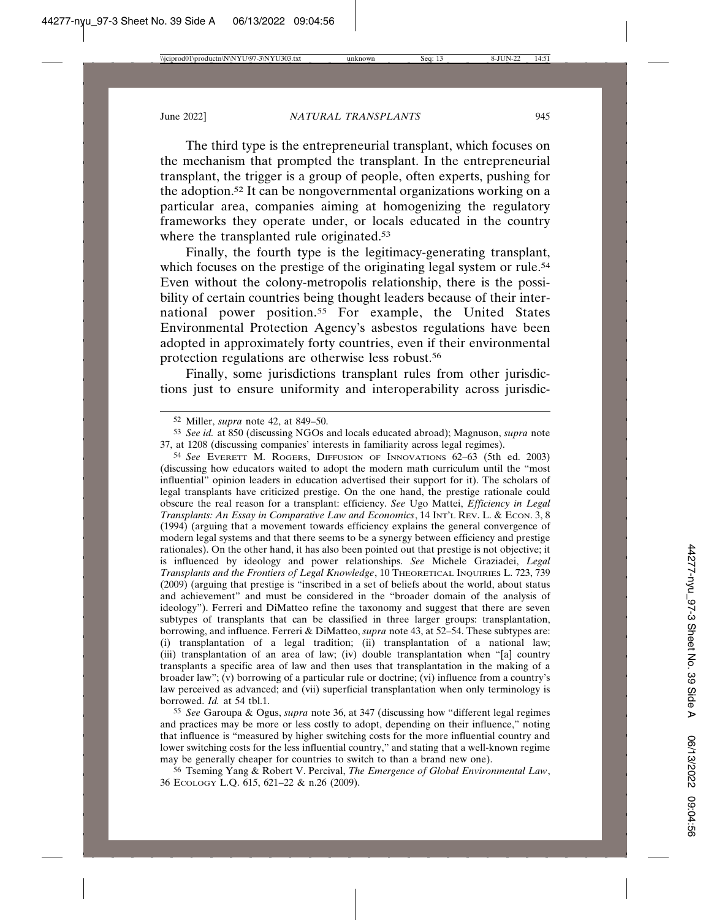The third type is the entrepreneurial transplant, which focuses on the mechanism that prompted the transplant. In the entrepreneurial transplant, the trigger is a group of people, often experts, pushing for the adoption.[52] It can be nongovernmental organizations working on a particular area, companies aiming at homogenizing the regulatory frameworks they operate under, or locals educated in the country where the transplanted rule originated.[53]

Finally, the fourth type is the legitimacy-generating transplant, which focuses on the prestige of the originating legal system or rule.[54] Even without the colony-metropolis relationship, there is the possibility of certain countries being thought leaders because of their international power position.[55] For example, the United States Environmental Protection Agency's asbestos regulations have been adopted in approximately forty countries, even if their environmental protection regulations are otherwise less robust.[56]

Finally, some jurisdictions transplant rules from other jurisdictions just to ensure uniformity and interoperability across jurisdic-

---

[52] Miller, *supra* note 42, at 849–50.

[53] *See id.* at 850 (discussing NGOs and locals educated abroad); Magnuson, *supra* note 37, at 1208 (discussing companies' interests in familiarity across legal regimes).

[54] *See* EVERETT M. ROGERS, DIFFUSION OF INNOVATIONS 62–63 (5th ed. 2003) (discussing how educators waited to adopt the modern math curriculum until the "most influential" opinion leaders in education advertised their support for it). The scholars of legal transplants have criticized prestige. On the one hand, the prestige rationale could obscure the real reason for a transplant: efficiency. *See* Ugo Mattei, *Efficiency in Legal Transplants: An Essay in Comparative Law and Economics*, 14 INT'L REV. L. & ECON. 3, 8 (1994) (arguing that a movement towards efficiency explains the general convergence of modern legal systems and that there seems to be a synergy between efficiency and prestige rationales). On the other hand, it has also been pointed out that prestige is not objective; it is influenced by ideology and power relationships. *See* Michele Graziadei, *Legal Transplants and the Frontiers of Legal Knowledge*, 10 THEORETICAL INQUIRIES L. 723, 739 (2009) (arguing that prestige is "inscribed in a set of beliefs about the world, about status and achievement" and must be considered in the "broader domain of the analysis of ideology"). Ferreri and DiMatteo refine the taxonomy and suggest that there are seven subtypes of transplants that can be classified in three larger groups: transplantation, borrowing, and influence. Ferreri & DiMatteo, *supra* note 43, at 52–54. These subtypes are: (i) transplantation of a legal tradition; (ii) transplantation of a national law; (iii) transplantation of an area of law; (iv) double transplantation when "[a] country transplants a specific area of law and then uses that transplantation in the making of a broader law"; (v) borrowing of a particular rule or doctrine; (vi) influence from a country's law perceived as advanced; and (vii) superficial transplantation when only terminology is borrowed. *Id.* at 54 tbl.1.

[55] *See* Garoupa & Ogus, *supra* note 36, at 347 (discussing how "different legal regimes and practices may be more or less costly to adopt, depending on their influence," noting that influence is "measured by higher switching costs for the more influential country and lower switching costs for the less influential country," and stating that a well-known regime may be generally cheaper for countries to switch to than a brand new one).

[56] Tseming Yang & Robert V. Percival, *The Emergence of Global Environmental Law*, 36 ECOLOGY L.Q. 615, 621–22 & n.26 (2009).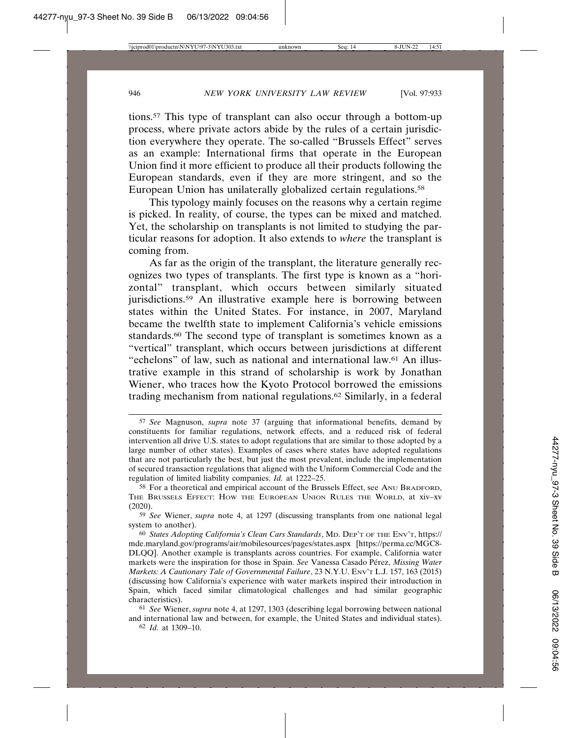tions.[57] This type of transplant can also occur through a bottom-up process, where private actors abide by the rules of a certain jurisdiction everywhere they operate. The so-called "Brussels Effect" serves as an example: International firms that operate in the European Union find it more efficient to produce all their products following the European standards, even if they are more stringent, and so the European Union has unilaterally globalized certain regulations.[58]

This typology mainly focuses on the reasons why a certain regime is picked. In reality, of course, the types can be mixed and matched. Yet, the scholarship on transplants is not limited to studying the particular reasons for adoption. It also extends to *where* the transplant is coming from.

As far as the origin of the transplant, the literature generally recognizes two types of transplants. The first type is known as a "horizontal" transplant, which occurs between similarly situated jurisdictions.[59] An illustrative example here is borrowing between states within the United States. For instance, in 2007, Maryland became the twelfth state to implement California's vehicle emissions standards.[60] The second type of transplant is sometimes known as a "vertical" transplant, which occurs between jurisdictions at different "echelons" of law, such as national and international law.[61] An illustrative example in this strand of scholarship is work by Jonathan Wiener, who traces how the Kyoto Protocol borrowed the emissions trading mechanism from national regulations.[62] Similarly, in a federal

---

[57] *See* Magnuson, *supra* note 37 (arguing that informational benefits, demand by constituents for familiar regulations, network effects, and a reduced risk of federal intervention all drive U.S. states to adopt regulations that are similar to those adopted by a large number of other states). Examples of cases where states have adopted regulations that are not particularly the best, but just the most prevalent, include the implementation of secured transaction regulations that aligned with the Uniform Commercial Code and the regulation of limited liability companies. *Id.* at 1222–25.

[58] For a theoretical and empirical account of the Brussels Effect, see ANU BRADFORD, THE BRUSSELS EFFECT: HOW THE EUROPEAN UNION RULES THE WORLD, at xiv–xv (2020).

[59] *See* Wiener, *supra* note 4, at 1297 (discussing transplants from one national legal system to another).

[60] *States Adopting California's Clean Cars Standards*, MD. DEP'T OF THE ENV'T, https://mde.maryland.gov/programs/air/mobilesources/pages/states.aspx [https://perma.cc/MGC8-DLQQ]. Another example is transplants across countries. For example, California water markets were the inspiration for those in Spain. *See* Vanessa Casado Pérez, *Missing Water Markets: A Cautionary Tale of Governmental Failure*, 23 N.Y.U. ENV'T L.J. 157, 163 (2015) (discussing how California's experience with water markets inspired their introduction in Spain, which faced similar climatological challenges and had similar geographic characteristics).

[61] *See* Wiener, *supra* note 4, at 1297, 1303 (describing legal borrowing between national and international law and between, for example, the United States and individual states).

[62] *Id.* at 1309–10.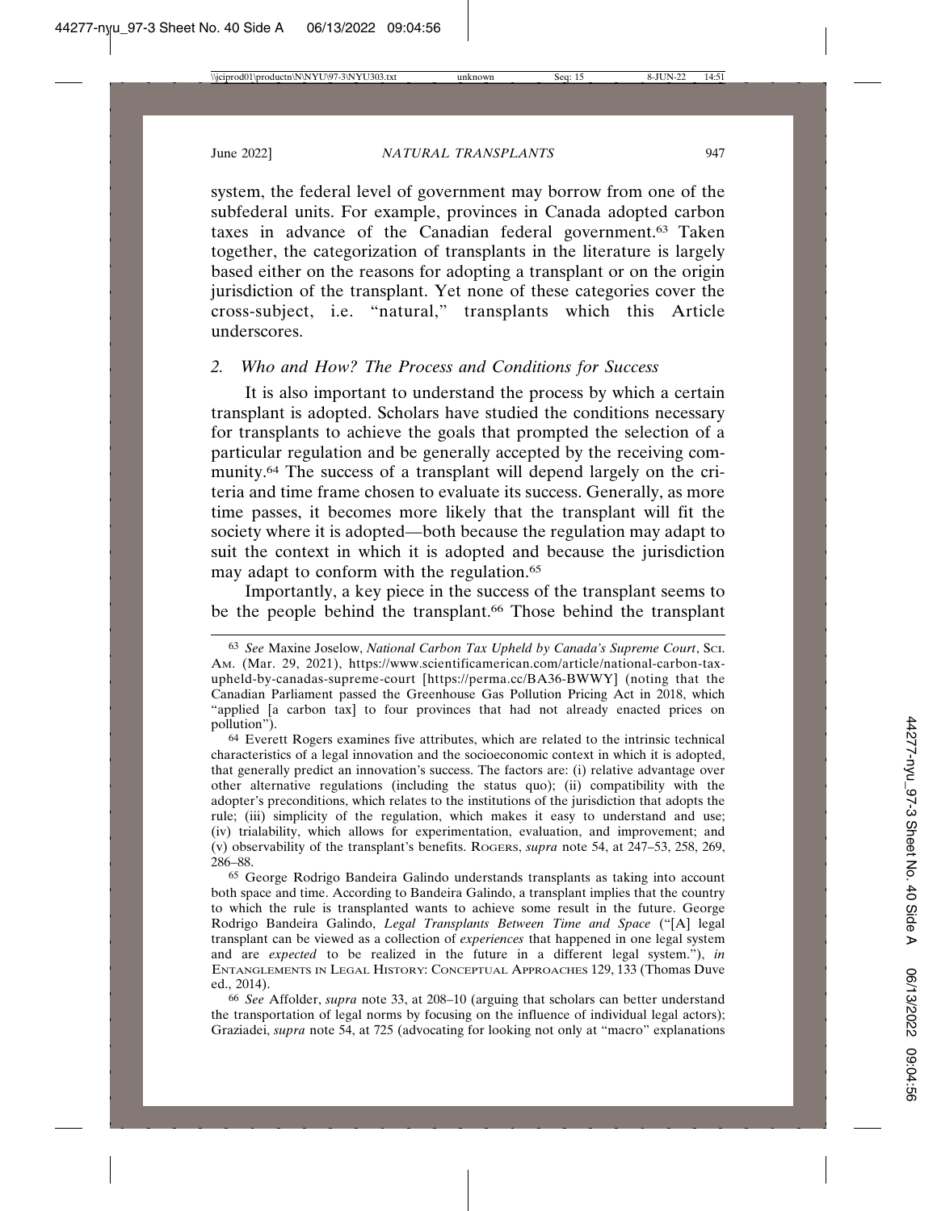system, the federal level of government may borrow from one of the subfederal units. For example, provinces in Canada adopted carbon taxes in advance of the Canadian federal government.[63] Taken together, the categorization of transplants in the literature is largely based either on the reasons for adopting a transplant or on the origin jurisdiction of the transplant. Yet none of these categories cover the cross-subject, i.e. "natural," transplants which this Article underscores.

### 2. *Who and How? The Process and Conditions for Success*

It is also important to understand the process by which a certain transplant is adopted. Scholars have studied the conditions necessary for transplants to achieve the goals that prompted the selection of a particular regulation and be generally accepted by the receiving community.[64] The success of a transplant will depend largely on the criteria and time frame chosen to evaluate its success. Generally, as more time passes, it becomes more likely that the transplant will fit the society where it is adopted—both because the regulation may adapt to suit the context in which it is adopted and because the jurisdiction may adapt to conform with the regulation.[65]

Importantly, a key piece in the success of the transplant seems to be the people behind the transplant.[66] Those behind the transplant

---

[63] *See* Maxine Joselow, *National Carbon Tax Upheld by Canada's Supreme Court*, SCI. AM. (Mar. 29, 2021), https://www.scientificamerican.com/article/national-carbon-tax-upheld-by-canadas-supreme-court [https://perma.cc/BA36-BWWY] (noting that the Canadian Parliament passed the Greenhouse Gas Pollution Pricing Act in 2018, which "applied [a carbon tax] to four provinces that had not already enacted prices on pollution").

[64] Everett Rogers examines five attributes, which are related to the intrinsic technical characteristics of a legal innovation and the socioeconomic context in which it is adopted, that generally predict an innovation's success. The factors are: (i) relative advantage over other alternative regulations (including the status quo); (ii) compatibility with the adopter's preconditions, which relates to the institutions of the jurisdiction that adopts the rule; (iii) simplicity of the regulation, which makes it easy to understand and use; (iv) trialability, which allows for experimentation, evaluation, and improvement; and (v) observability of the transplant's benefits. ROGERS, *supra* note 54, at 247–53, 258, 269, 286–88.

[65] George Rodrigo Bandeira Galindo understands transplants as taking into account both space and time. According to Bandeira Galindo, a transplant implies that the country to which the rule is transplanted wants to achieve some result in the future. George Rodrigo Bandeira Galindo, *Legal Transplants Between Time and Space* ("[A] legal transplant can be viewed as a collection of *experiences* that happened in one legal system and are *expected* to be realized in the future in a different legal system."), *in* ENTANGLEMENTS IN LEGAL HISTORY: CONCEPTUAL APPROACHES 129, 133 (Thomas Duve ed., 2014).

[66] *See* Affolder, *supra* note 33, at 208–10 (arguing that scholars can better understand the transportation of legal norms by focusing on the influence of individual legal actors); Graziadei, *supra* note 54, at 725 (advocating for looking not only at "macro" explanations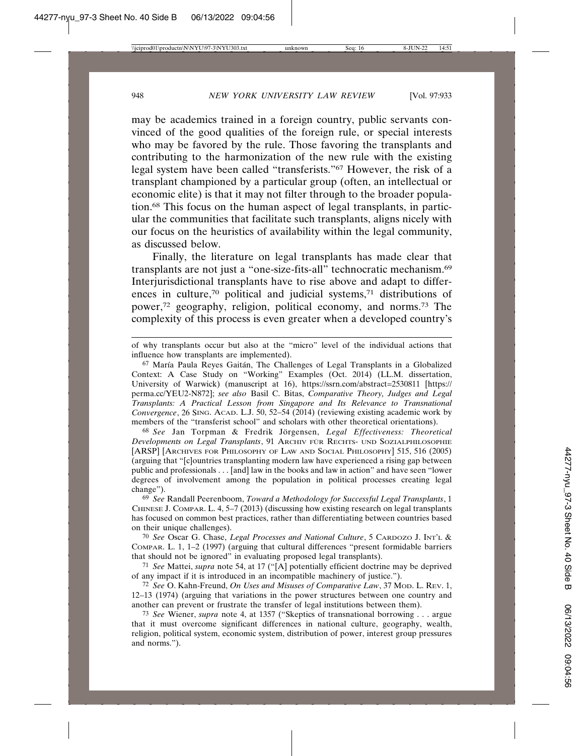may be academics trained in a foreign country, public servants convinced of the good qualities of the foreign rule, or special interests who may be favored by the rule. Those favoring the transplants and contributing to the harmonization of the new rule with the existing legal system have been called "transferists."[67] However, the risk of a transplant championed by a particular group (often, an intellectual or economic elite) is that it may not filter through to the broader population.[68] This focus on the human aspect of legal transplants, in particular the communities that facilitate such transplants, aligns nicely with our focus on the heuristics of availability within the legal community, as discussed below.

Finally, the literature on legal transplants has made clear that transplants are not just a "one-size-fits-all" technocratic mechanism.[69] Interjurisdictional transplants have to rise above and adapt to differences in culture,[70] political and judicial systems,[71] distributions of power,[72] geography, religion, political economy, and norms.[73] The complexity of this process is even greater when a developed country's

---

of why transplants occur but also at the "micro" level of the individual actions that influence how transplants are implemented).

[67] María Paula Reyes Gaitán, The Challenges of Legal Transplants in a Globalized Context: A Case Study on "Working" Examples (Oct. 2014) (LL.M. dissertation, University of Warwick) (manuscript at 16), https://ssrn.com/abstract=2530811 [https://perma.cc/YEU2-N872]; *see also* Basil C. Bitas, *Comparative Theory, Judges and Legal Transplants: A Practical Lesson from Singapore and Its Relevance to Transnational Convergence*, 26 SING. ACAD. L.J. 50, 52–54 (2014) (reviewing existing academic work by members of the "transferist school" and scholars with other theoretical orientations).

[68] *See* Jan Torpman & Fredrik Jörgensen, *Legal Effectiveness: Theoretical Developments on Legal Transplants*, 91 ARCHIV FÜR RECHTS- UND SOZIALPHILOSOPHIE [ARSP] [ARCHIVES FOR PHILOSOPHY OF LAW AND SOCIAL PHILOSOPHY] 515, 516 (2005) (arguing that "[c]ountries transplanting modern law have experienced a rising gap between public and professionals . . . [and] law in the books and law in action" and have seen "lower degrees of involvement among the population in political processes creating legal change").

[69] *See* Randall Peerenboom, *Toward a Methodology for Successful Legal Transplants*, 1 CHINESE J. COMPAR. L. 4, 5–7 (2013) (discussing how existing research on legal transplants has focused on common best practices, rather than differentiating between countries based on their unique challenges).

[70] *See* Oscar G. Chase, *Legal Processes and National Culture*, 5 CARDOZO J. INT'L & COMPAR. L. 1, 1–2 (1997) (arguing that cultural differences "present formidable barriers that should not be ignored" in evaluating proposed legal transplants).

[71] *See* Mattei, *supra* note 54, at 17 ("[A] potentially efficient doctrine may be deprived of any impact if it is introduced in an incompatible machinery of justice.").

[72] *See* O. Kahn-Freund, *On Uses and Misuses of Comparative Law*, 37 MOD. L. REV. 1, 12–13 (1974) (arguing that variations in the power structures between one country and another can prevent or frustrate the transfer of legal institutions between them).

[73] *See* Wiener, *supra* note 4, at 1357 ("Skeptics of transnational borrowing . . . argue that it must overcome significant differences in national culture, geography, wealth, religion, political system, economic system, distribution of power, interest group pressures and norms.").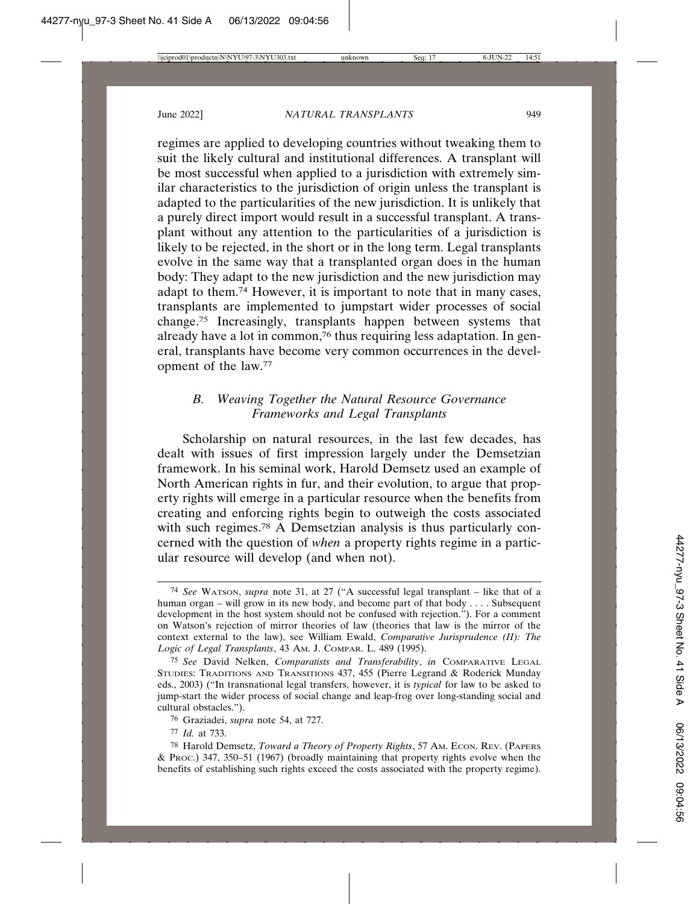regimes are applied to developing countries without tweaking them to suit the likely cultural and institutional differences. A transplant will be most successful when applied to a jurisdiction with extremely similar characteristics to the jurisdiction of origin unless the transplant is adapted to the particularities of the new jurisdiction. It is unlikely that a purely direct import would result in a successful transplant. A transplant without any attention to the particularities of a jurisdiction is likely to be rejected, in the short or in the long term. Legal transplants evolve in the same way that a transplanted organ does in the human body: They adapt to the new jurisdiction and the new jurisdiction may adapt to them.[74] However, it is important to note that in many cases, transplants are implemented to jumpstart wider processes of social change.[75] Increasingly, transplants happen between systems that already have a lot in common,[76] thus requiring less adaptation. In general, transplants have become very common occurrences in the development of the law.[77]

### *B. Weaving Together the Natural Resource Governance Frameworks and Legal Transplants*

Scholarship on natural resources, in the last few decades, has dealt with issues of first impression largely under the Demsetzian framework. In his seminal work, Harold Demsetz used an example of North American rights in fur, and their evolution, to argue that property rights will emerge in a particular resource when the benefits from creating and enforcing rights begin to outweigh the costs associated with such regimes.[78] A Demsetzian analysis is thus particularly concerned with the question of *when* a property rights regime in a particular resource will develop (and when not).

---

[74] *See* WATSON, *supra* note 31, at 27 ("A successful legal transplant – like that of a human organ – will grow in its new body, and become part of that body . . . . Subsequent development in the host system should not be confused with rejection."). For a comment on Watson's rejection of mirror theories of law (theories that law is the mirror of the context external to the law), see William Ewald, *Comparative Jurisprudence (II): The Logic of Legal Transplants*, 43 AM. J. COMPAR. L. 489 (1995).

[75] *See* David Nelken, *Comparatists and Transferability*, *in* COMPARATIVE LEGAL STUDIES: TRADITIONS AND TRANSITIONS 437, 455 (Pierre Legrand & Roderick Munday eds., 2003) ("In transnational legal transfers, however, it is *typical* for law to be asked to jump-start the wider process of social change and leap-frog over long-standing social and cultural obstacles.").

[76] Graziadei, *supra* note 54, at 727.

[77] *Id.* at 733.

[78] Harold Demsetz, *Toward a Theory of Property Rights*, 57 AM. ECON. REV. (PAPERS & PROC.) 347, 350–51 (1967) (broadly maintaining that property rights evolve when the benefits of establishing such rights exceed the costs associated with the property regime).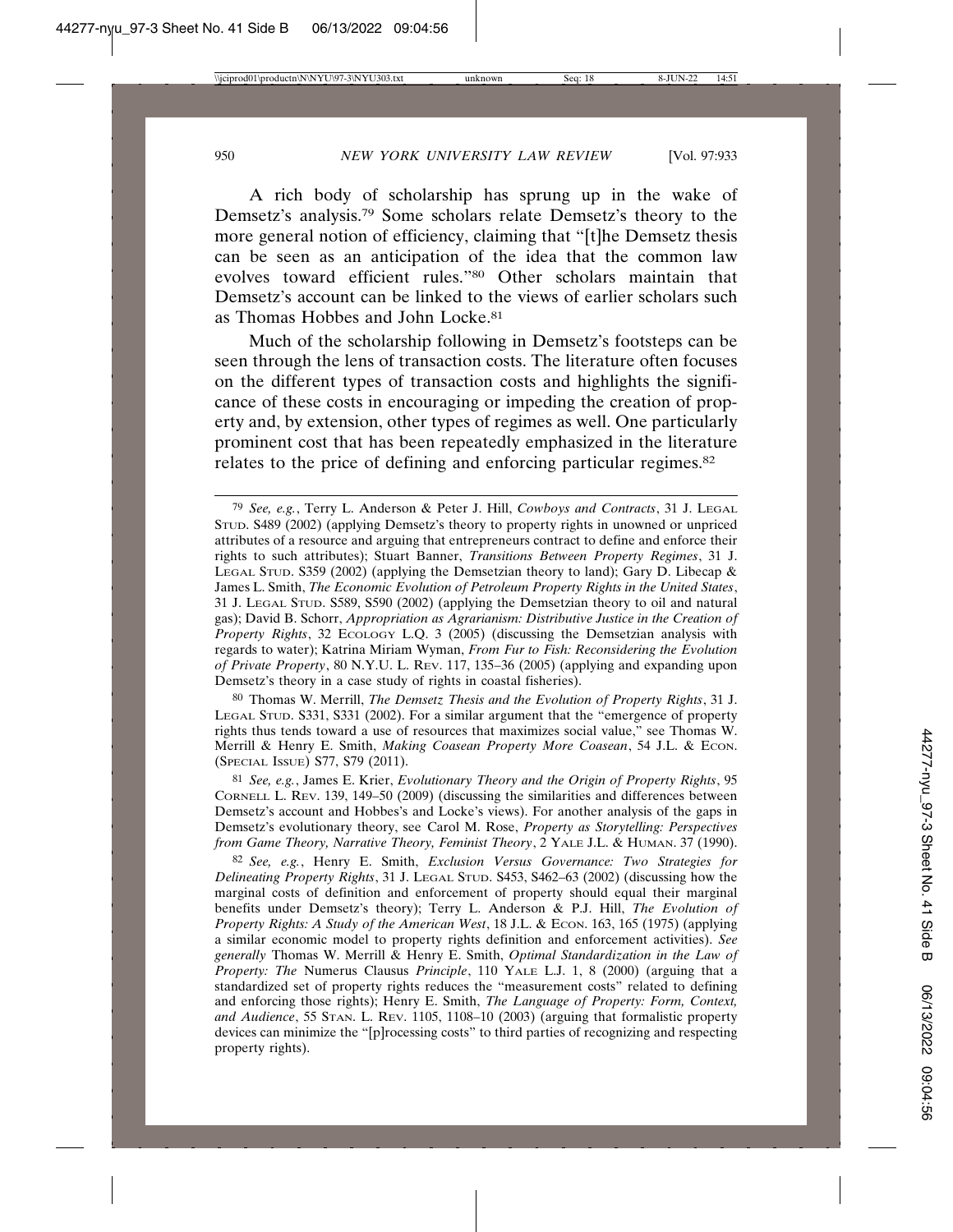A rich body of scholarship has sprung up in the wake of Demsetz's analysis.[79] Some scholars relate Demsetz's theory to the more general notion of efficiency, claiming that "[t]he Demsetz thesis can be seen as an anticipation of the idea that the common law evolves toward efficient rules."[80] Other scholars maintain that Demsetz's account can be linked to the views of earlier scholars such as Thomas Hobbes and John Locke.[81]

Much of the scholarship following in Demsetz's footsteps can be seen through the lens of transaction costs. The literature often focuses on the different types of transaction costs and highlights the significance of these costs in encouraging or impeding the creation of property and, by extension, other types of regimes as well. One particularly prominent cost that has been repeatedly emphasized in the literature relates to the price of defining and enforcing particular regimes.[82]

---

[79] *See, e.g.*, Terry L. Anderson & Peter J. Hill, *Cowboys and Contracts*, 31 J. LEGAL STUD. S489 (2002) (applying Demsetz's theory to property rights in unowned or unpriced attributes of a resource and arguing that entrepreneurs contract to define and enforce their rights to such attributes); Stuart Banner, *Transitions Between Property Regimes*, 31 J. LEGAL STUD. S359 (2002) (applying the Demsetzian theory to land); Gary D. Libecap & James L. Smith, *The Economic Evolution of Petroleum Property Rights in the United States*, 31 J. LEGAL STUD. S589, S590 (2002) (applying the Demsetzian theory to oil and natural gas); David B. Schorr, *Appropriation as Agrarianism: Distributive Justice in the Creation of Property Rights*, 32 ECOLOGY L.Q. 3 (2005) (discussing the Demsetzian analysis with regards to water); Katrina Miriam Wyman, *From Fur to Fish: Reconsidering the Evolution of Private Property*, 80 N.Y.U. L. REV. 117, 135–36 (2005) (applying and expanding upon Demsetz's theory in a case study of rights in coastal fisheries).

[80] Thomas W. Merrill, *The Demsetz Thesis and the Evolution of Property Rights*, 31 J. LEGAL STUD. S331, S331 (2002). For a similar argument that the "emergence of property rights thus tends toward a use of resources that maximizes social value," see Thomas W. Merrill & Henry E. Smith, *Making Coasean Property More Coasean*, 54 J.L. & ECON. (SPECIAL ISSUE) S77, S79 (2011).

[81] *See, e.g.*, James E. Krier, *Evolutionary Theory and the Origin of Property Rights*, 95 CORNELL L. REV. 139, 149–50 (2009) (discussing the similarities and differences between Demsetz's account and Hobbes's and Locke's views). For another analysis of the gaps in Demsetz's evolutionary theory, see Carol M. Rose, *Property as Storytelling: Perspectives from Game Theory, Narrative Theory, Feminist Theory*, 2 YALE J.L. & HUMAN. 37 (1990).

[82] *See, e.g.*, Henry E. Smith, *Exclusion Versus Governance: Two Strategies for Delineating Property Rights*, 31 J. LEGAL STUD. S453, S462–63 (2002) (discussing how the marginal costs of definition and enforcement of property should equal their marginal benefits under Demsetz's theory); Terry L. Anderson & P.J. Hill, *The Evolution of Property Rights: A Study of the American West*, 18 J.L. & ECON. 163, 165 (1975) (applying a similar economic model to property rights definition and enforcement activities). *See generally* Thomas W. Merrill & Henry E. Smith, *Optimal Standardization in the Law of Property: The* Numerus Clausus *Principle*, 110 YALE L.J. 1, 8 (2000) (arguing that a standardized set of property rights reduces the "measurement costs" related to defining and enforcing those rights); Henry E. Smith, *The Language of Property: Form, Context, and Audience*, 55 STAN. L. REV. 1105, 1108–10 (2003) (arguing that formalistic property devices can minimize the "[p]rocessing costs" to third parties of recognizing and respecting property rights).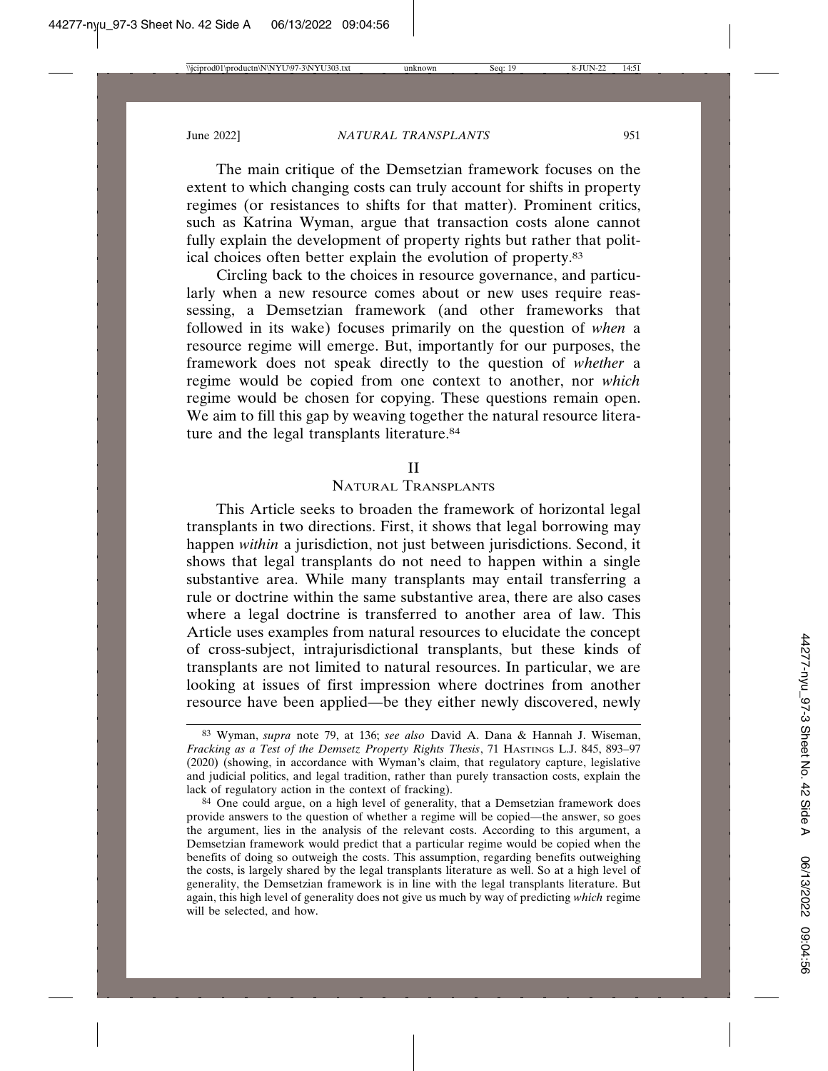The main critique of the Demsetzian framework focuses on the extent to which changing costs can truly account for shifts in property regimes (or resistances to shifts for that matter). Prominent critics, such as Katrina Wyman, argue that transaction costs alone cannot fully explain the development of property rights but rather that political choices often better explain the evolution of property.[83]

Circling back to the choices in resource governance, and particularly when a new resource comes about or new uses require reassessing, a Demsetzian framework (and other frameworks that followed in its wake) focuses primarily on the question of *when* a resource regime will emerge. But, importantly for our purposes, the framework does not speak directly to the question of *whether* a regime would be copied from one context to another, nor *which* regime would be chosen for copying. These questions remain open. We aim to fill this gap by weaving together the natural resource literature and the legal transplants literature.[84]

## II
## Natural Transplants

This Article seeks to broaden the framework of horizontal legal transplants in two directions. First, it shows that legal borrowing may happen *within* a jurisdiction, not just between jurisdictions. Second, it shows that legal transplants do not need to happen within a single substantive area. While many transplants may entail transferring a rule or doctrine within the same substantive area, there are also cases where a legal doctrine is transferred to another area of law. This Article uses examples from natural resources to elucidate the concept of cross-subject, intrajurisdictional transplants, but these kinds of transplants are not limited to natural resources. In particular, we are looking at issues of first impression where doctrines from another resource have been applied—be they either newly discovered, newly

---

[83] Wyman, *supra* note 79, at 136; *see also* David A. Dana & Hannah J. Wiseman, *Fracking as a Test of the Demsetz Property Rights Thesis*, 71 Hastings L.J. 845, 893–97 (2020) (showing, in accordance with Wyman's claim, that regulatory capture, legislative and judicial politics, and legal tradition, rather than purely transaction costs, explain the lack of regulatory action in the context of fracking).

[84] One could argue, on a high level of generality, that a Demsetzian framework does provide answers to the question of whether a regime will be copied—the answer, so goes the argument, lies in the analysis of the relevant costs. According to this argument, a Demsetzian framework would predict that a particular regime would be copied when the benefits of doing so outweigh the costs. This assumption, regarding benefits outweighing the costs, is largely shared by the legal transplants literature as well. So at a high level of generality, the Demsetzian framework is in line with the legal transplants literature. But again, this high level of generality does not give us much by way of predicting *which* regime will be selected, and how.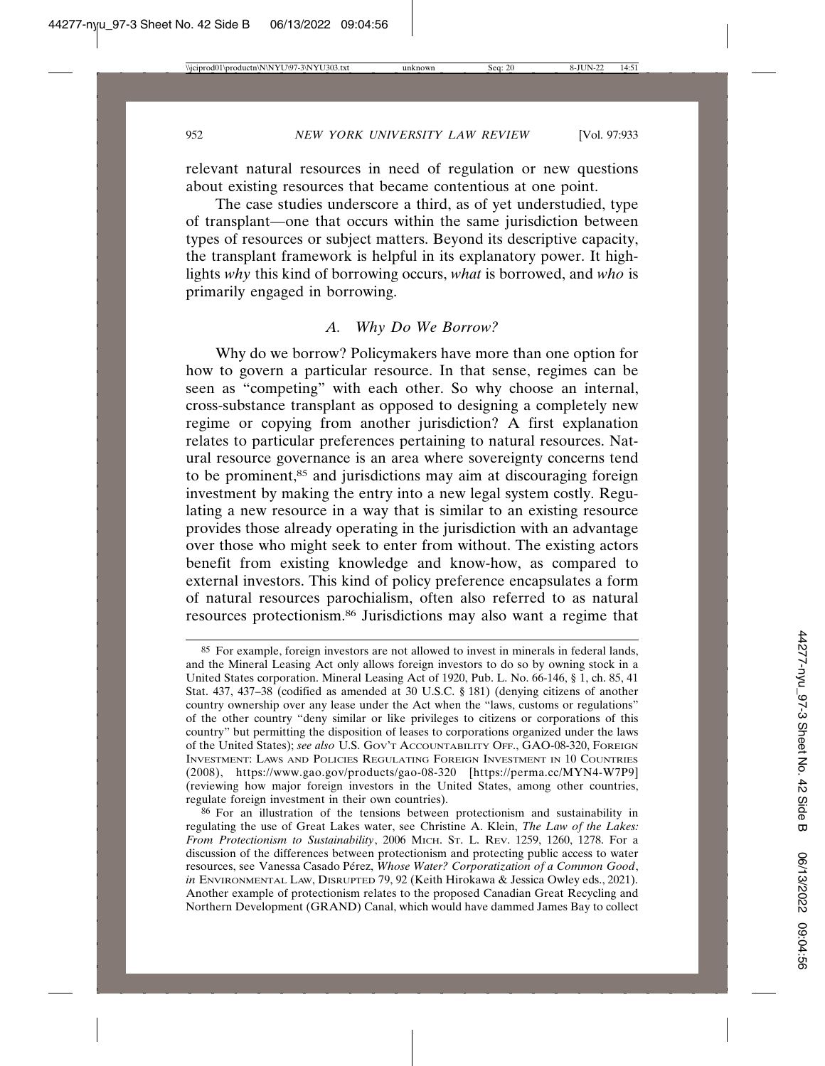relevant natural resources in need of regulation or new questions about existing resources that became contentious at one point.

The case studies underscore a third, as of yet understudied, type of transplant—one that occurs within the same jurisdiction between types of resources or subject matters. Beyond its descriptive capacity, the transplant framework is helpful in its explanatory power. It highlights *why* this kind of borrowing occurs, *what* is borrowed, and *who* is primarily engaged in borrowing.

### A. Why Do We Borrow?

Why do we borrow? Policymakers have more than one option for how to govern a particular resource. In that sense, regimes can be seen as "competing" with each other. So why choose an internal, cross-substance transplant as opposed to designing a completely new regime or copying from another jurisdiction? A first explanation relates to particular preferences pertaining to natural resources. Natural resource governance is an area where sovereignty concerns tend to be prominent,[85] and jurisdictions may aim at discouraging foreign investment by making the entry into a new legal system costly. Regulating a new resource in a way that is similar to an existing resource provides those already operating in the jurisdiction with an advantage over those who might seek to enter from without. The existing actors benefit from existing knowledge and know-how, as compared to external investors. This kind of policy preference encapsulates a form of natural resources parochialism, often also referred to as natural resources protectionism.[86] Jurisdictions may also want a regime that

---

[85] For example, foreign investors are not allowed to invest in minerals in federal lands, and the Mineral Leasing Act only allows foreign investors to do so by owning stock in a United States corporation. Mineral Leasing Act of 1920, Pub. L. No. 66-146, § 1, ch. 85, 41 Stat. 437, 437–38 (codified as amended at 30 U.S.C. § 181) (denying citizens of another country ownership over any lease under the Act when the "laws, customs or regulations" of the other country "deny similar or like privileges to citizens or corporations of this country" but permitting the disposition of leases to corporations organized under the laws of the United States); *see also* U.S. GOV'T ACCOUNTABILITY OFF., GAO-08-320, FOREIGN INVESTMENT: LAWS AND POLICIES REGULATING FOREIGN INVESTMENT IN 10 COUNTRIES (2008), https://www.gao.gov/products/gao-08-320 [https://perma.cc/MYN4-W7P9] (reviewing how major foreign investors in the United States, among other countries, regulate foreign investment in their own countries).

[86] For an illustration of the tensions between protectionism and sustainability in regulating the use of Great Lakes water, see Christine A. Klein, *The Law of the Lakes: From Protectionism to Sustainability*, 2006 MICH. ST. L. REV. 1259, 1260, 1278. For a discussion of the differences between protectionism and protecting public access to water resources, see Vanessa Casado Pérez, *Whose Water? Corporatization of a Common Good*, *in* ENVIRONMENTAL LAW, DISRUPTED 79, 92 (Keith Hirokawa & Jessica Owley eds., 2021). Another example of protectionism relates to the proposed Canadian Great Recycling and Northern Development (GRAND) Canal, which would have dammed James Bay to collect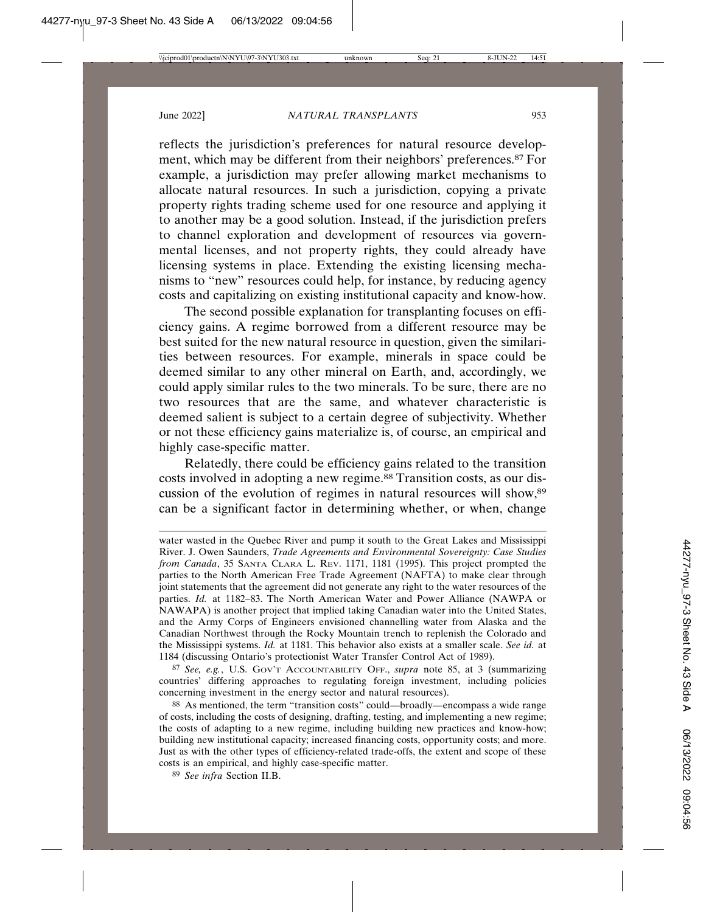reflects the jurisdiction's preferences for natural resource development, which may be different from their neighbors' preferences.[87] For example, a jurisdiction may prefer allowing market mechanisms to allocate natural resources. In such a jurisdiction, copying a private property rights trading scheme used for one resource and applying it to another may be a good solution. Instead, if the jurisdiction prefers to channel exploration and development of resources via governmental licenses, and not property rights, they could already have licensing systems in place. Extending the existing licensing mechanisms to "new" resources could help, for instance, by reducing agency costs and capitalizing on existing institutional capacity and know-how.

The second possible explanation for transplanting focuses on efficiency gains. A regime borrowed from a different resource may be best suited for the new natural resource in question, given the similarities between resources. For example, minerals in space could be deemed similar to any other mineral on Earth, and, accordingly, we could apply similar rules to the two minerals. To be sure, there are no two resources that are the same, and whatever characteristic is deemed salient is subject to a certain degree of subjectivity. Whether or not these efficiency gains materialize is, of course, an empirical and highly case-specific matter.

Relatedly, there could be efficiency gains related to the transition costs involved in adopting a new regime.[88] Transition costs, as our discussion of the evolution of regimes in natural resources will show,[89] can be a significant factor in determining whether, or when, change

---

water wasted in the Quebec River and pump it south to the Great Lakes and Mississippi River. J. Owen Saunders, *Trade Agreements and Environmental Sovereignty: Case Studies from Canada*, 35 SANTA CLARA L. REV. 1171, 1181 (1995). This project prompted the parties to the North American Free Trade Agreement (NAFTA) to make clear through joint statements that the agreement did not generate any right to the water resources of the parties. *Id.* at 1182–83. The North American Water and Power Alliance (NAWPA or NAWAPA) is another project that implied taking Canadian water into the United States, and the Army Corps of Engineers envisioned channelling water from Alaska and the Canadian Northwest through the Rocky Mountain trench to replenish the Colorado and the Mississippi systems. *Id.* at 1181. This behavior also exists at a smaller scale. *See id.* at 1184 (discussing Ontario's protectionist Water Transfer Control Act of 1989).

[87] *See, e.g.*, U.S. GOV'T ACCOUNTABILITY OFF., *supra* note 85, at 3 (summarizing countries' differing approaches to regulating foreign investment, including policies concerning investment in the energy sector and natural resources).

[88] As mentioned, the term "transition costs" could—broadly—encompass a wide range of costs, including the costs of designing, drafting, testing, and implementing a new regime; the costs of adapting to a new regime, including building new practices and know-how; building new institutional capacity; increased financing costs, opportunity costs; and more. Just as with the other types of efficiency-related trade-offs, the extent and scope of these costs is an empirical, and highly case-specific matter.

[89] *See infra* Section II.B.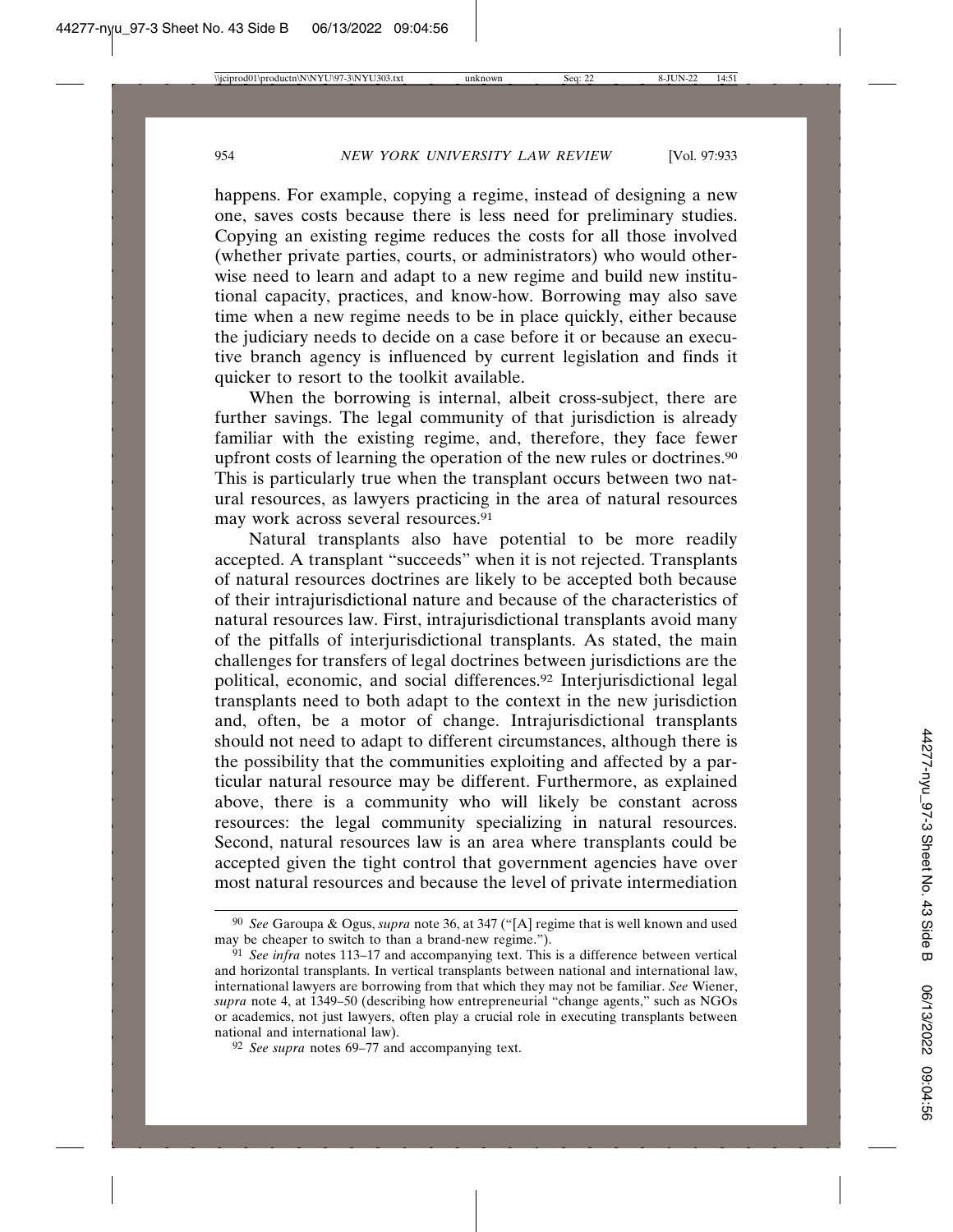happens. For example, copying a regime, instead of designing a new one, saves costs because there is less need for preliminary studies. Copying an existing regime reduces the costs for all those involved (whether private parties, courts, or administrators) who would otherwise need to learn and adapt to a new regime and build new institutional capacity, practices, and know-how. Borrowing may also save time when a new regime needs to be in place quickly, either because the judiciary needs to decide on a case before it or because an executive branch agency is influenced by current legislation and finds it quicker to resort to the toolkit available.

When the borrowing is internal, albeit cross-subject, there are further savings. The legal community of that jurisdiction is already familiar with the existing regime, and, therefore, they face fewer upfront costs of learning the operation of the new rules or doctrines.[90] This is particularly true when the transplant occurs between two natural resources, as lawyers practicing in the area of natural resources may work across several resources.[91]

Natural transplants also have potential to be more readily accepted. A transplant "succeeds" when it is not rejected. Transplants of natural resources doctrines are likely to be accepted both because of their intrajurisdictional nature and because of the characteristics of natural resources law. First, intrajurisdictional transplants avoid many of the pitfalls of interjurisdictional transplants. As stated, the main challenges for transfers of legal doctrines between jurisdictions are the political, economic, and social differences.[92] Interjurisdictional legal transplants need to both adapt to the context in the new jurisdiction and, often, be a motor of change. Intrajurisdictional transplants should not need to adapt to different circumstances, although there is the possibility that the communities exploiting and affected by a particular natural resource may be different. Furthermore, as explained above, there is a community who will likely be constant across resources: the legal community specializing in natural resources. Second, natural resources law is an area where transplants could be accepted given the tight control that government agencies have over most natural resources and because the level of private intermediation

---

[90] *See* Garoupa & Ogus, *supra* note 36, at 347 ("[A] regime that is well known and used may be cheaper to switch to than a brand-new regime.").

[91] *See infra* notes 113–17 and accompanying text. This is a difference between vertical and horizontal transplants. In vertical transplants between national and international law, international lawyers are borrowing from that which they may not be familiar. *See* Wiener, *supra* note 4, at 1349–50 (describing how entrepreneurial "change agents," such as NGOs or academics, not just lawyers, often play a crucial role in executing transplants between national and international law).

[92] *See supra* notes 69–77 and accompanying text.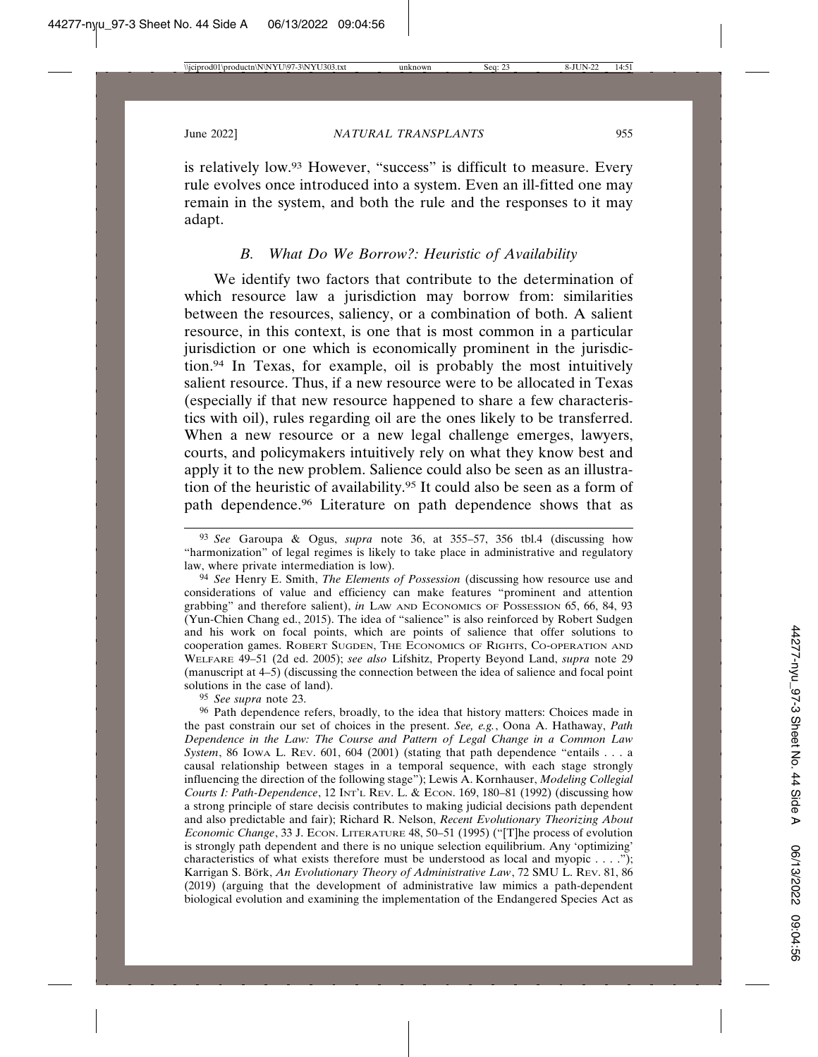is relatively low.[93] However, "success" is difficult to measure. Every rule evolves once introduced into a system. Even an ill-fitted one may remain in the system, and both the rule and the responses to it may adapt.

### *B. What Do We Borrow?: Heuristic of Availability*

We identify two factors that contribute to the determination of which resource law a jurisdiction may borrow from: similarities between the resources, saliency, or a combination of both. A salient resource, in this context, is one that is most common in a particular jurisdiction or one which is economically prominent in the jurisdiction.[94] In Texas, for example, oil is probably the most intuitively salient resource. Thus, if a new resource were to be allocated in Texas (especially if that new resource happened to share a few characteristics with oil), rules regarding oil are the ones likely to be transferred. When a new resource or a new legal challenge emerges, lawyers, courts, and policymakers intuitively rely on what they know best and apply it to the new problem. Salience could also be seen as an illustration of the heuristic of availability.[95] It could also be seen as a form of path dependence.[96] Literature on path dependence shows that as

---

[93] *See* Garoupa & Ogus, *supra* note 36, at 355–57, 356 tbl.4 (discussing how "harmonization" of legal regimes is likely to take place in administrative and regulatory law, where private intermediation is low).

[94] *See* Henry E. Smith, *The Elements of Possession* (discussing how resource use and considerations of value and efficiency can make features "prominent and attention grabbing" and therefore salient), *in* LAW AND ECONOMICS OF POSSESSION 65, 66, 84, 93 (Yun-Chien Chang ed., 2015). The idea of "salience" is also reinforced by Robert Sugden and his work on focal points, which are points of salience that offer solutions to cooperation games. ROBERT SUGDEN, THE ECONOMICS OF RIGHTS, CO-OPERATION AND WELFARE 49–51 (2d ed. 2005); *see also* Lifshitz, Property Beyond Land, *supra* note 29 (manuscript at 4–5) (discussing the connection between the idea of salience and focal point solutions in the case of land).

[95] *See supra* note 23.

[96] Path dependence refers, broadly, to the idea that history matters: Choices made in the past constrain our set of choices in the present. *See, e.g.*, Oona A. Hathaway, *Path Dependence in the Law: The Course and Pattern of Legal Change in a Common Law System*, 86 IOWA L. REV. 601, 604 (2001) (stating that path dependence "entails . . . a causal relationship between stages in a temporal sequence, with each stage strongly influencing the direction of the following stage"); Lewis A. Kornhauser, *Modeling Collegial Courts I: Path-Dependence*, 12 INT'L REV. L. & ECON. 169, 180–81 (1992) (discussing how a strong principle of stare decisis contributes to making judicial decisions path dependent and also predictable and fair); Richard R. Nelson, *Recent Evolutionary Theorizing About Economic Change*, 33 J. ECON. LITERATURE 48, 50–51 (1995) ("[T]he process of evolution is strongly path dependent and there is no unique selection equilibrium. Any 'optimizing' characteristics of what exists therefore must be understood as local and myopic . . . ."); Karrigan S. Börk, *An Evolutionary Theory of Administrative Law*, 72 SMU L. REV. 81, 86 (2019) (arguing that the development of administrative law mimics a path-dependent biological evolution and examining the implementation of the Endangered Species Act as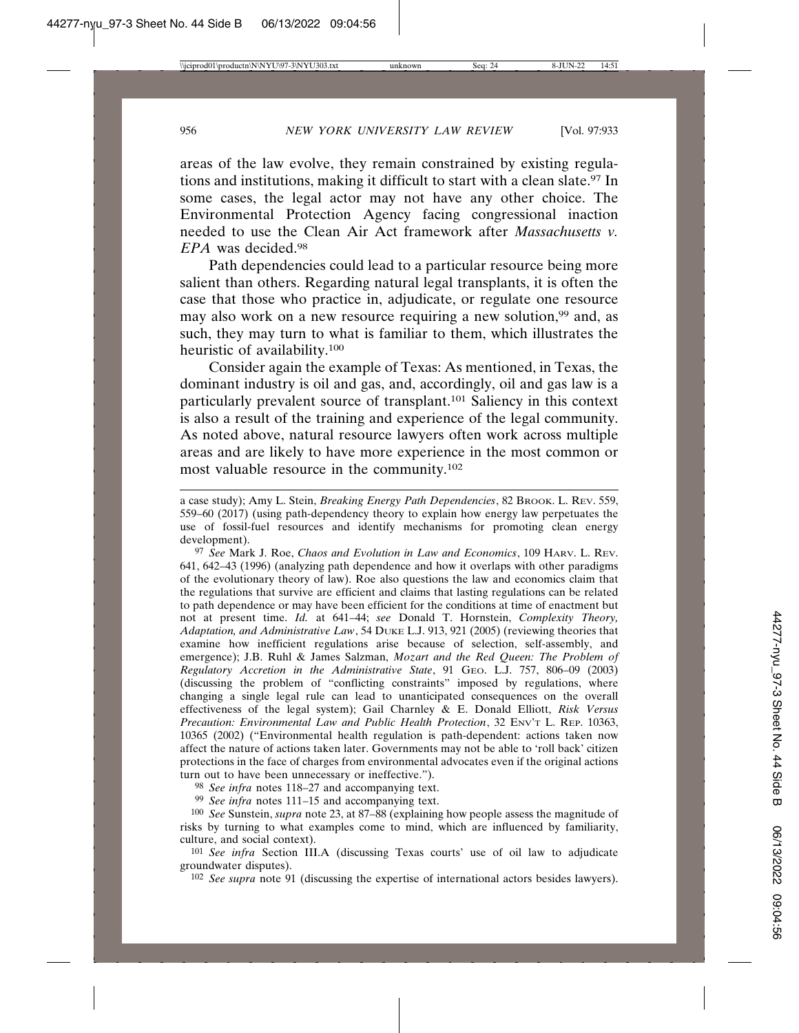areas of the law evolve, they remain constrained by existing regulations and institutions, making it difficult to start with a clean slate.[97] In some cases, the legal actor may not have any other choice. The Environmental Protection Agency facing congressional inaction needed to use the Clean Air Act framework after *Massachusetts v. EPA* was decided.[98]

Path dependencies could lead to a particular resource being more salient than others. Regarding natural legal transplants, it is often the case that those who practice in, adjudicate, or regulate one resource may also work on a new resource requiring a new solution,[99] and, as such, they may turn to what is familiar to them, which illustrates the heuristic of availability.[100]

Consider again the example of Texas: As mentioned, in Texas, the dominant industry is oil and gas, and, accordingly, oil and gas law is a particularly prevalent source of transplant.[101] Saliency in this context is also a result of the training and experience of the legal community. As noted above, natural resource lawyers often work across multiple areas and are likely to have more experience in the most common or most valuable resource in the community.[102]

---

a case study); Amy L. Stein, *Breaking Energy Path Dependencies*, 82 BROOK. L. REV. 559, 559–60 (2017) (using path-dependency theory to explain how energy law perpetuates the use of fossil-fuel resources and identify mechanisms for promoting clean energy development).

[97] *See* Mark J. Roe, *Chaos and Evolution in Law and Economics*, 109 HARV. L. REV. 641, 642–43 (1996) (analyzing path dependence and how it overlaps with other paradigms of the evolutionary theory of law). Roe also questions the law and economics claim that the regulations that survive are efficient and claims that lasting regulations can be related to path dependence or may have been efficient for the conditions at time of enactment but not at present time. *Id.* at 641–44; *see* Donald T. Hornstein, *Complexity Theory, Adaptation, and Administrative Law*, 54 DUKE L.J. 913, 921 (2005) (reviewing theories that examine how inefficient regulations arise because of selection, self-assembly, and emergence); J.B. Ruhl & James Salzman, *Mozart and the Red Queen: The Problem of Regulatory Accretion in the Administrative State*, 91 GEO. L.J. 757, 806–09 (2003) (discussing the problem of "conflicting constraints" imposed by regulations, where changing a single legal rule can lead to unanticipated consequences on the overall effectiveness of the legal system); Gail Charnley & E. Donald Elliott, *Risk Versus Precaution: Environmental Law and Public Health Protection*, 32 ENV'T L. REP. 10363, 10365 (2002) ("Environmental health regulation is path-dependent: actions taken now affect the nature of actions taken later. Governments may not be able to 'roll back' citizen protections in the face of charges from environmental advocates even if the original actions turn out to have been unnecessary or ineffective.").

[98] *See infra* notes 118–27 and accompanying text.

[99] *See infra* notes 111–15 and accompanying text.

[100] *See* Sunstein, *supra* note 23, at 87–88 (explaining how people assess the magnitude of risks by turning to what examples come to mind, which are influenced by familiarity, culture, and social context).

[101] *See infra* Section III.A (discussing Texas courts' use of oil law to adjudicate groundwater disputes).

[102] *See supra* note 91 (discussing the expertise of international actors besides lawyers).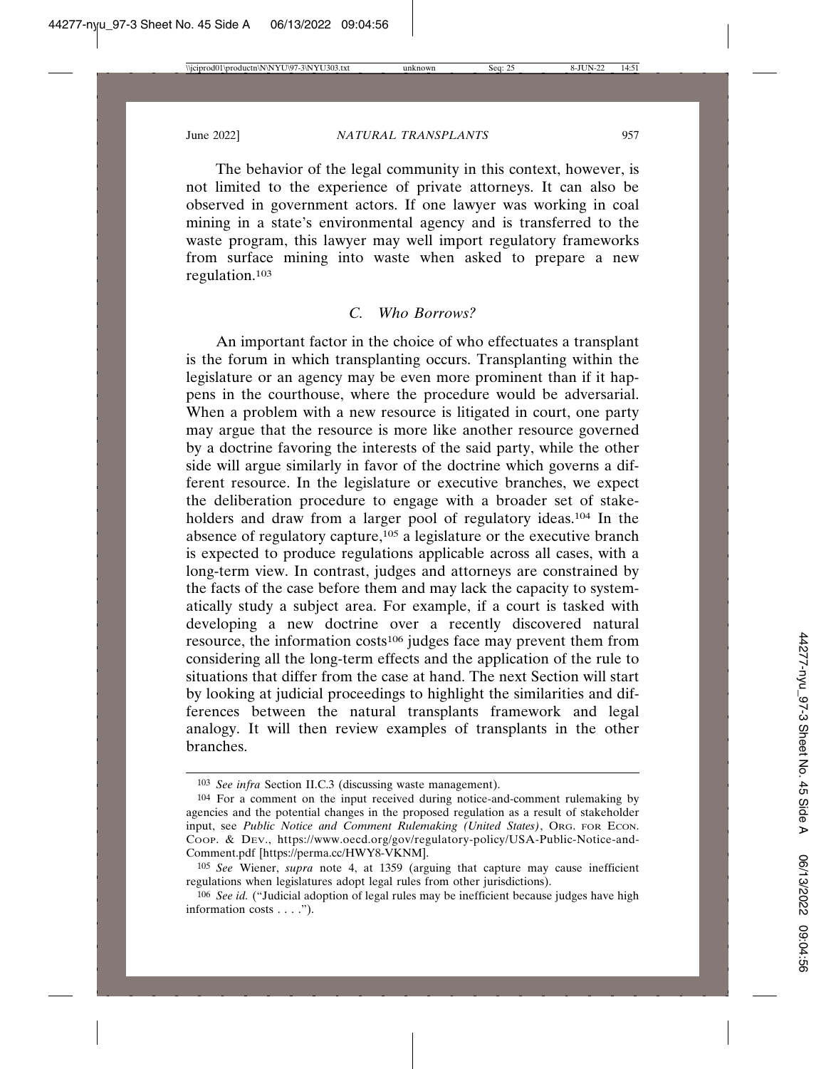The behavior of the legal community in this context, however, is not limited to the experience of private attorneys. It can also be observed in government actors. If one lawyer was working in coal mining in a state's environmental agency and is transferred to the waste program, this lawyer may well import regulatory frameworks from surface mining into waste when asked to prepare a new regulation.[103]

### *C. Who Borrows?*

An important factor in the choice of who effectuates a transplant is the forum in which transplanting occurs. Transplanting within the legislature or an agency may be even more prominent than if it happens in the courthouse, where the procedure would be adversarial. When a problem with a new resource is litigated in court, one party may argue that the resource is more like another resource governed by a doctrine favoring the interests of the said party, while the other side will argue similarly in favor of the doctrine which governs a different resource. In the legislature or executive branches, we expect the deliberation procedure to engage with a broader set of stakeholders and draw from a larger pool of regulatory ideas.[104] In the absence of regulatory capture,[105] a legislature or the executive branch is expected to produce regulations applicable across all cases, with a long-term view. In contrast, judges and attorneys are constrained by the facts of the case before them and may lack the capacity to systematically study a subject area. For example, if a court is tasked with developing a new doctrine over a recently discovered natural resource, the information costs[106] judges face may prevent them from considering all the long-term effects and the application of the rule to situations that differ from the case at hand. The next Section will start by looking at judicial proceedings to highlight the similarities and differences between the natural transplants framework and legal analogy. It will then review examples of transplants in the other branches.

---

[103] *See infra* Section II.C.3 (discussing waste management).

[104] For a comment on the input received during notice-and-comment rulemaking by agencies and the potential changes in the proposed regulation as a result of stakeholder input, see *Public Notice and Comment Rulemaking (United States)*, ORG. FOR ECON. COOP. & DEV., https://www.oecd.org/gov/regulatory-policy/USA-Public-Notice-and-Comment.pdf [https://perma.cc/HWY8-VKNM].

[105] *See* Wiener, *supra* note 4, at 1359 (arguing that capture may cause inefficient regulations when legislatures adopt legal rules from other jurisdictions).

[106] *See id.* ("Judicial adoption of legal rules may be inefficient because judges have high information costs . . . .").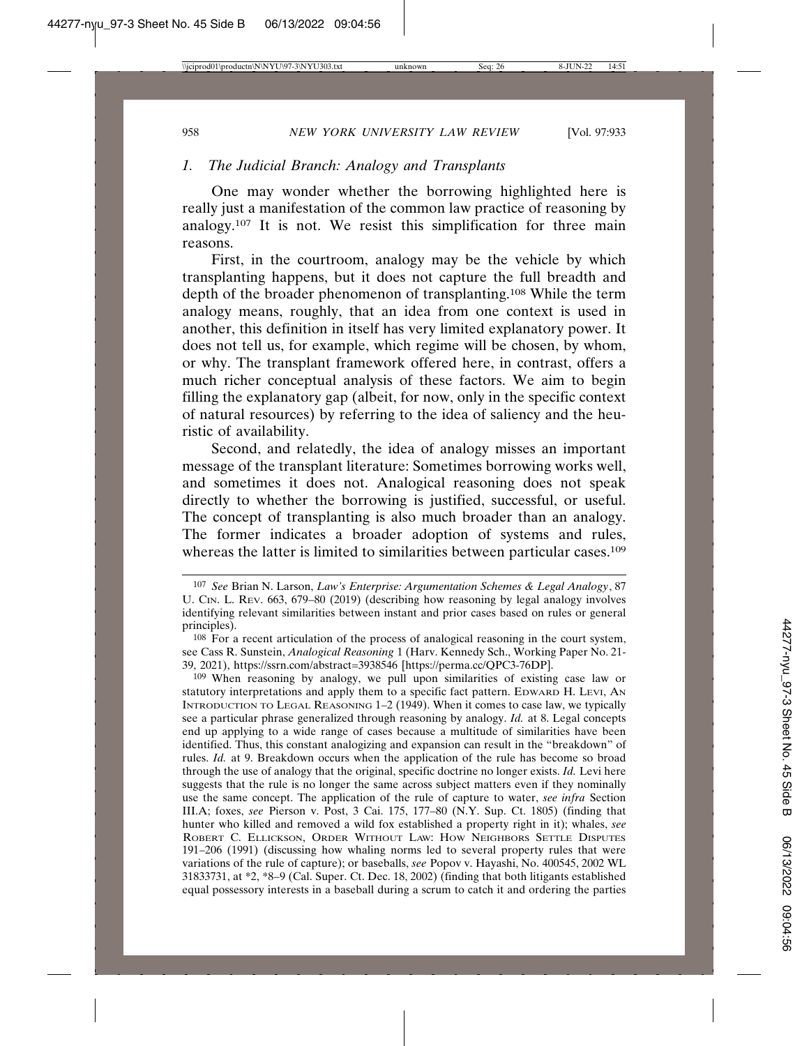### 1. The Judicial Branch: Analogy and Transplants

One may wonder whether the borrowing highlighted here is really just a manifestation of the common law practice of reasoning by analogy.[107] It is not. We resist this simplification for three main reasons.

First, in the courtroom, analogy may be the vehicle by which transplanting happens, but it does not capture the full breadth and depth of the broader phenomenon of transplanting.[108] While the term analogy means, roughly, that an idea from one context is used in another, this definition in itself has very limited explanatory power. It does not tell us, for example, which regime will be chosen, by whom, or why. The transplant framework offered here, in contrast, offers a much richer conceptual analysis of these factors. We aim to begin filling the explanatory gap (albeit, for now, only in the specific context of natural resources) by referring to the idea of saliency and the heuristic of availability.

Second, and relatedly, the idea of analogy misses an important message of the transplant literature: Sometimes borrowing works well, and sometimes it does not. Analogical reasoning does not speak directly to whether the borrowing is justified, successful, or useful. The concept of transplanting is also much broader than an analogy. The former indicates a broader adoption of systems and rules, whereas the latter is limited to similarities between particular cases.[109]

---

[107] *See* Brian N. Larson, *Law's Enterprise: Argumentation Schemes & Legal Analogy*, 87 U. Cin. L. Rev. 663, 679–80 (2019) (describing how reasoning by legal analogy involves identifying relevant similarities between instant and prior cases based on rules or general principles).

[108] For a recent articulation of the process of analogical reasoning in the court system, see Cass R. Sunstein, *Analogical Reasoning* 1 (Harv. Kennedy Sch., Working Paper No. 21-39, 2021), https://ssrn.com/abstract=3938546 [https://perma.cc/QPC3-76DP].

[109] When reasoning by analogy, we pull upon similarities of existing case law or statutory interpretations and apply them to a specific fact pattern. Edward H. Levi, An Introduction to Legal Reasoning 1–2 (1949). When it comes to case law, we typically see a particular phrase generalized through reasoning by analogy. *Id.* at 8. Legal concepts end up applying to a wide range of cases because a multitude of similarities have been identified. Thus, this constant analogizing and expansion can result in the "breakdown" of rules. *Id.* at 9. Breakdown occurs when the application of the rule has become so broad through the use of analogy that the original, specific doctrine no longer exists. *Id.* Levi here suggests that the rule is no longer the same across subject matters even if they nominally use the same concept. The application of the rule of capture to water, *see infra* Section III.A; foxes, *see* Pierson v. Post, 3 Cai. 175, 177–80 (N.Y. Sup. Ct. 1805) (finding that hunter who killed and removed a wild fox established a property right in it); whales, *see* Robert C. Ellickson, Order Without Law: How Neighbors Settle Disputes 191–206 (1991) (discussing how whaling norms led to several property rules that were variations of the rule of capture); or baseballs, *see* Popov v. Hayashi, No. 400545, 2002 WL 31833731, at *2, *8–9 (Cal. Super. Ct. Dec. 18, 2002) (finding that both litigants established equal possessory interests in a baseball during a scrum to catch it and ordering the parties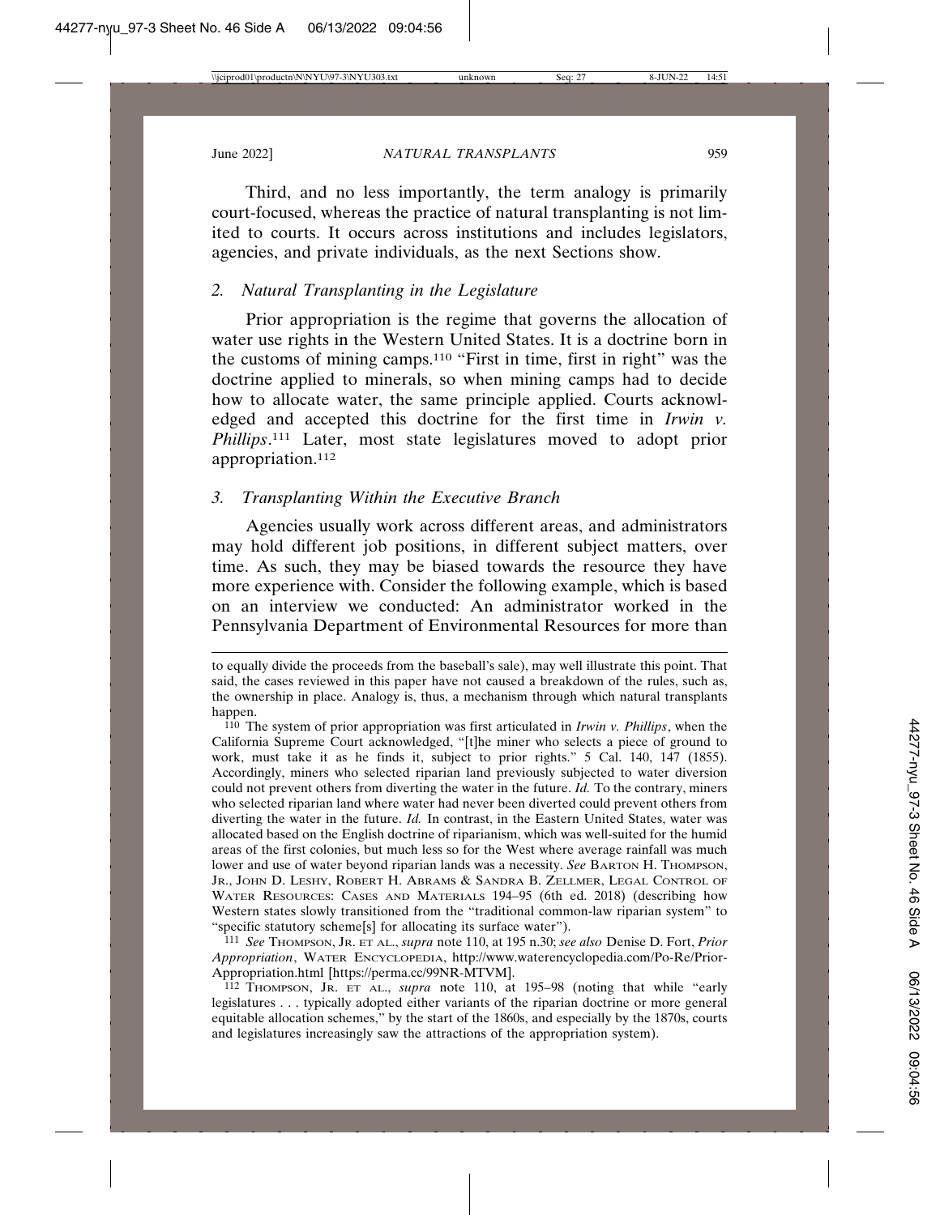Third, and no less importantly, the term analogy is primarily court-focused, whereas the practice of natural transplanting is not limited to courts. It occurs across institutions and includes legislators, agencies, and private individuals, as the next Sections show.

### 2. *Natural Transplanting in the Legislature*

Prior appropriation is the regime that governs the allocation of water use rights in the Western United States. It is a doctrine born in the customs of mining camps.[110] "First in time, first in right" was the doctrine applied to minerals, so when mining camps had to decide how to allocate water, the same principle applied. Courts acknowledged and accepted this doctrine for the first time in *Irwin v. Phillips*.[111] Later, most state legislatures moved to adopt prior appropriation.[112]

### 3. *Transplanting Within the Executive Branch*

Agencies usually work across different areas, and administrators may hold different job positions, in different subject matters, over time. As such, they may be biased towards the resource they have more experience with. Consider the following example, which is based on an interview we conducted: An administrator worked in the Pennsylvania Department of Environmental Resources for more than

---

to equally divide the proceeds from the baseball's sale), may well illustrate this point. That said, the cases reviewed in this paper have not caused a breakdown of the rules, such as, the ownership in place. Analogy is, thus, a mechanism through which natural transplants happen.

[110] The system of prior appropriation was first articulated in *Irwin v. Phillips*, when the California Supreme Court acknowledged, "[t]he miner who selects a piece of ground to work, must take it as he finds it, subject to prior rights." 5 Cal. 140, 147 (1855). Accordingly, miners who selected riparian land previously subjected to water diversion could not prevent others from diverting the water in the future. *Id.* To the contrary, miners who selected riparian land where water had never been diverted could prevent others from diverting the water in the future. *Id.* In contrast, in the Eastern United States, water was allocated based on the English doctrine of riparianism, which was well-suited for the humid areas of the first colonies, but much less so for the West where average rainfall was much lower and use of water beyond riparian lands was a necessity. *See* Barton H. Thompson, Jr., John D. Leshy, Robert H. Abrams & Sandra B. Zellmer, Legal Control of Water Resources: Cases and Materials 194–95 (6th ed. 2018) (describing how Western states slowly transitioned from the "traditional common-law riparian system" to "specific statutory scheme[s] for allocating its surface water").

[111] *See* Thompson, Jr. et al., *supra* note 110, at 195 n.30; *see also* Denise D. Fort, *Prior Appropriation*, Water Encyclopedia, http://www.waterencyclopedia.com/Po-Re/Prior-Appropriation.html [https://perma.cc/99NR-MTVM].

[112] Thompson, Jr. et al., *supra* note 110, at 195–98 (noting that while "early legislatures . . . typically adopted either variants of the riparian doctrine or more general equitable allocation schemes," by the start of the 1860s, and especially by the 1870s, courts and legislatures increasingly saw the attractions of the appropriation system).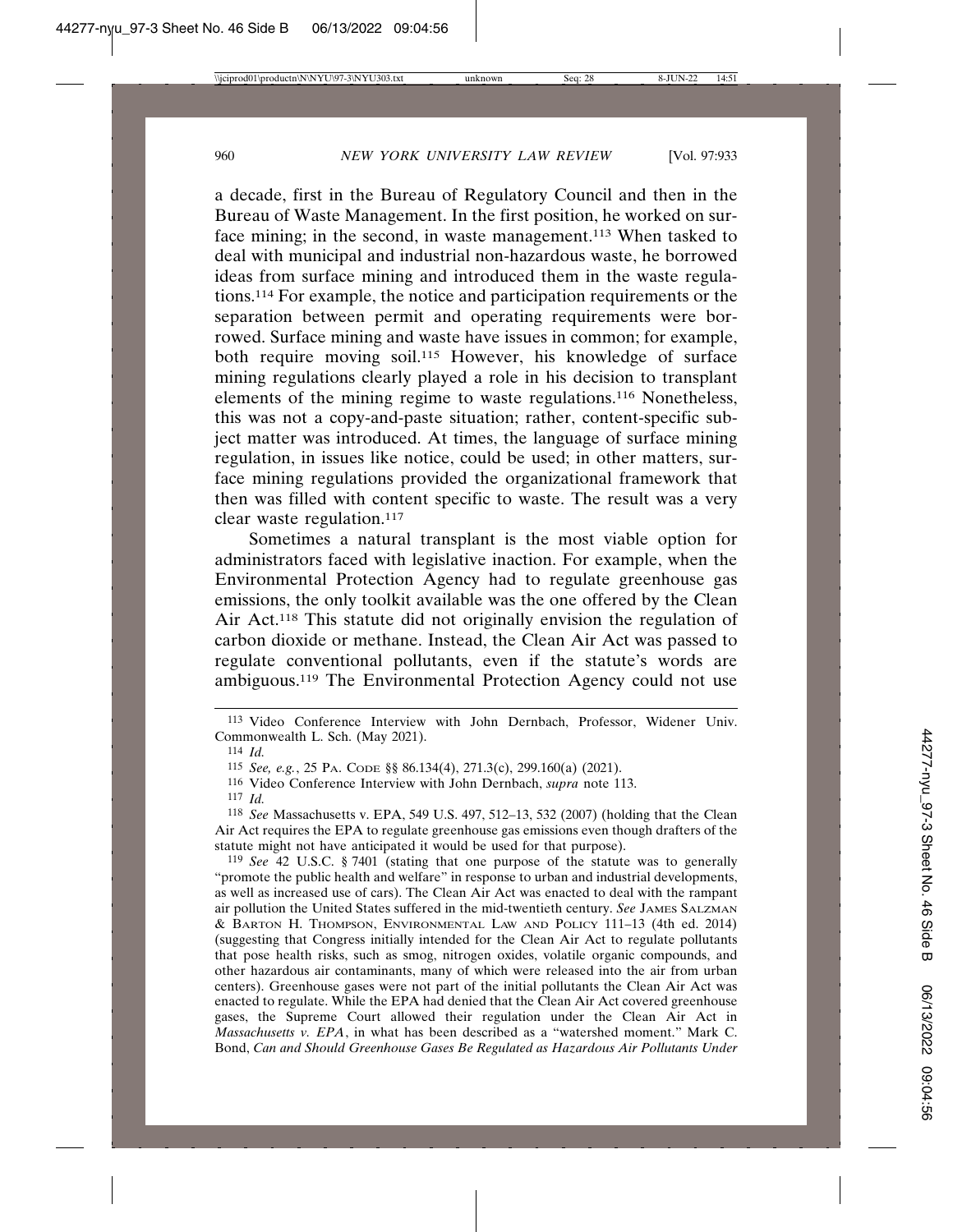a decade, first in the Bureau of Regulatory Council and then in the Bureau of Waste Management. In the first position, he worked on surface mining; in the second, in waste management.[113] When tasked to deal with municipal and industrial non-hazardous waste, he borrowed ideas from surface mining and introduced them in the waste regulations.[114] For example, the notice and participation requirements or the separation between permit and operating requirements were borrowed. Surface mining and waste have issues in common; for example, both require moving soil.[115] However, his knowledge of surface mining regulations clearly played a role in his decision to transplant elements of the mining regime to waste regulations.[116] Nonetheless, this was not a copy-and-paste situation; rather, content-specific subject matter was introduced. At times, the language of surface mining regulation, in issues like notice, could be used; in other matters, surface mining regulations provided the organizational framework that then was filled with content specific to waste. The result was a very clear waste regulation.[117]

Sometimes a natural transplant is the most viable option for administrators faced with legislative inaction. For example, when the Environmental Protection Agency had to regulate greenhouse gas emissions, the only toolkit available was the one offered by the Clean Air Act.[118] This statute did not originally envision the regulation of carbon dioxide or methane. Instead, the Clean Air Act was passed to regulate conventional pollutants, even if the statute's words are ambiguous.[119] The Environmental Protection Agency could not use

---

[113] Video Conference Interview with John Dernbach, Professor, Widener Univ. Commonwealth L. Sch. (May 2021).

[114] *Id.*

[115] *See, e.g.*, 25 PA. CODE §§ 86.134(4), 271.3(c), 299.160(a) (2021).

[116] Video Conference Interview with John Dernbach, *supra* note 113.

[117] *Id.*

[118] *See* Massachusetts v. EPA, 549 U.S. 497, 512–13, 532 (2007) (holding that the Clean Air Act requires the EPA to regulate greenhouse gas emissions even though drafters of the statute might not have anticipated it would be used for that purpose).

[119] *See* 42 U.S.C. § 7401 (stating that one purpose of the statute was to generally "promote the public health and welfare" in response to urban and industrial developments, as well as increased use of cars). The Clean Air Act was enacted to deal with the rampant air pollution the United States suffered in the mid-twentieth century. *See* JAMES SALZMAN & BARTON H. THOMPSON, ENVIRONMENTAL LAW AND POLICY 111–13 (4th ed. 2014) (suggesting that Congress initially intended for the Clean Air Act to regulate pollutants that pose health risks, such as smog, nitrogen oxides, volatile organic compounds, and other hazardous air contaminants, many of which were released into the air from urban centers). Greenhouse gases were not part of the initial pollutants the Clean Air Act was enacted to regulate. While the EPA had denied that the Clean Air Act covered greenhouse gases, the Supreme Court allowed their regulation under the Clean Air Act in *Massachusetts v. EPA*, in what has been described as a "watershed moment." Mark C. Bond, *Can and Should Greenhouse Gases Be Regulated as Hazardous Air Pollutants Under*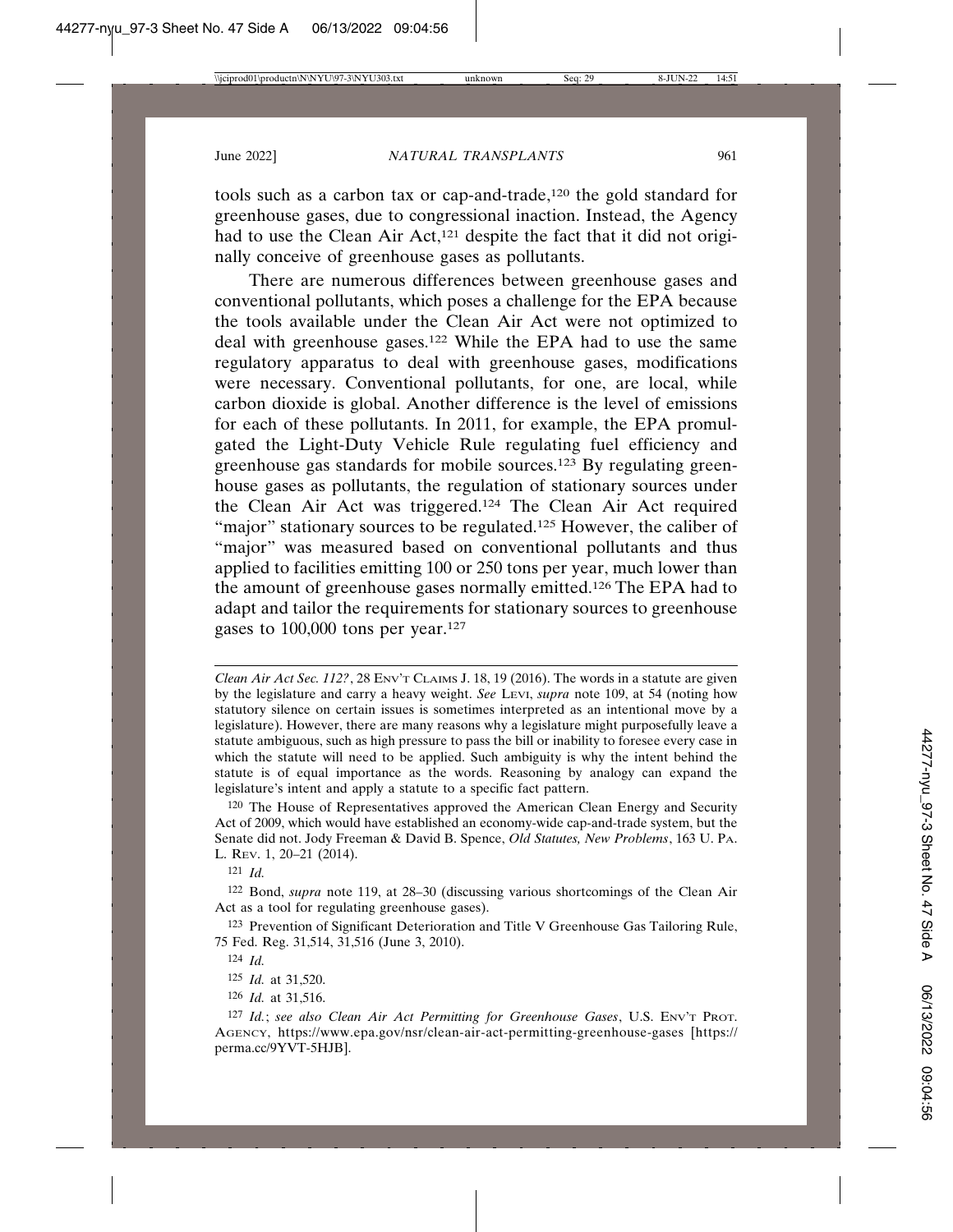tools such as a carbon tax or cap-and-trade,[120] the gold standard for greenhouse gases, due to congressional inaction. Instead, the Agency had to use the Clean Air Act,[121] despite the fact that it did not originally conceive of greenhouse gases as pollutants.

There are numerous differences between greenhouse gases and conventional pollutants, which poses a challenge for the EPA because the tools available under the Clean Air Act were not optimized to deal with greenhouse gases.[122] While the EPA had to use the same regulatory apparatus to deal with greenhouse gases, modifications were necessary. Conventional pollutants, for one, are local, while carbon dioxide is global. Another difference is the level of emissions for each of these pollutants. In 2011, for example, the EPA promulgated the Light-Duty Vehicle Rule regulating fuel efficiency and greenhouse gas standards for mobile sources.[123] By regulating greenhouse gases as pollutants, the regulation of stationary sources under the Clean Air Act was triggered.[124] The Clean Air Act required "major" stationary sources to be regulated.[125] However, the caliber of "major" was measured based on conventional pollutants and thus applied to facilities emitting 100 or 250 tons per year, much lower than the amount of greenhouse gases normally emitted.[126] The EPA had to adapt and tailor the requirements for stationary sources to greenhouse gases to 100,000 tons per year.[127]

---

*Clean Air Act Sec. 112?*, 28 ENV'T CLAIMS J. 18, 19 (2016). The words in a statute are given by the legislature and carry a heavy weight. *See* LEVI, *supra* note 109, at 54 (noting how statutory silence on certain issues is sometimes interpreted as an intentional move by a legislature). However, there are many reasons why a legislature might purposefully leave a statute ambiguous, such as high pressure to pass the bill or inability to foresee every case in which the statute will need to be applied. Such ambiguity is why the intent behind the statute is of equal importance as the words. Reasoning by analogy can expand the legislature's intent and apply a statute to a specific fact pattern.

[120] The House of Representatives approved the American Clean Energy and Security Act of 2009, which would have established an economy-wide cap-and-trade system, but the Senate did not. Jody Freeman & David B. Spence, *Old Statutes, New Problems*, 163 U. PA. L. REV. 1, 20–21 (2014).

[121] *Id.*

[122] Bond, *supra* note 119, at 28–30 (discussing various shortcomings of the Clean Air Act as a tool for regulating greenhouse gases).

[123] Prevention of Significant Deterioration and Title V Greenhouse Gas Tailoring Rule, 75 Fed. Reg. 31,514, 31,516 (June 3, 2010).

[124] *Id.*

[125] *Id.* at 31,520.

[126] *Id.* at 31,516.

[127] *Id.*; *see also Clean Air Act Permitting for Greenhouse Gases*, U.S. ENV'T PROT. AGENCY, https://www.epa.gov/nsr/clean-air-act-permitting-greenhouse-gases [https://perma.cc/9YVT-5HJB].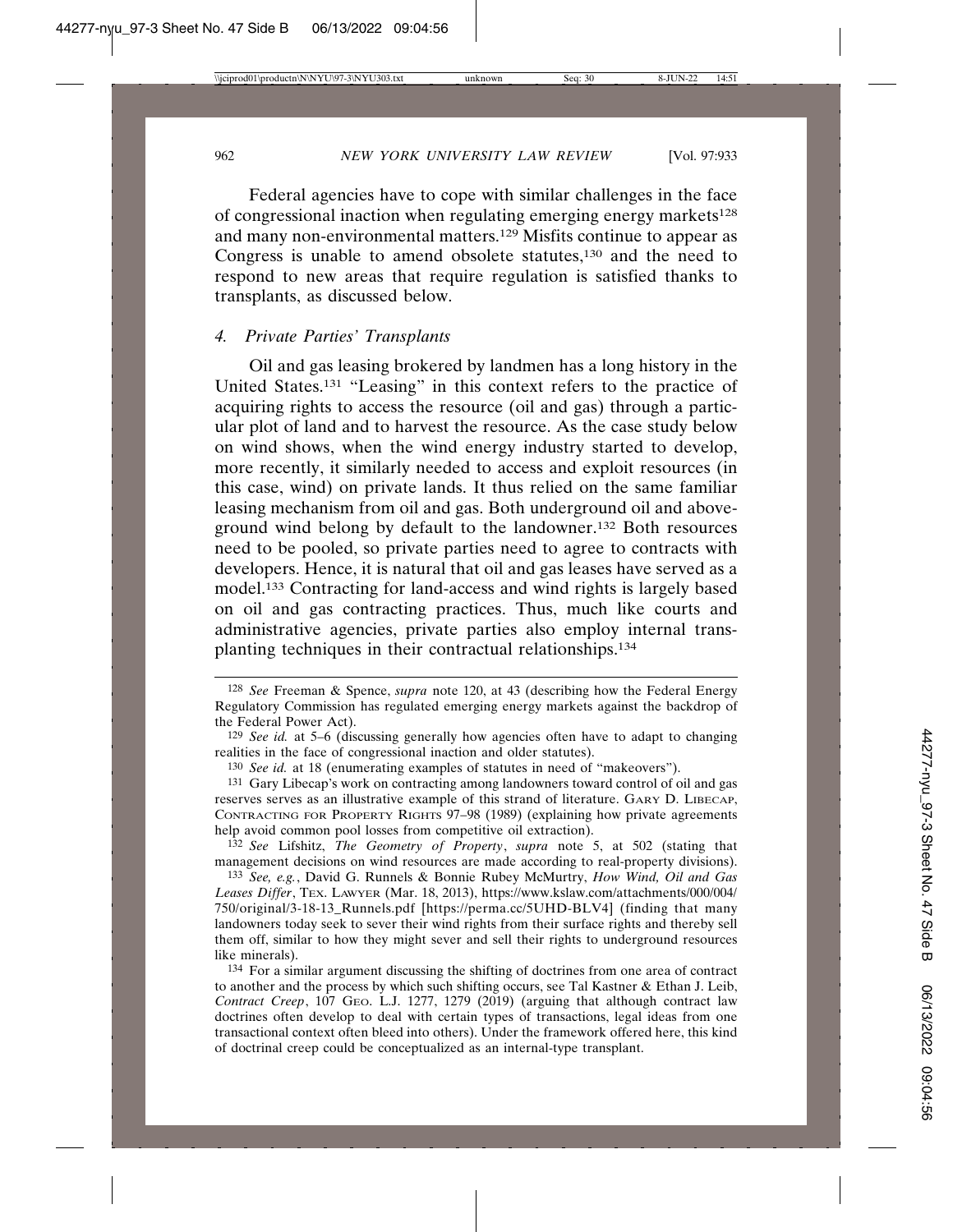Federal agencies have to cope with similar challenges in the face of congressional inaction when regulating emerging energy markets[128] and many non-environmental matters.[129] Misfits continue to appear as Congress is unable to amend obsolete statutes,[130] and the need to respond to new areas that require regulation is satisfied thanks to transplants, as discussed below.

### 4. *Private Parties' Transplants*

Oil and gas leasing brokered by landmen has a long history in the United States.[131] "Leasing" in this context refers to the practice of acquiring rights to access the resource (oil and gas) through a particular plot of land and to harvest the resource. As the case study below on wind shows, when the wind energy industry started to develop, more recently, it similarly needed to access and exploit resources (in this case, wind) on private lands. It thus relied on the same familiar leasing mechanism from oil and gas. Both underground oil and above-ground wind belong by default to the landowner.[132] Both resources need to be pooled, so private parties need to agree to contracts with developers. Hence, it is natural that oil and gas leases have served as a model.[133] Contracting for land-access and wind rights is largely based on oil and gas contracting practices. Thus, much like courts and administrative agencies, private parties also employ internal transplanting techniques in their contractual relationships.[134]

---

[128] *See* Freeman & Spence, *supra* note 120, at 43 (describing how the Federal Energy Regulatory Commission has regulated emerging energy markets against the backdrop of the Federal Power Act).

[129] *See id.* at 5–6 (discussing generally how agencies often have to adapt to changing realities in the face of congressional inaction and older statutes).

[130] *See id.* at 18 (enumerating examples of statutes in need of "makeovers").

[131] Gary Libecap's work on contracting among landowners toward control of oil and gas reserves serves as an illustrative example of this strand of literature. GARY D. LIBECAP, CONTRACTING FOR PROPERTY RIGHTS 97–98 (1989) (explaining how private agreements help avoid common pool losses from competitive oil extraction).

[132] *See* Lifshitz, *The Geometry of Property*, *supra* note 5, at 502 (stating that management decisions on wind resources are made according to real-property divisions).

[133] *See, e.g.*, David G. Runnels & Bonnie Rubey McMurtry, *How Wind, Oil and Gas Leases Differ*, TEX. LAWYER (Mar. 18, 2013), https://www.kslaw.com/attachments/000/004/750/original/3-18-13_Runnels.pdf [https://perma.cc/5UHD-BLV4] (finding that many landowners today seek to sever their wind rights from their surface rights and thereby sell them off, similar to how they might sever and sell their rights to underground resources like minerals).

[134] For a similar argument discussing the shifting of doctrines from one area of contract to another and the process by which such shifting occurs, see Tal Kastner & Ethan J. Leib, *Contract Creep*, 107 GEO. L.J. 1277, 1279 (2019) (arguing that although contract law doctrines often develop to deal with certain types of transactions, legal ideas from one transactional context often bleed into others). Under the framework offered here, this kind of doctrinal creep could be conceptualized as an internal-type transplant.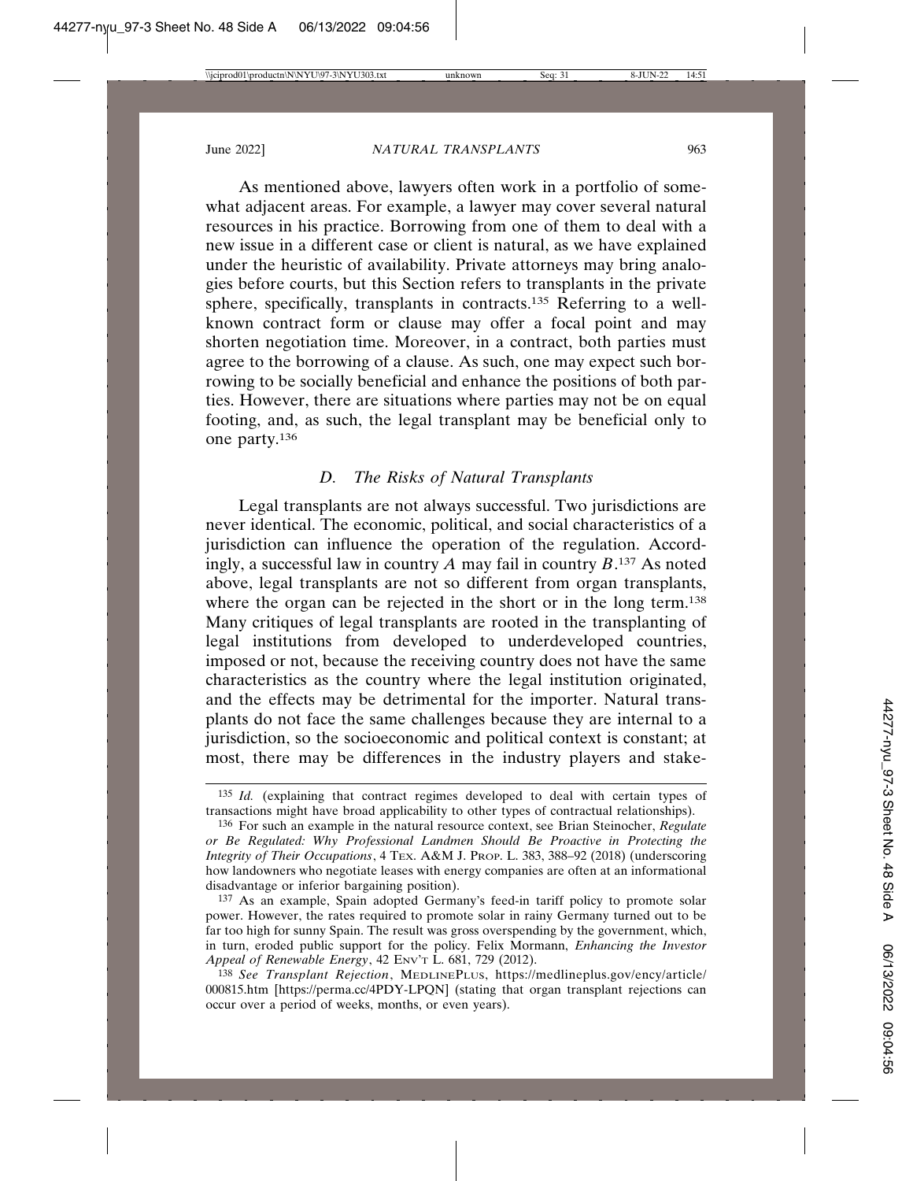As mentioned above, lawyers often work in a portfolio of somewhat adjacent areas. For example, a lawyer may cover several natural resources in his practice. Borrowing from one of them to deal with a new issue in a different case or client is natural, as we have explained under the heuristic of availability. Private attorneys may bring analogies before courts, but this Section refers to transplants in the private sphere, specifically, transplants in contracts.[135] Referring to a well-known contract form or clause may offer a focal point and may shorten negotiation time. Moreover, in a contract, both parties must agree to the borrowing of a clause. As such, one may expect such borrowing to be socially beneficial and enhance the positions of both parties. However, there are situations where parties may not be on equal footing, and, as such, the legal transplant may be beneficial only to one party.[136]

### *D. The Risks of Natural Transplants*

Legal transplants are not always successful. Two jurisdictions are never identical. The economic, political, and social characteristics of a jurisdiction can influence the operation of the regulation. Accordingly, a successful law in country *A* may fail in country *B*.[137] As noted above, legal transplants are not so different from organ transplants, where the organ can be rejected in the short or in the long term.[138] Many critiques of legal transplants are rooted in the transplanting of legal institutions from developed to underdeveloped countries, imposed or not, because the receiving country does not have the same characteristics as the country where the legal institution originated, and the effects may be detrimental for the importer. Natural transplants do not face the same challenges because they are internal to a jurisdiction, so the socioeconomic and political context is constant; at most, there may be differences in the industry players and stake-

---

[135] *Id.* (explaining that contract regimes developed to deal with certain types of transactions might have broad applicability to other types of contractual relationships).

[136] For such an example in the natural resource context, see Brian Steinocher, *Regulate or Be Regulated: Why Professional Landmen Should Be Proactive in Protecting the Integrity of Their Occupations*, 4 TEX. A&M J. PROP. L. 383, 388–92 (2018) (underscoring how landowners who negotiate leases with energy companies are often at an informational disadvantage or inferior bargaining position).

[137] As an example, Spain adopted Germany's feed-in tariff policy to promote solar power. However, the rates required to promote solar in rainy Germany turned out to be far too high for sunny Spain. The result was gross overspending by the government, which, in turn, eroded public support for the policy. Felix Mormann, *Enhancing the Investor Appeal of Renewable Energy*, 42 ENV'T L. 681, 729 (2012).

[138] *See Transplant Rejection*, MEDLINEPLUS, https://medlineplus.gov/ency/article/000815.htm [https://perma.cc/4PDY-LPQN] (stating that organ transplant rejections can occur over a period of weeks, months, or even years).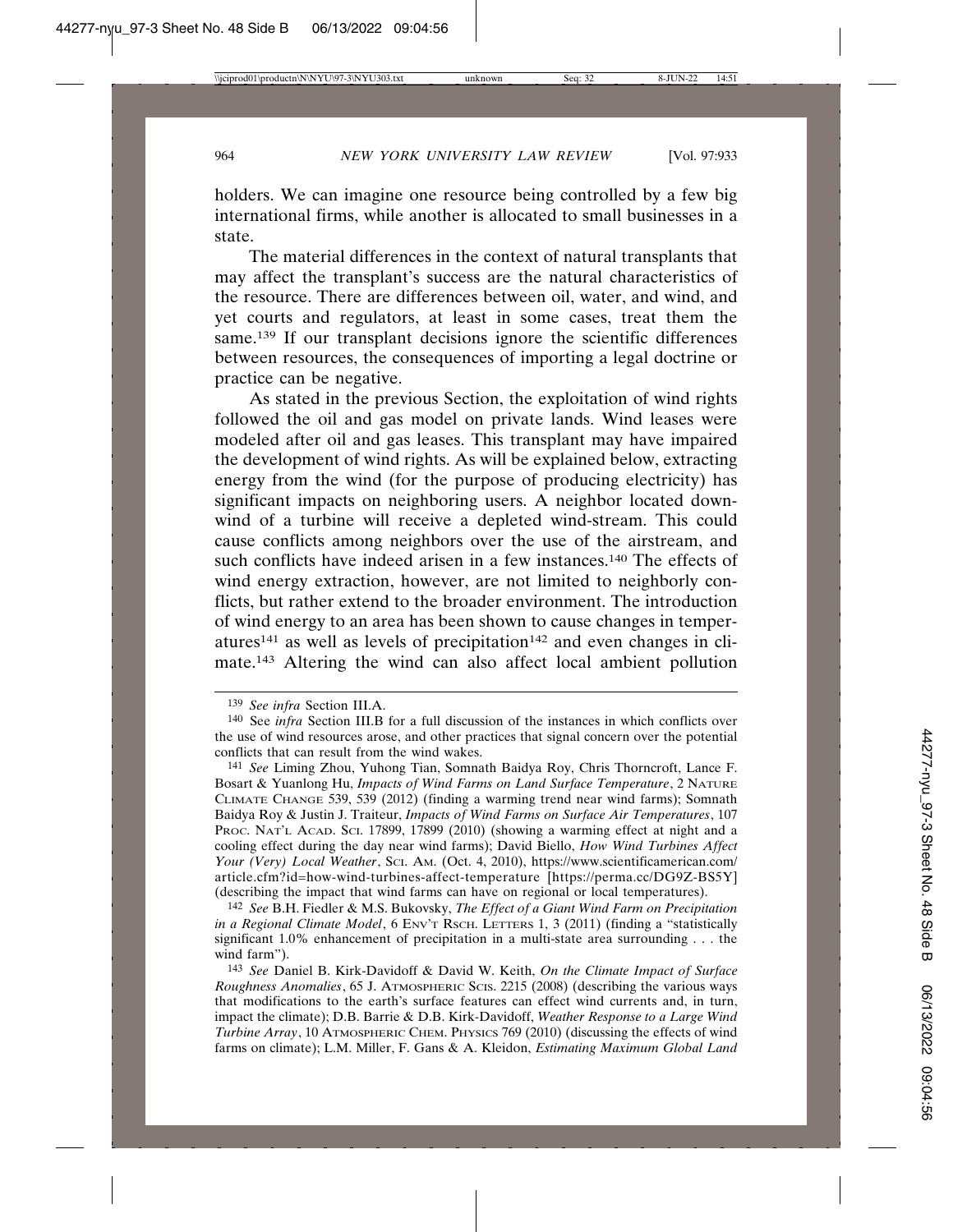holders. We can imagine one resource being controlled by a few big international firms, while another is allocated to small businesses in a state.

The material differences in the context of natural transplants that may affect the transplant's success are the natural characteristics of the resource. There are differences between oil, water, and wind, and yet courts and regulators, at least in some cases, treat them the same.[139] If our transplant decisions ignore the scientific differences between resources, the consequences of importing a legal doctrine or practice can be negative.

As stated in the previous Section, the exploitation of wind rights followed the oil and gas model on private lands. Wind leases were modeled after oil and gas leases. This transplant may have impaired the development of wind rights. As will be explained below, extracting energy from the wind (for the purpose of producing electricity) has significant impacts on neighboring users. A neighbor located downwind of a turbine will receive a depleted wind-stream. This could cause conflicts among neighbors over the use of the airstream, and such conflicts have indeed arisen in a few instances.[140] The effects of wind energy extraction, however, are not limited to neighborly conflicts, but rather extend to the broader environment. The introduction of wind energy to an area has been shown to cause changes in temperatures[141] as well as levels of precipitation[142] and even changes in climate.[143] Altering the wind can also affect local ambient pollution

---

[139] *See infra* Section III.A.

[140] See *infra* Section III.B for a full discussion of the instances in which conflicts over the use of wind resources arose, and other practices that signal concern over the potential conflicts that can result from the wind wakes.

[141] *See* Liming Zhou, Yuhong Tian, Somnath Baidya Roy, Chris Thorncroft, Lance F. Bosart & Yuanlong Hu, *Impacts of Wind Farms on Land Surface Temperature*, 2 NATURE CLIMATE CHANGE 539, 539 (2012) (finding a warming trend near wind farms); Somnath Baidya Roy & Justin J. Traiteur, *Impacts of Wind Farms on Surface Air Temperatures*, 107 PROC. NAT'L ACAD. SCI. 17899, 17899 (2010) (showing a warming effect at night and a cooling effect during the day near wind farms); David Biello, *How Wind Turbines Affect Your (Very) Local Weather*, SCI. AM. (Oct. 4, 2010), https://www.scientificamerican.com/article.cfm?id=how-wind-turbines-affect-temperature [https://perma.cc/DG9Z-BS5Y] (describing the impact that wind farms can have on regional or local temperatures).

[142] *See* B.H. Fiedler & M.S. Bukovsky, *The Effect of a Giant Wind Farm on Precipitation in a Regional Climate Model*, 6 ENV'T RSCH. LETTERS 1, 3 (2011) (finding a "statistically significant 1.0% enhancement of precipitation in a multi-state area surrounding . . . the wind farm").

[143] *See* Daniel B. Kirk-Davidoff & David W. Keith, *On the Climate Impact of Surface Roughness Anomalies*, 65 J. ATMOSPHERIC SCIS. 2215 (2008) (describing the various ways that modifications to the earth's surface features can effect wind currents and, in turn, impact the climate); D.B. Barrie & D.B. Kirk-Davidoff, *Weather Response to a Large Wind Turbine Array*, 10 ATMOSPHERIC CHEM. PHYSICS 769 (2010) (discussing the effects of wind farms on climate); L.M. Miller, F. Gans & A. Kleidon, *Estimating Maximum Global Land*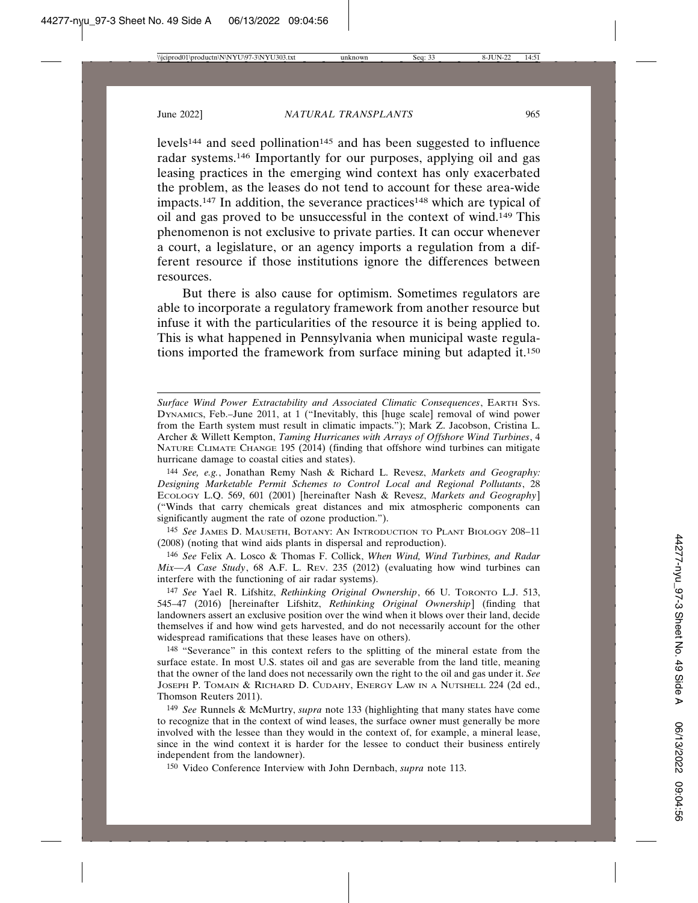levels[144] and seed pollination[145] and has been suggested to influence radar systems.[146] Importantly for our purposes, applying oil and gas leasing practices in the emerging wind context has only exacerbated the problem, as the leases do not tend to account for these area-wide impacts.[147] In addition, the severance practices[148] which are typical of oil and gas proved to be unsuccessful in the context of wind.[149] This phenomenon is not exclusive to private parties. It can occur whenever a court, a legislature, or an agency imports a regulation from a different resource if those institutions ignore the differences between resources.

But there is also cause for optimism. Sometimes regulators are able to incorporate a regulatory framework from another resource but infuse it with the particularities of the resource it is being applied to. This is what happened in Pennsylvania when municipal waste regulations imported the framework from surface mining but adapted it.[150]

---

*Surface Wind Power Extractability and Associated Climatic Consequences*, EARTH SYS. DYNAMICS, Feb.–June 2011, at 1 ("Inevitably, this [huge scale] removal of wind power from the Earth system must result in climatic impacts."); Mark Z. Jacobson, Cristina L. Archer & Willett Kempton, *Taming Hurricanes with Arrays of Offshore Wind Turbines*, 4 NATURE CLIMATE CHANGE 195 (2014) (finding that offshore wind turbines can mitigate hurricane damage to coastal cities and states).

[144] *See, e.g.*, Jonathan Remy Nash & Richard L. Revesz, *Markets and Geography: Designing Marketable Permit Schemes to Control Local and Regional Pollutants*, 28 ECOLOGY L.Q. 569, 601 (2001) [hereinafter Nash & Revesz, *Markets and Geography*] ("Winds that carry chemicals great distances and mix atmospheric components can significantly augment the rate of ozone production.").

[145] *See* JAMES D. MAUSETH, BOTANY: AN INTRODUCTION TO PLANT BIOLOGY 208–11 (2008) (noting that wind aids plants in dispersal and reproduction).

[146] *See* Felix A. Losco & Thomas F. Collick, *When Wind, Wind Turbines, and Radar Mix—A Case Study*, 68 A.F. L. REV. 235 (2012) (evaluating how wind turbines can interfere with the functioning of air radar systems).

[147] *See* Yael R. Lifshitz, *Rethinking Original Ownership*, 66 U. TORONTO L.J. 513, 545–47 (2016) [hereinafter Lifshitz, *Rethinking Original Ownership*] (finding that landowners assert an exclusive position over the wind when it blows over their land, decide themselves if and how wind gets harvested, and do not necessarily account for the other widespread ramifications that these leases have on others).

[148] "Severance" in this context refers to the splitting of the mineral estate from the surface estate. In most U.S. states oil and gas are severable from the land title, meaning that the owner of the land does not necessarily own the right to the oil and gas under it. *See* JOSEPH P. TOMAIN & RICHARD D. CUDAHY, ENERGY LAW IN A NUTSHELL 224 (2d ed., Thomson Reuters 2011).

[149] *See* Runnels & McMurtry, *supra* note 133 (highlighting that many states have come to recognize that in the context of wind leases, the surface owner must generally be more involved with the lessee than they would in the context of, for example, a mineral lease, since in the wind context it is harder for the lessee to conduct their business entirely independent from the landowner).

[150] Video Conference Interview with John Dernbach, *supra* note 113.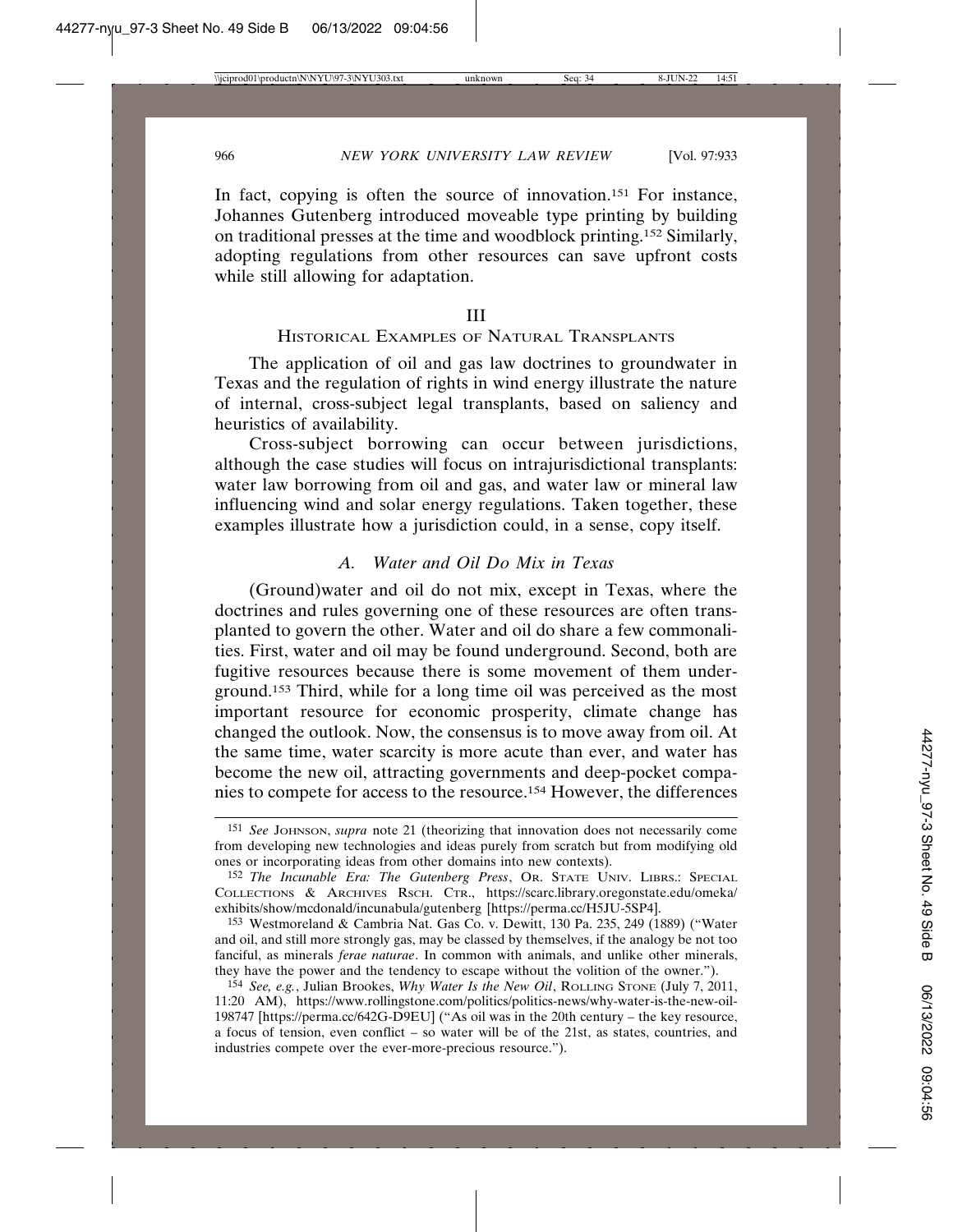In fact, copying is often the source of innovation.[151] For instance, Johannes Gutenberg introduced moveable type printing by building on traditional presses at the time and woodblock printing.[152] Similarly, adopting regulations from other resources can save upfront costs while still allowing for adaptation.

## III
## Historical Examples of Natural Transplants

The application of oil and gas law doctrines to groundwater in Texas and the regulation of rights in wind energy illustrate the nature of internal, cross-subject legal transplants, based on saliency and heuristics of availability.

Cross-subject borrowing can occur between jurisdictions, although the case studies will focus on intrajurisdictional transplants: water law borrowing from oil and gas, and water law or mineral law influencing wind and solar energy regulations. Taken together, these examples illustrate how a jurisdiction could, in a sense, copy itself.

### *A. Water and Oil Do Mix in Texas*

(Ground)water and oil do not mix, except in Texas, where the doctrines and rules governing one of these resources are often transplanted to govern the other. Water and oil do share a few commonalities. First, water and oil may be found underground. Second, both are fugitive resources because there is some movement of them underground.[153] Third, while for a long time oil was perceived as the most important resource for economic prosperity, climate change has changed the outlook. Now, the consensus is to move away from oil. At the same time, water scarcity is more acute than ever, and water has become the new oil, attracting governments and deep-pocket companies to compete for access to the resource.[154] However, the differences

---

[151] *See* Johnson, *supra* note 21 (theorizing that innovation does not necessarily come from developing new technologies and ideas purely from scratch but from modifying old ones or incorporating ideas from other domains into new contexts).

[152] *The Incunable Era: The Gutenberg Press*, Or. State Univ. Librs.: Special Collections & Archives Rsch. Ctr., https://scarc.library.oregonstate.edu/omeka/exhibits/show/mcdonald/incunabula/gutenberg [https://perma.cc/H5JU-5SP4].

[153] Westmoreland & Cambria Nat. Gas Co. v. Dewitt, 130 Pa. 235, 249 (1889) ("Water and oil, and still more strongly gas, may be classed by themselves, if the analogy be not too fanciful, as minerals *ferae naturae*. In common with animals, and unlike other minerals, they have the power and the tendency to escape without the volition of the owner.").

[154] *See, e.g.*, Julian Brookes, *Why Water Is the New Oil*, Rolling Stone (July 7, 2011, 11:20 AM), https://www.rollingstone.com/politics/politics-news/why-water-is-the-new-oil-198747 [https://perma.cc/642G-D9EU] ("As oil was in the 20th century – the key resource, a focus of tension, even conflict – so water will be of the 21st, as states, countries, and industries compete over the ever-more-precious resource.").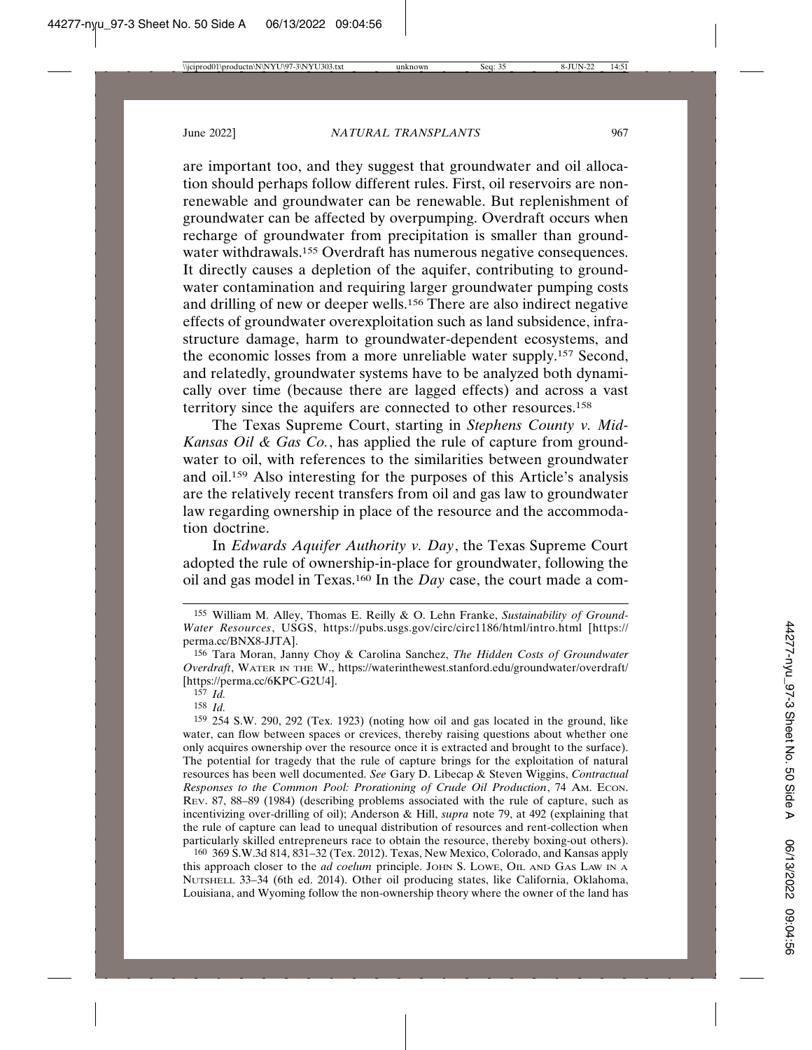are important too, and they suggest that groundwater and oil allocation should perhaps follow different rules. First, oil reservoirs are nonrenewable and groundwater can be renewable. But replenishment of groundwater can be affected by overpumping. Overdraft occurs when recharge of groundwater from precipitation is smaller than groundwater withdrawals.[155] Overdraft has numerous negative consequences. It directly causes a depletion of the aquifer, contributing to groundwater contamination and requiring larger groundwater pumping costs and drilling of new or deeper wells.[156] There are also indirect negative effects of groundwater overexploitation such as land subsidence, infrastructure damage, harm to groundwater-dependent ecosystems, and the economic losses from a more unreliable water supply.[157] Second, and relatedly, groundwater systems have to be analyzed both dynamically over time (because there are lagged effects) and across a vast territory since the aquifers are connected to other resources.[158]

The Texas Supreme Court, starting in *Stephens County v. Mid-Kansas Oil & Gas Co.*, has applied the rule of capture from groundwater to oil, with references to the similarities between groundwater and oil.[159] Also interesting for the purposes of this Article's analysis are the relatively recent transfers from oil and gas law to groundwater law regarding ownership in place of the resource and the accommodation doctrine.

In *Edwards Aquifer Authority v. Day*, the Texas Supreme Court adopted the rule of ownership-in-place for groundwater, following the oil and gas model in Texas.[160] In the *Day* case, the court made a com-

---

[155] William M. Alley, Thomas E. Reilly & O. Lehn Franke, *Sustainability of Ground-Water Resources*, USGS, https://pubs.usgs.gov/circ/circ1186/html/intro.html [https://perma.cc/BNX8-JJTA].

[156] Tara Moran, Janny Choy & Carolina Sanchez, *The Hidden Costs of Groundwater Overdraft*, WATER IN THE W., https://waterinthewest.stanford.edu/groundwater/overdraft/ [https://perma.cc/6KPC-G2U4].

[157] *Id.*

[158] *Id.*

[159] 254 S.W. 290, 292 (Tex. 1923) (noting how oil and gas located in the ground, like water, can flow between spaces or crevices, thereby raising questions about whether one only acquires ownership over the resource once it is extracted and brought to the surface). The potential for tragedy that the rule of capture brings for the exploitation of natural resources has been well documented. *See* Gary D. Libecap & Steven Wiggins, *Contractual Responses to the Common Pool: Prorationing of Crude Oil Production*, 74 AM. ECON. REV. 87, 88–89 (1984) (describing problems associated with the rule of capture, such as incentivizing over-drilling of oil); Anderson & Hill, *supra* note 79, at 492 (explaining that the rule of capture can lead to unequal distribution of resources and rent-collection when particularly skilled entrepreneurs race to obtain the resource, thereby boxing-out others).

[160] 369 S.W.3d 814, 831–32 (Tex. 2012). Texas, New Mexico, Colorado, and Kansas apply this approach closer to the *ad coelum* principle. JOHN S. LOWE, OIL AND GAS LAW IN A NUTSHELL 33–34 (6th ed. 2014). Other oil producing states, like California, Oklahoma, Louisiana, and Wyoming follow the non-ownership theory where the owner of the land has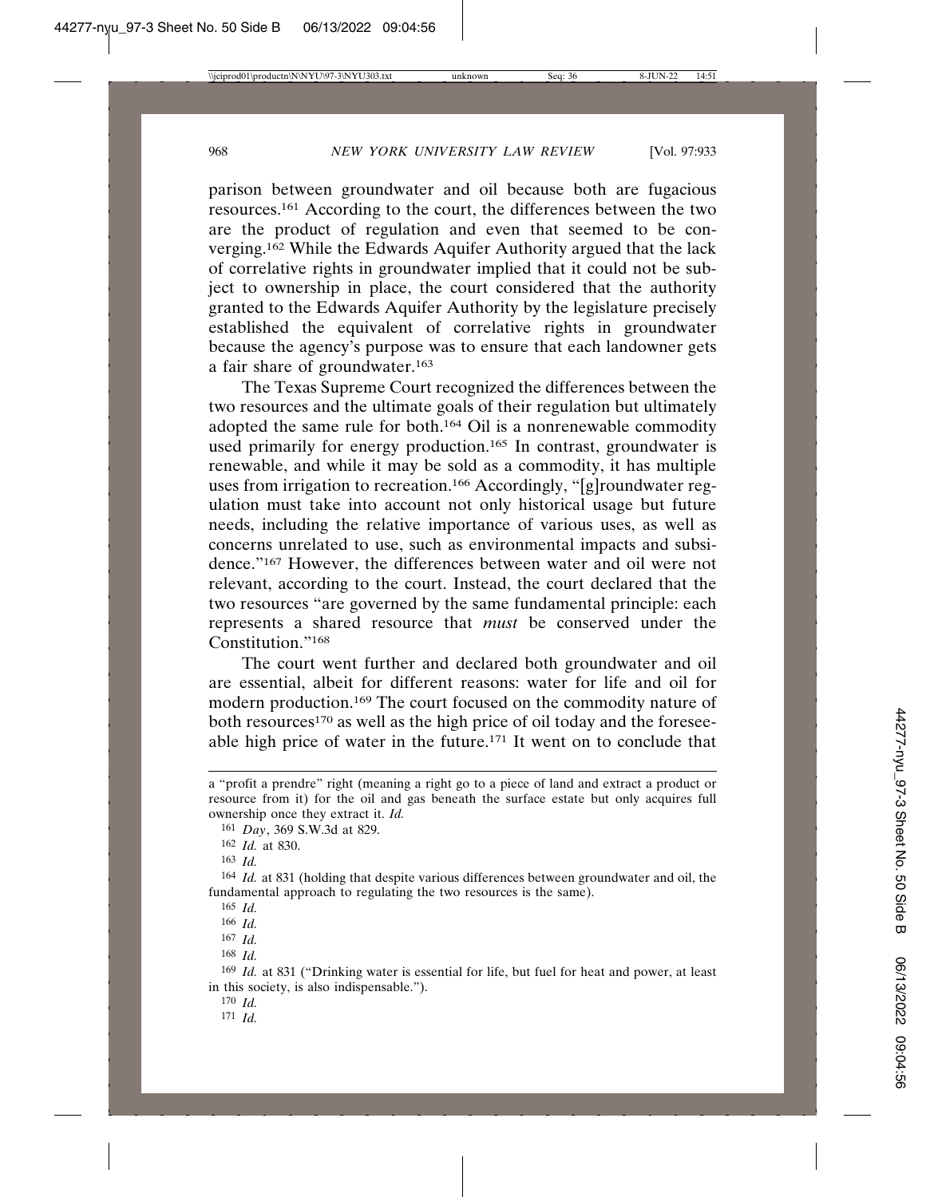parison between groundwater and oil because both are fugacious resources.[161] According to the court, the differences between the two are the product of regulation and even that seemed to be converging.[162] While the Edwards Aquifer Authority argued that the lack of correlative rights in groundwater implied that it could not be subject to ownership in place, the court considered that the authority granted to the Edwards Aquifer Authority by the legislature precisely established the equivalent of correlative rights in groundwater because the agency's purpose was to ensure that each landowner gets a fair share of groundwater.[163]

The Texas Supreme Court recognized the differences between the two resources and the ultimate goals of their regulation but ultimately adopted the same rule for both.[164] Oil is a nonrenewable commodity used primarily for energy production.[165] In contrast, groundwater is renewable, and while it may be sold as a commodity, it has multiple uses from irrigation to recreation.[166] Accordingly, "[g]roundwater regulation must take into account not only historical usage but future needs, including the relative importance of various uses, as well as concerns unrelated to use, such as environmental impacts and subsidence."[167] However, the differences between water and oil were not relevant, according to the court. Instead, the court declared that the two resources "are governed by the same fundamental principle: each represents a shared resource that *must* be conserved under the Constitution."[168]

The court went further and declared both groundwater and oil are essential, albeit for different reasons: water for life and oil for modern production.[169] The court focused on the commodity nature of both resources[170] as well as the high price of oil today and the foreseeable high price of water in the future.[171] It went on to conclude that

---

a "profit a prendre" right (meaning a right go to a piece of land and extract a product or resource from it) for the oil and gas beneath the surface estate but only acquires full ownership once they extract it. *Id.*

[161] *Day*, 369 S.W.3d at 829.

[162] *Id.* at 830.

[163] *Id.*

[164] *Id.* at 831 (holding that despite various differences between groundwater and oil, the fundamental approach to regulating the two resources is the same).

[165] *Id.*

[166] *Id.*

[167] *Id.*

[168] *Id.*

[169] *Id.* at 831 ("Drinking water is essential for life, but fuel for heat and power, at least in this society, is also indispensable.").

[170] *Id.*

[171] *Id.*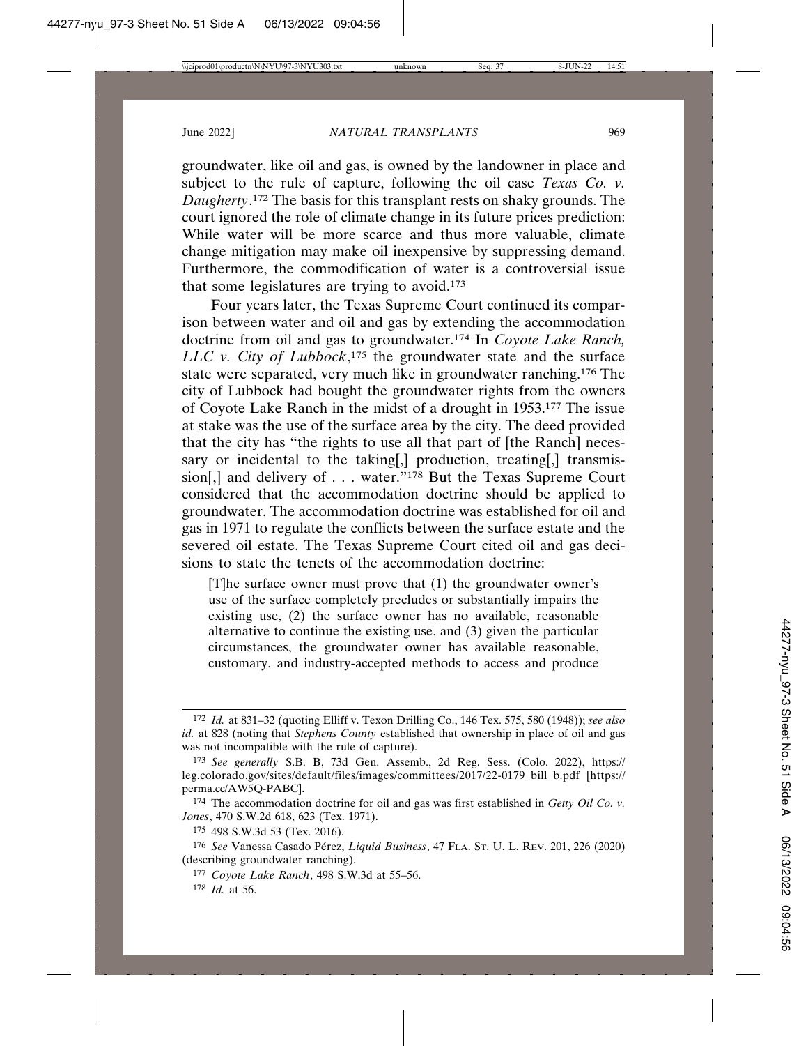groundwater, like oil and gas, is owned by the landowner in place and subject to the rule of capture, following the oil case *Texas Co. v. Daugherty*.[172] The basis for this transplant rests on shaky grounds. The court ignored the role of climate change in its future prices prediction: While water will be more scarce and thus more valuable, climate change mitigation may make oil inexpensive by suppressing demand. Furthermore, the commodification of water is a controversial issue that some legislatures are trying to avoid.[173]

Four years later, the Texas Supreme Court continued its comparison between water and oil and gas by extending the accommodation doctrine from oil and gas to groundwater.[174] In *Coyote Lake Ranch, LLC v. City of Lubbock*,[175] the groundwater state and the surface state were separated, very much like in groundwater ranching.[176] The city of Lubbock had bought the groundwater rights from the owners of Coyote Lake Ranch in the midst of a drought in 1953.[177] The issue at stake was the use of the surface area by the city. The deed provided that the city has "the rights to use all that part of [the Ranch] necessary or incidental to the taking[,] production, treating[,] transmission[,] and delivery of . . . water."[178] But the Texas Supreme Court considered that the accommodation doctrine should be applied to groundwater. The accommodation doctrine was established for oil and gas in 1971 to regulate the conflicts between the surface estate and the severed oil estate. The Texas Supreme Court cited oil and gas decisions to state the tenets of the accommodation doctrine:

> [T]he surface owner must prove that (1) the groundwater owner's use of the surface completely precludes or substantially impairs the existing use, (2) the surface owner has no available, reasonable alternative to continue the existing use, and (3) given the particular circumstances, the groundwater owner has available reasonable, customary, and industry-accepted methods to access and produce

---

172 *Id.* at 831–32 (quoting Elliff v. Texon Drilling Co., 146 Tex. 575, 580 (1948)); *see also id.* at 828 (noting that *Stephens County* established that ownership in place of oil and gas was not incompatible with the rule of capture).

173 *See generally* S.B. B, 73d Gen. Assemb., 2d Reg. Sess. (Colo. 2022), https://leg.colorado.gov/sites/default/files/images/committees/2017/22-0179_bill_b.pdf [https://perma.cc/AW5Q-PABC].

174 The accommodation doctrine for oil and gas was first established in *Getty Oil Co. v. Jones*, 470 S.W.2d 618, 623 (Tex. 1971).

175 498 S.W.3d 53 (Tex. 2016).

176 *See* Vanessa Casado Pérez, *Liquid Business*, 47 FLA. ST. U. L. REV. 201, 226 (2020) (describing groundwater ranching).

177 *Coyote Lake Ranch*, 498 S.W.3d at 55–56.

178 *Id.* at 56.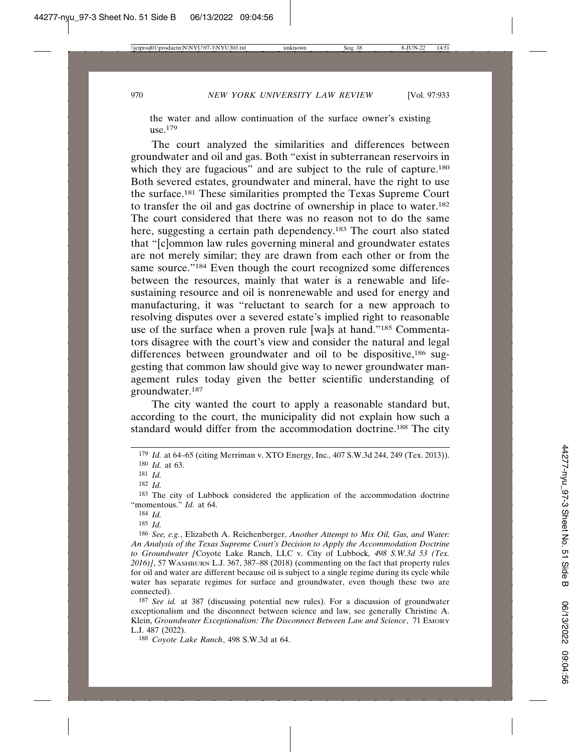the water and allow continuation of the surface owner's existing use.[179]

The court analyzed the similarities and differences between groundwater and oil and gas. Both "exist in subterranean reservoirs in which they are fugacious" and are subject to the rule of capture.[180] Both severed estates, groundwater and mineral, have the right to use the surface.[181] These similarities prompted the Texas Supreme Court to transfer the oil and gas doctrine of ownership in place to water.[182] The court considered that there was no reason not to do the same here, suggesting a certain path dependency.[183] The court also stated that "[c]ommon law rules governing mineral and groundwater estates are not merely similar; they are drawn from each other or from the same source."[184] Even though the court recognized some differences between the resources, mainly that water is a renewable and life-sustaining resource and oil is nonrenewable and used for energy and manufacturing, it was "reluctant to search for a new approach to resolving disputes over a severed estate's implied right to reasonable use of the surface when a proven rule [wa]s at hand."[185] Commentators disagree with the court's view and consider the natural and legal differences between groundwater and oil to be dispositive,[186] suggesting that common law should give way to newer groundwater management rules today given the better scientific understanding of groundwater.[187]

The city wanted the court to apply a reasonable standard but, according to the court, the municipality did not explain how such a standard would differ from the accommodation doctrine.[188] The city

---

[179] *Id.* at 64–65 (citing Merriman v. XTO Energy, Inc., 407 S.W.3d 244, 249 (Tex. 2013)).

[180] *Id.* at 63.

[181] *Id.*

[182] *Id.*

[183] The city of Lubbock considered the application of the accommodation doctrine "momentous." *Id.* at 64.

[184] *Id.*

[185] *Id.*

[186] *See, e.g.*, Elizabeth A. Reichenberger, *Another Attempt to Mix Oil, Gas, and Water: An Analysis of the Texas Supreme Court's Decision to Apply the Accommodation Doctrine to Groundwater [*Coyote Lake Ranch, LLC v. City of Lubbock*, 498 S.W.3d 53 (Tex. 2016)]*, 57 WASHBURN L.J. 367, 387–88 (2018) (commenting on the fact that property rules for oil and water are different because oil is subject to a single regime during its cycle while water has separate regimes for surface and groundwater, even though these two are connected).

[187] *See id.* at 387 (discussing potential new rules). For a discussion of groundwater exceptionalism and the disconnect between science and law, see generally Christine A. Klein, *Groundwater Exceptionalism: The Disconnect Between Law and Science*, 71 EMORY L.J. 487 (2022).

[188] *Coyote Lake Ranch*, 498 S.W.3d at 64.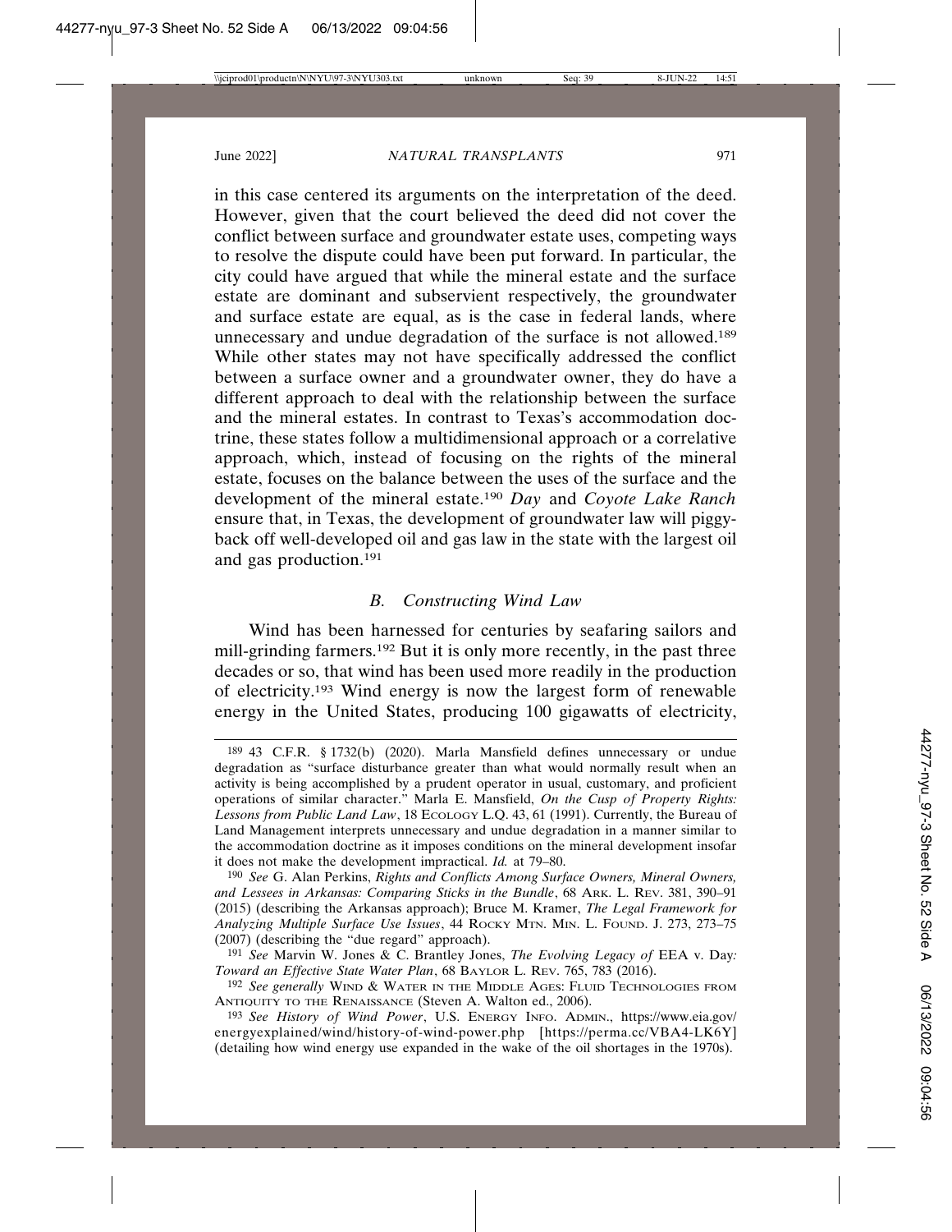in this case centered its arguments on the interpretation of the deed. However, given that the court believed the deed did not cover the conflict between surface and groundwater estate uses, competing ways to resolve the dispute could have been put forward. In particular, the city could have argued that while the mineral estate and the surface estate are dominant and subservient respectively, the groundwater and surface estate are equal, as is the case in federal lands, where unnecessary and undue degradation of the surface is not allowed.[189] While other states may not have specifically addressed the conflict between a surface owner and a groundwater owner, they do have a different approach to deal with the relationship between the surface and the mineral estates. In contrast to Texas's accommodation doctrine, these states follow a multidimensional approach or a correlative approach, which, instead of focusing on the rights of the mineral estate, focuses on the balance between the uses of the surface and the development of the mineral estate.[190] *Day* and *Coyote Lake Ranch* ensure that, in Texas, the development of groundwater law will piggyback off well-developed oil and gas law in the state with the largest oil and gas production.[191]

### *B. Constructing Wind Law*

Wind has been harnessed for centuries by seafaring sailors and mill-grinding farmers.[192] But it is only more recently, in the past three decades or so, that wind has been used more readily in the production of electricity.[193] Wind energy is now the largest form of renewable energy in the United States, producing 100 gigawatts of electricity,

---

[189] 43 C.F.R. § 1732(b) (2020). Marla Mansfield defines unnecessary or undue degradation as "surface disturbance greater than what would normally result when an activity is being accomplished by a prudent operator in usual, customary, and proficient operations of similar character." Marla E. Mansfield, *On the Cusp of Property Rights: Lessons from Public Land Law*, 18 ECOLOGY L.Q. 43, 61 (1991). Currently, the Bureau of Land Management interprets unnecessary and undue degradation in a manner similar to the accommodation doctrine as it imposes conditions on the mineral development insofar it does not make the development impractical. *Id.* at 79–80.

[190] *See* G. Alan Perkins, *Rights and Conflicts Among Surface Owners, Mineral Owners, and Lessees in Arkansas: Comparing Sticks in the Bundle*, 68 ARK. L. REV. 381, 390–91 (2015) (describing the Arkansas approach); Bruce M. Kramer, *The Legal Framework for Analyzing Multiple Surface Use Issues*, 44 ROCKY MTN. MIN. L. FOUND. J. 273, 273–75 (2007) (describing the "due regard" approach).

[191] *See* Marvin W. Jones & C. Brantley Jones, *The Evolving Legacy of* EEA v. Day*: Toward an Effective State Water Plan*, 68 BAYLOR L. REV. 765, 783 (2016).

[192] *See generally* WIND & WATER IN THE MIDDLE AGES: FLUID TECHNOLOGIES FROM ANTIQUITY TO THE RENAISSANCE (Steven A. Walton ed., 2006).

[193] *See History of Wind Power*, U.S. ENERGY INFO. ADMIN., https://www.eia.gov/energyexplained/wind/history-of-wind-power.php [https://perma.cc/VBA4-LK6Y] (detailing how wind energy use expanded in the wake of the oil shortages in the 1970s).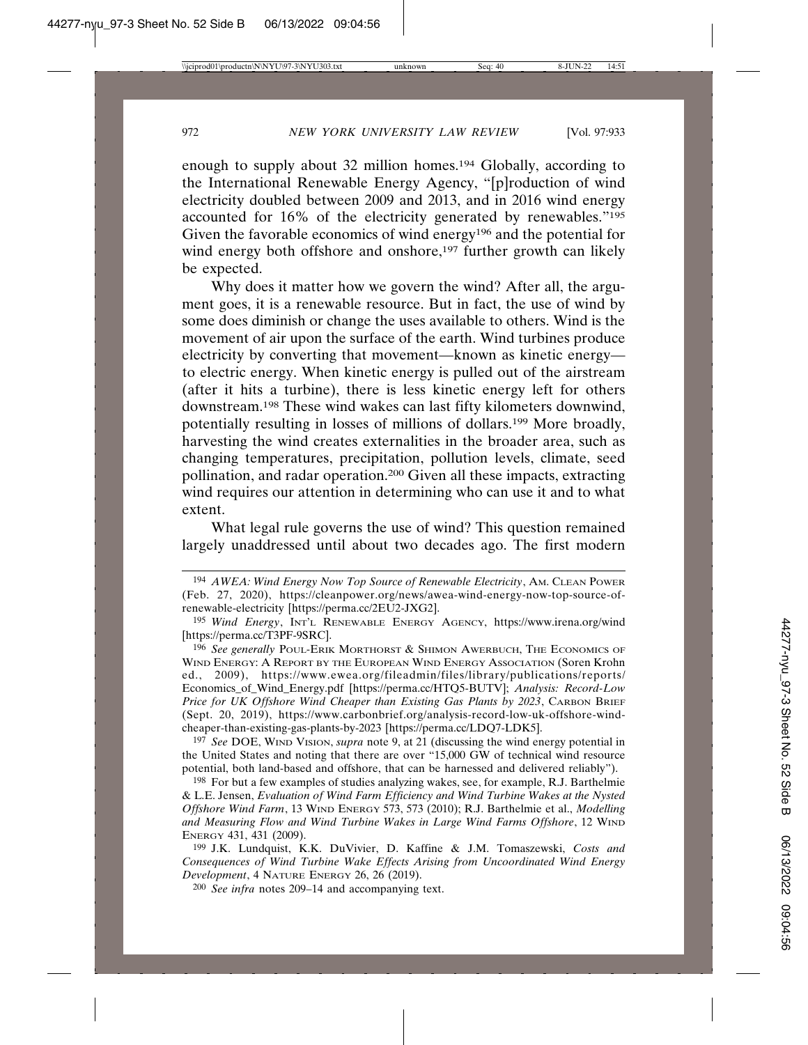enough to supply about 32 million homes.[194] Globally, according to the International Renewable Energy Agency, "[p]roduction of wind electricity doubled between 2009 and 2013, and in 2016 wind energy accounted for 16% of the electricity generated by renewables."[195] Given the favorable economics of wind energy[196] and the potential for wind energy both offshore and onshore,[197] further growth can likely be expected.

Why does it matter how we govern the wind? After all, the argument goes, it is a renewable resource. But in fact, the use of wind by some does diminish or change the uses available to others. Wind is the movement of air upon the surface of the earth. Wind turbines produce electricity by converting that movement—known as kinetic energy—to electric energy. When kinetic energy is pulled out of the airstream (after it hits a turbine), there is less kinetic energy left for others downstream.[198] These wind wakes can last fifty kilometers downwind, potentially resulting in losses of millions of dollars.[199] More broadly, harvesting the wind creates externalities in the broader area, such as changing temperatures, precipitation, pollution levels, climate, seed pollination, and radar operation.[200] Given all these impacts, extracting wind requires our attention in determining who can use it and to what extent.

What legal rule governs the use of wind? This question remained largely unaddressed until about two decades ago. The first modern

---

[194] *AWEA: Wind Energy Now Top Source of Renewable Electricity*, AM. CLEAN POWER (Feb. 27, 2020), https://cleanpower.org/news/awea-wind-energy-now-top-source-of-renewable-electricity [https://perma.cc/2EU2-JXG2].

[195] *Wind Energy*, INT'L RENEWABLE ENERGY AGENCY, https://www.irena.org/wind [https://perma.cc/T3PF-9SRC].

[196] *See generally* POUL-ERIK MORTHORST & SHIMON AWERBUCH, THE ECONOMICS OF WIND ENERGY: A REPORT BY THE EUROPEAN WIND ENERGY ASSOCIATION (Soren Krohn ed., 2009), https://www.ewea.org/fileadmin/files/library/publications/reports/Economics_of_Wind_Energy.pdf [https://perma.cc/HTQ5-BUTV]; *Analysis: Record-Low Price for UK Offshore Wind Cheaper than Existing Gas Plants by 2023*, CARBON BRIEF (Sept. 20, 2019), https://www.carbonbrief.org/analysis-record-low-uk-offshore-wind-cheaper-than-existing-gas-plants-by-2023 [https://perma.cc/LDQ7-LDK5].

[197] *See* DOE, WIND VISION, *supra* note 9, at 21 (discussing the wind energy potential in the United States and noting that there are over "15,000 GW of technical wind resource potential, both land-based and offshore, that can be harnessed and delivered reliably").

[198] For but a few examples of studies analyzing wakes, see, for example, R.J. Barthelmie & L.E. Jensen, *Evaluation of Wind Farm Efficiency and Wind Turbine Wakes at the Nysted Offshore Wind Farm*, 13 WIND ENERGY 573, 573 (2010); R.J. Barthelmie et al., *Modelling and Measuring Flow and Wind Turbine Wakes in Large Wind Farms Offshore*, 12 WIND ENERGY 431, 431 (2009).

[199] J.K. Lundquist, K.K. DuVivier, D. Kaffine & J.M. Tomaszewski, *Costs and Consequences of Wind Turbine Wake Effects Arising from Uncoordinated Wind Energy Development*, 4 NATURE ENERGY 26, 26 (2019).

[200] *See infra* notes 209–14 and accompanying text.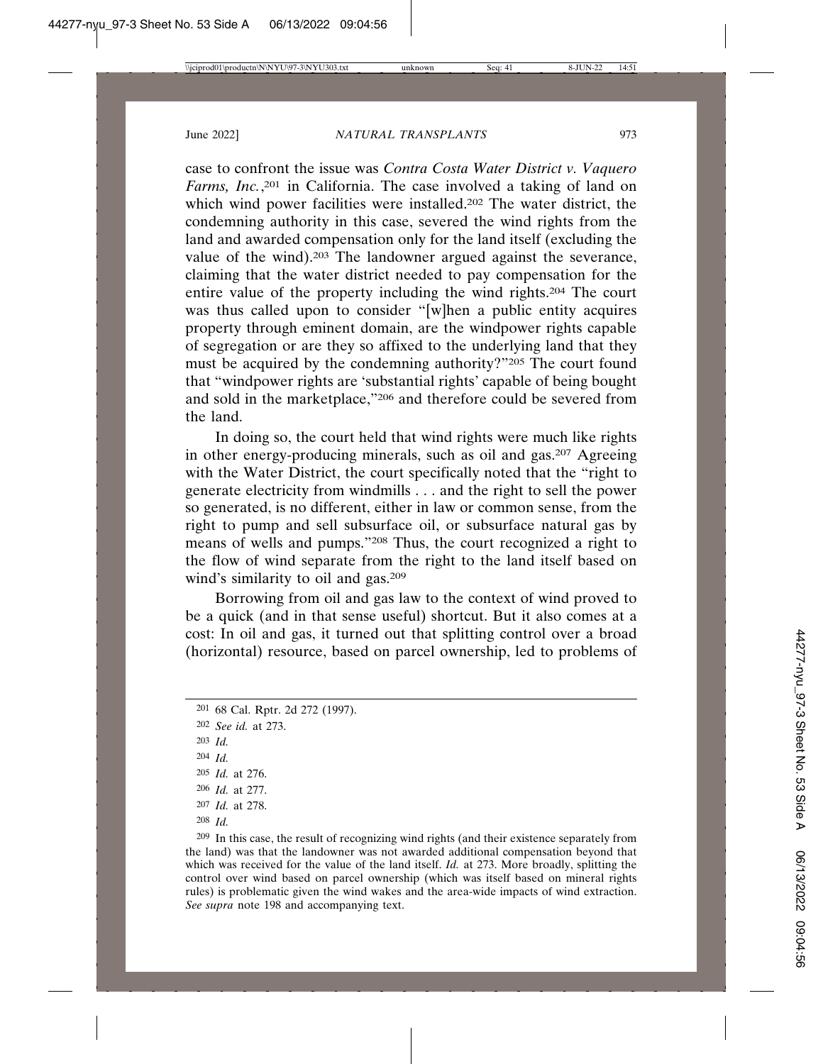case to confront the issue was *Contra Costa Water District v. Vaquero Farms, Inc.*,[201] in California. The case involved a taking of land on which wind power facilities were installed.[202] The water district, the condemning authority in this case, severed the wind rights from the land and awarded compensation only for the land itself (excluding the value of the wind).[203] The landowner argued against the severance, claiming that the water district needed to pay compensation for the entire value of the property including the wind rights.[204] The court was thus called upon to consider "[w]hen a public entity acquires property through eminent domain, are the windpower rights capable of segregation or are they so affixed to the underlying land that they must be acquired by the condemning authority?"[205] The court found that "windpower rights are 'substantial rights' capable of being bought and sold in the marketplace,"[206] and therefore could be severed from the land.

In doing so, the court held that wind rights were much like rights in other energy-producing minerals, such as oil and gas.[207] Agreeing with the Water District, the court specifically noted that the "right to generate electricity from windmills . . . and the right to sell the power so generated, is no different, either in law or common sense, from the right to pump and sell subsurface oil, or subsurface natural gas by means of wells and pumps."[208] Thus, the court recognized a right to the flow of wind separate from the right to the land itself based on wind's similarity to oil and gas.[209]

Borrowing from oil and gas law to the context of wind proved to be a quick (and in that sense useful) shortcut. But it also comes at a cost: In oil and gas, it turned out that splitting control over a broad (horizontal) resource, based on parcel ownership, led to problems of

---

[201] 68 Cal. Rptr. 2d 272 (1997).

[202] *See id.* at 273.

[203] *Id.*

[204] *Id.*

[205] *Id.* at 276.

[206] *Id.* at 277.

[207] *Id.* at 278.

[208] *Id.*

[209] In this case, the result of recognizing wind rights (and their existence separately from the land) was that the landowner was not awarded additional compensation beyond that which was received for the value of the land itself. *Id.* at 273. More broadly, splitting the control over wind based on parcel ownership (which was itself based on mineral rights rules) is problematic given the wind wakes and the area-wide impacts of wind extraction. *See supra* note 198 and accompanying text.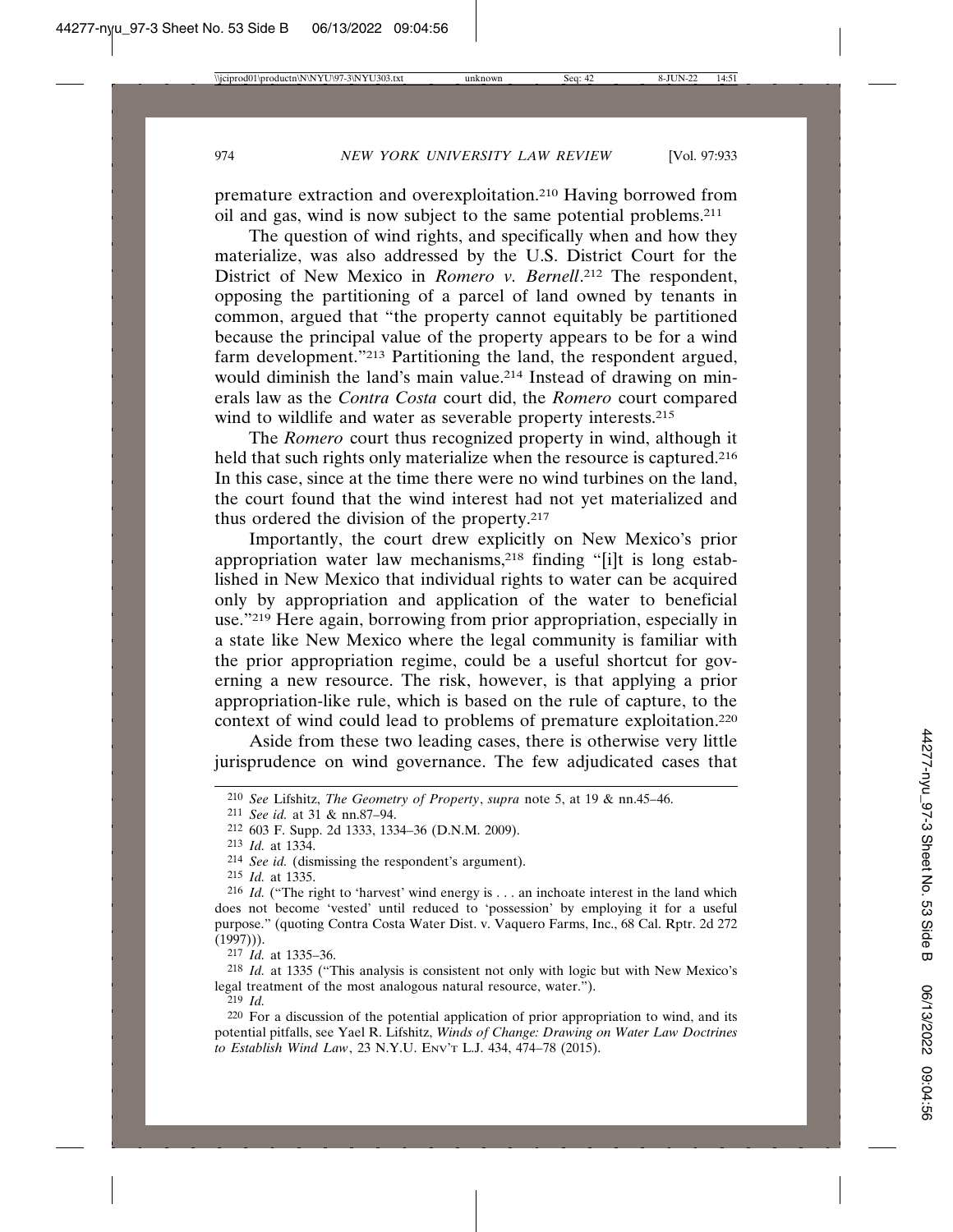premature extraction and overexploitation.[210] Having borrowed from oil and gas, wind is now subject to the same potential problems.[211]

The question of wind rights, and specifically when and how they materialize, was also addressed by the U.S. District Court for the District of New Mexico in *Romero v. Bernell*.[212] The respondent, opposing the partitioning of a parcel of land owned by tenants in common, argued that "the property cannot equitably be partitioned because the principal value of the property appears to be for a wind farm development."[213] Partitioning the land, the respondent argued, would diminish the land's main value.[214] Instead of drawing on minerals law as the *Contra Costa* court did, the *Romero* court compared wind to wildlife and water as severable property interests.[215]

The *Romero* court thus recognized property in wind, although it held that such rights only materialize when the resource is captured.[216] In this case, since at the time there were no wind turbines on the land, the court found that the wind interest had not yet materialized and thus ordered the division of the property.[217]

Importantly, the court drew explicitly on New Mexico's prior appropriation water law mechanisms,[218] finding "[i]t is long established in New Mexico that individual rights to water can be acquired only by appropriation and application of the water to beneficial use."[219] Here again, borrowing from prior appropriation, especially in a state like New Mexico where the legal community is familiar with the prior appropriation regime, could be a useful shortcut for governing a new resource. The risk, however, is that applying a prior appropriation-like rule, which is based on the rule of capture, to the context of wind could lead to problems of premature exploitation.[220]

Aside from these two leading cases, there is otherwise very little jurisprudence on wind governance. The few adjudicated cases that

---

[210] *See* Lifshitz, *The Geometry of Property*, *supra* note 5, at 19 & nn.45–46.

[211] *See id.* at 31 & nn.87–94.

[212] 603 F. Supp. 2d 1333, 1334–36 (D.N.M. 2009).

[213] *Id.* at 1334.

[214] *See id.* (dismissing the respondent's argument).

[215] *Id.* at 1335.

[216] *Id.* ("The right to 'harvest' wind energy is . . . an inchoate interest in the land which does not become 'vested' until reduced to 'possession' by employing it for a useful purpose." (quoting Contra Costa Water Dist. v. Vaquero Farms, Inc., 68 Cal. Rptr. 2d 272 (1997))).

[217] *Id.* at 1335–36.

[218] *Id.* at 1335 ("This analysis is consistent not only with logic but with New Mexico's legal treatment of the most analogous natural resource, water.").

[219] *Id.*

[220] For a discussion of the potential application of prior appropriation to wind, and its potential pitfalls, see Yael R. Lifshitz, *Winds of Change: Drawing on Water Law Doctrines to Establish Wind Law*, 23 N.Y.U. ENV'T L.J. 434, 474–78 (2015).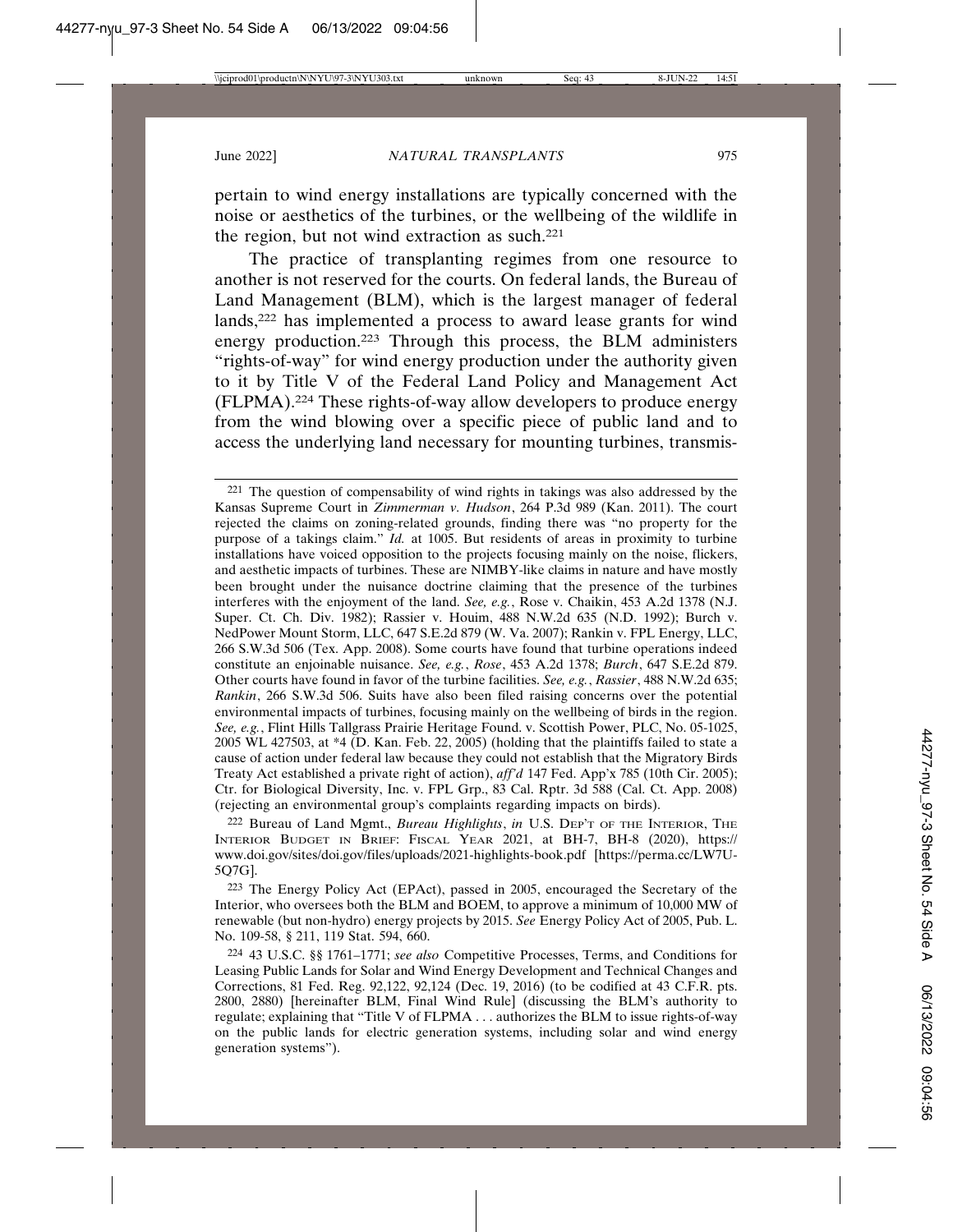pertain to wind energy installations are typically concerned with the noise or aesthetics of the turbines, or the wellbeing of the wildlife in the region, but not wind extraction as such.[221]

The practice of transplanting regimes from one resource to another is not reserved for the courts. On federal lands, the Bureau of Land Management (BLM), which is the largest manager of federal lands,[222] has implemented a process to award lease grants for wind energy production.[223] Through this process, the BLM administers "rights-of-way" for wind energy production under the authority given to it by Title V of the Federal Land Policy and Management Act (FLPMA).[224] These rights-of-way allow developers to produce energy from the wind blowing over a specific piece of public land and to access the underlying land necessary for mounting turbines, transmis-

---

[221] The question of compensability of wind rights in takings was also addressed by the Kansas Supreme Court in *Zimmerman v. Hudson*, 264 P.3d 989 (Kan. 2011). The court rejected the claims on zoning-related grounds, finding there was "no property for the purpose of a takings claim." *Id.* at 1005. But residents of areas in proximity to turbine installations have voiced opposition to the projects focusing mainly on the noise, flickers, and aesthetic impacts of turbines. These are NIMBY-like claims in nature and have mostly been brought under the nuisance doctrine claiming that the presence of the turbines interferes with the enjoyment of the land. *See, e.g.*, Rose v. Chaikin, 453 A.2d 1378 (N.J. Super. Ct. Ch. Div. 1982); Rassier v. Houim, 488 N.W.2d 635 (N.D. 1992); Burch v. NedPower Mount Storm, LLC, 647 S.E.2d 879 (W. Va. 2007); Rankin v. FPL Energy, LLC, 266 S.W.3d 506 (Tex. App. 2008). Some courts have found that turbine operations indeed constitute an enjoinable nuisance. *See, e.g.*, *Rose*, 453 A.2d 1378; *Burch*, 647 S.E.2d 879. Other courts have found in favor of the turbine facilities. *See, e.g.*, *Rassier*, 488 N.W.2d 635; *Rankin*, 266 S.W.3d 506. Suits have also been filed raising concerns over the potential environmental impacts of turbines, focusing mainly on the wellbeing of birds in the region. *See, e.g.*, Flint Hills Tallgrass Prairie Heritage Found. v. Scottish Power, PLC, No. 05-1025, 2005 WL 427503, at *4 (D. Kan. Feb. 22, 2005) (holding that the plaintiffs failed to state a cause of action under federal law because they could not establish that the Migratory Birds Treaty Act established a private right of action), *aff'd* 147 Fed. App'x 785 (10th Cir. 2005); Ctr. for Biological Diversity, Inc. v. FPL Grp., 83 Cal. Rptr. 3d 588 (Cal. Ct. App. 2008) (rejecting an environmental group's complaints regarding impacts on birds).

[222] Bureau of Land Mgmt., *Bureau Highlights*, *in* U.S. DEP'T OF THE INTERIOR, THE INTERIOR BUDGET IN BRIEF: FISCAL YEAR 2021, at BH-7, BH-8 (2020), https://www.doi.gov/sites/doi.gov/files/uploads/2021-highlights-book.pdf [https://perma.cc/LW7U-5Q7G].

[223] The Energy Policy Act (EPAct), passed in 2005, encouraged the Secretary of the Interior, who oversees both the BLM and BOEM, to approve a minimum of 10,000 MW of renewable (but non-hydro) energy projects by 2015. *See* Energy Policy Act of 2005, Pub. L. No. 109-58, § 211, 119 Stat. 594, 660.

[224] 43 U.S.C. §§ 1761–1771; *see also* Competitive Processes, Terms, and Conditions for Leasing Public Lands for Solar and Wind Energy Development and Technical Changes and Corrections, 81 Fed. Reg. 92,122, 92,124 (Dec. 19, 2016) (to be codified at 43 C.F.R. pts. 2800, 2880) [hereinafter BLM, Final Wind Rule] (discussing the BLM's authority to regulate; explaining that "Title V of FLPMA . . . authorizes the BLM to issue rights-of-way on the public lands for electric generation systems, including solar and wind energy generation systems").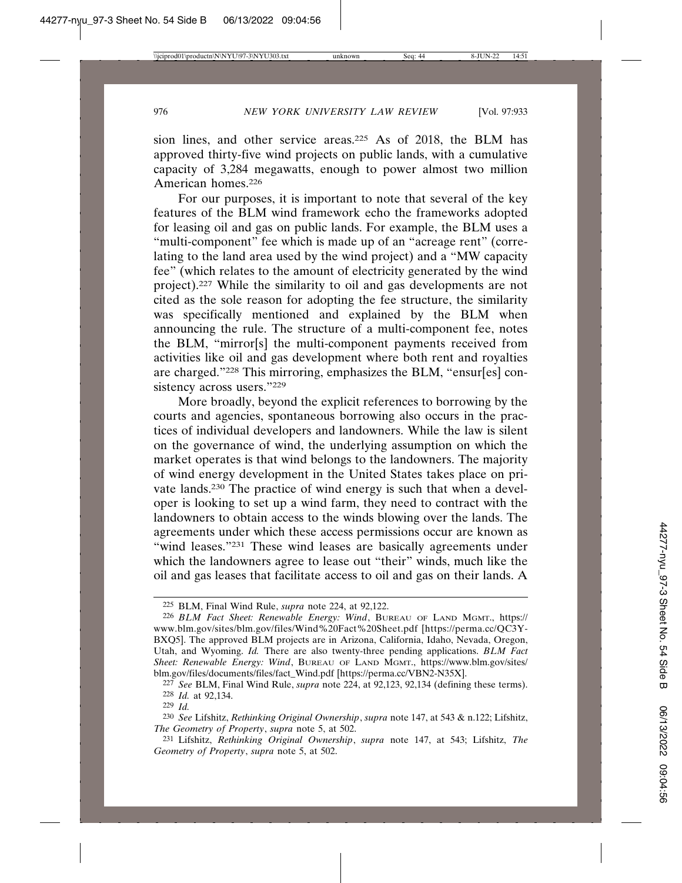sion lines, and other service areas.[225] As of 2018, the BLM has approved thirty-five wind projects on public lands, with a cumulative capacity of 3,284 megawatts, enough to power almost two million American homes.[226]

For our purposes, it is important to note that several of the key features of the BLM wind framework echo the frameworks adopted for leasing oil and gas on public lands. For example, the BLM uses a "multi-component" fee which is made up of an "acreage rent" (correlating to the land area used by the wind project) and a "MW capacity fee" (which relates to the amount of electricity generated by the wind project).[227] While the similarity to oil and gas developments are not cited as the sole reason for adopting the fee structure, the similarity was specifically mentioned and explained by the BLM when announcing the rule. The structure of a multi-component fee, notes the BLM, "mirror[s] the multi-component payments received from activities like oil and gas development where both rent and royalties are charged."[228] This mirroring, emphasizes the BLM, "ensur[es] consistency across users."[229]

More broadly, beyond the explicit references to borrowing by the courts and agencies, spontaneous borrowing also occurs in the practices of individual developers and landowners. While the law is silent on the governance of wind, the underlying assumption on which the market operates is that wind belongs to the landowners. The majority of wind energy development in the United States takes place on private lands.[230] The practice of wind energy is such that when a developer is looking to set up a wind farm, they need to contract with the landowners to obtain access to the winds blowing over the lands. The agreements under which these access permissions occur are known as "wind leases."[231] These wind leases are basically agreements under which the landowners agree to lease out "their" winds, much like the oil and gas leases that facilitate access to oil and gas on their lands. A

---

[225] BLM, Final Wind Rule, *supra* note 224, at 92,122.

[226] *BLM Fact Sheet: Renewable Energy: Wind*, BUREAU OF LAND MGMT., https://www.blm.gov/sites/blm.gov/files/Wind%20Fact%20Sheet.pdf [https://perma.cc/QC3Y-BXQ5]. The approved BLM projects are in Arizona, California, Idaho, Nevada, Oregon, Utah, and Wyoming. *Id.* There are also twenty-three pending applications. *BLM Fact Sheet: Renewable Energy: Wind*, BUREAU OF LAND MGMT., https://www.blm.gov/sites/blm.gov/files/documents/files/fact_Wind.pdf [https://perma.cc/VBN2-N35X].

[227] *See* BLM, Final Wind Rule, *supra* note 224, at 92,123, 92,134 (defining these terms).

[228] *Id.* at 92,134.

[229] *Id.*

[230] *See* Lifshitz, *Rethinking Original Ownership*, *supra* note 147, at 543 & n.122; Lifshitz, *The Geometry of Property*, *supra* note 5, at 502.

[231] Lifshitz, *Rethinking Original Ownership*, *supra* note 147, at 543; Lifshitz, *The Geometry of Property*, *supra* note 5, at 502.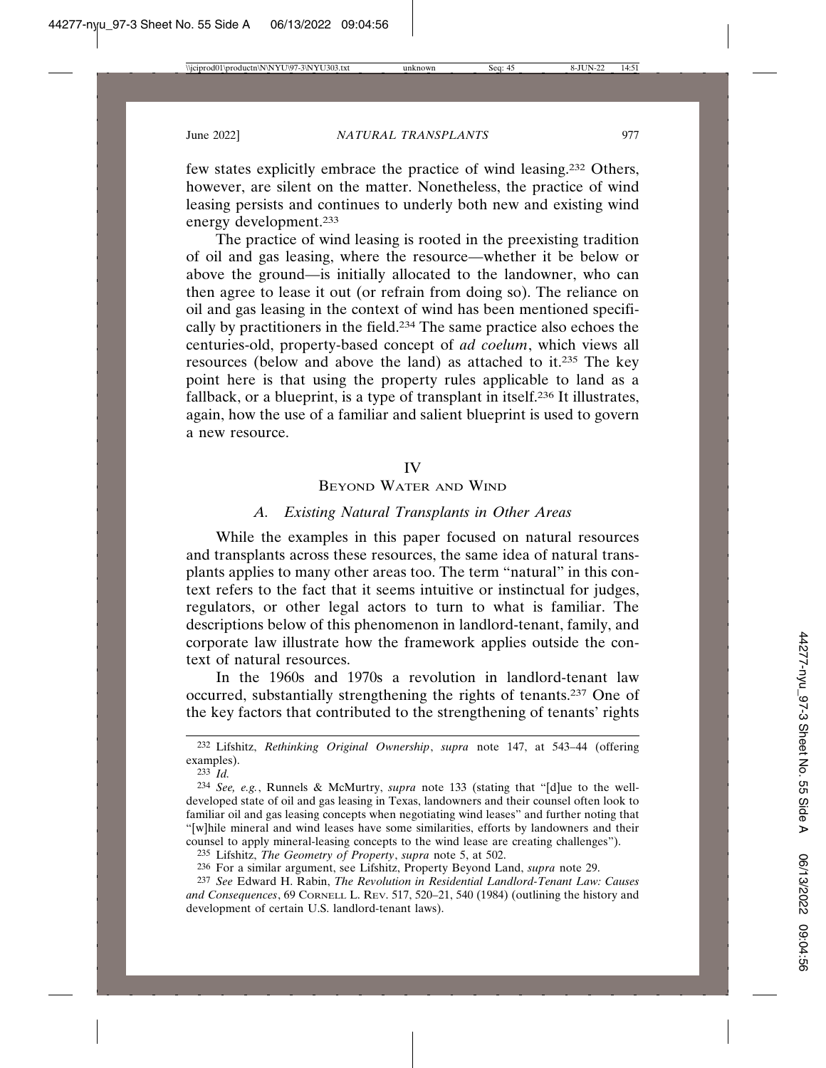few states explicitly embrace the practice of wind leasing.[232] Others, however, are silent on the matter. Nonetheless, the practice of wind leasing persists and continues to underly both new and existing wind energy development.[233]

The practice of wind leasing is rooted in the preexisting tradition of oil and gas leasing, where the resource—whether it be below or above the ground—is initially allocated to the landowner, who can then agree to lease it out (or refrain from doing so). The reliance on oil and gas leasing in the context of wind has been mentioned specifically by practitioners in the field.[234] The same practice also echoes the centuries-old, property-based concept of *ad coelum*, which views all resources (below and above the land) as attached to it.[235] The key point here is that using the property rules applicable to land as a fallback, or a blueprint, is a type of transplant in itself.[236] It illustrates, again, how the use of a familiar and salient blueprint is used to govern a new resource.

# IV
# Beyond Water and Wind

## *A. Existing Natural Transplants in Other Areas*

While the examples in this paper focused on natural resources and transplants across these resources, the same idea of natural transplants applies to many other areas too. The term "natural" in this context refers to the fact that it seems intuitive or instinctual for judges, regulators, or other legal actors to turn to what is familiar. The descriptions below of this phenomenon in landlord-tenant, family, and corporate law illustrate how the framework applies outside the context of natural resources.

In the 1960s and 1970s a revolution in landlord-tenant law occurred, substantially strengthening the rights of tenants.[237] One of the key factors that contributed to the strengthening of tenants' rights

---

232 Lifshitz, *Rethinking Original Ownership*, *supra* note 147, at 543–44 (offering examples).

233 *Id.*

234 *See, e.g.*, Runnels & McMurtry, *supra* note 133 (stating that "[d]ue to the well-developed state of oil and gas leasing in Texas, landowners and their counsel often look to familiar oil and gas leasing concepts when negotiating wind leases" and further noting that "[w]hile mineral and wind leases have some similarities, efforts by landowners and their counsel to apply mineral-leasing concepts to the wind lease are creating challenges").

235 Lifshitz, *The Geometry of Property*, *supra* note 5, at 502.

236 For a similar argument, see Lifshitz, Property Beyond Land, *supra* note 29.

237 *See* Edward H. Rabin, *The Revolution in Residential Landlord-Tenant Law: Causes and Consequences*, 69 Cornell L. Rev. 517, 520–21, 540 (1984) (outlining the history and development of certain U.S. landlord-tenant laws).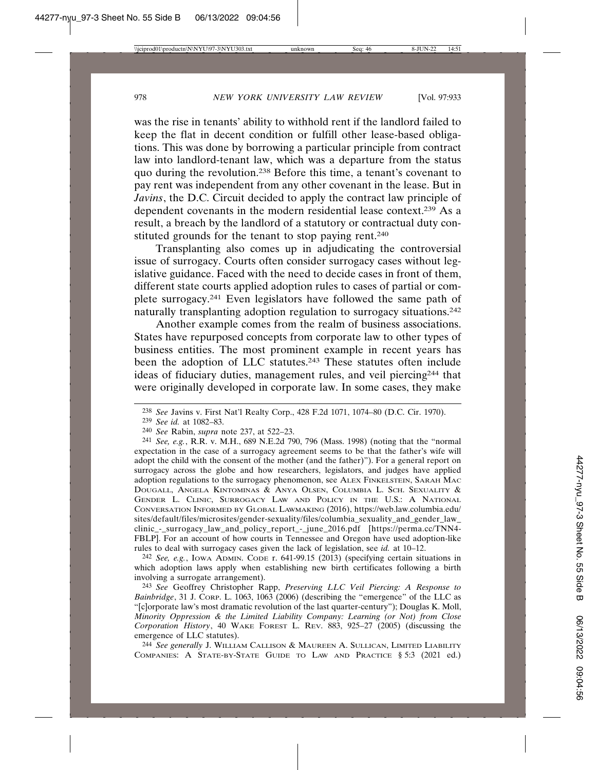was the rise in tenants' ability to withhold rent if the landlord failed to keep the flat in decent condition or fulfill other lease-based obligations. This was done by borrowing a particular principle from contract law into landlord-tenant law, which was a departure from the status quo during the revolution.[238] Before this time, a tenant's covenant to pay rent was independent from any other covenant in the lease. But in *Javins*, the D.C. Circuit decided to apply the contract law principle of dependent covenants in the modern residential lease context.[239] As a result, a breach by the landlord of a statutory or contractual duty constituted grounds for the tenant to stop paying rent.[240]

Transplanting also comes up in adjudicating the controversial issue of surrogacy. Courts often consider surrogacy cases without legislative guidance. Faced with the need to decide cases in front of them, different state courts applied adoption rules to cases of partial or complete surrogacy.[241] Even legislators have followed the same path of naturally transplanting adoption regulation to surrogacy situations.[242]

Another example comes from the realm of business associations. States have repurposed concepts from corporate law to other types of business entities. The most prominent example in recent years has been the adoption of LLC statutes.[243] These statutes often include ideas of fiduciary duties, management rules, and veil piercing[244] that were originally developed in corporate law. In some cases, they make

---

[238] *See* Javins v. First Nat'l Realty Corp., 428 F.2d 1071, 1074–80 (D.C. Cir. 1970).

[239] *See id.* at 1082–83.

[240] *See* Rabin, *supra* note 237, at 522–23.

[241] *See, e.g.*, R.R. v. M.H., 689 N.E.2d 790, 796 (Mass. 1998) (noting that the "normal expectation in the case of a surrogacy agreement seems to be that the father's wife will adopt the child with the consent of the mother (and the father)"). For a general report on surrogacy across the globe and how researchers, legislators, and judges have applied adoption regulations to the surrogacy phenomenon, see ALEX FINKELSTEIN, SARAH MAC DOUGALL, ANGELA KINTOMINAS & ANYA OLSEN, COLUMBIA L. SCH. SEXUALITY & GENDER L. CLINIC, SURROGACY LAW AND POLICY IN THE U.S.: A NATIONAL CONVERSATION INFORMED BY GLOBAL LAWMAKING (2016), https://web.law.columbia.edu/sites/default/files/microsites/gender-sexuality/files/columbia_sexuality_and_gender_law_clinic_-_surrogacy_law_and_policy_report_-_june_2016.pdf [https://perma.cc/TNN4-FBLP]. For an account of how courts in Tennessee and Oregon have used adoption-like rules to deal with surrogacy cases given the lack of legislation, see *id.* at 10–12.

[242] *See, e.g.*, IOWA ADMIN. CODE r. 641-99.15 (2013) (specifying certain situations in which adoption laws apply when establishing new birth certificates following a birth involving a surrogate arrangement).

[243] *See* Geoffrey Christopher Rapp, *Preserving LLC Veil Piercing: A Response to Bainbridge*, 31 J. CORP. L. 1063, 1063 (2006) (describing the "emergence" of the LLC as "[c]orporate law's most dramatic revolution of the last quarter-century"); Douglas K. Moll, *Minority Oppression & the Limited Liability Company: Learning (or Not) from Close Corporation History*, 40 WAKE FOREST L. REV. 883, 925–27 (2005) (discussing the emergence of LLC statutes).

[244] *See generally* J. WILLIAM CALLISON & MAUREEN A. SULLICAN, LIMITED LIABILITY COMPANIES: A STATE-BY-STATE GUIDE TO LAW AND PRACTICE § 5:3 (2021 ed.)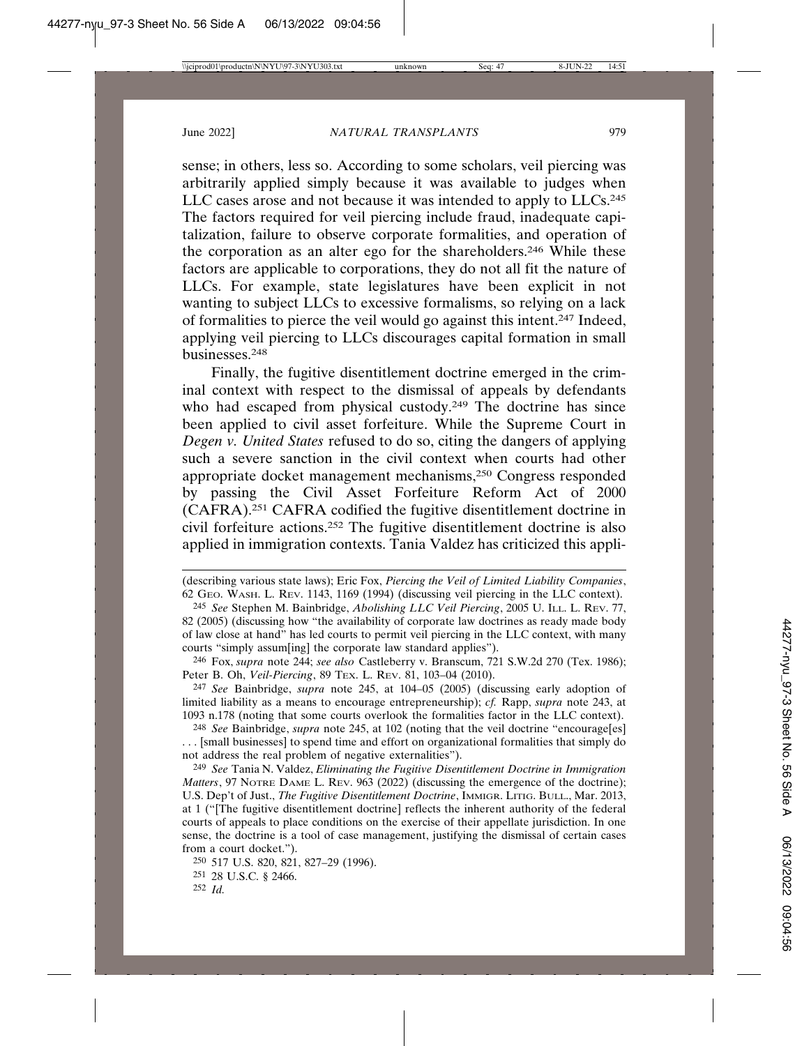sense; in others, less so. According to some scholars, veil piercing was arbitrarily applied simply because it was available to judges when LLC cases arose and not because it was intended to apply to LLCs.[245] The factors required for veil piercing include fraud, inadequate capitalization, failure to observe corporate formalities, and operation of the corporation as an alter ego for the shareholders.[246] While these factors are applicable to corporations, they do not all fit the nature of LLCs. For example, state legislatures have been explicit in not wanting to subject LLCs to excessive formalisms, so relying on a lack of formalities to pierce the veil would go against this intent.[247] Indeed, applying veil piercing to LLCs discourages capital formation in small businesses.[248]

Finally, the fugitive disentitlement doctrine emerged in the criminal context with respect to the dismissal of appeals by defendants who had escaped from physical custody.[249] The doctrine has since been applied to civil asset forfeiture. While the Supreme Court in *Degen v. United States* refused to do so, citing the dangers of applying such a severe sanction in the civil context when courts had other appropriate docket management mechanisms,[250] Congress responded by passing the Civil Asset Forfeiture Reform Act of 2000 (CAFRA).[251] CAFRA codified the fugitive disentitlement doctrine in civil forfeiture actions.[252] The fugitive disentitlement doctrine is also applied in immigration contexts. Tania Valdez has criticized this appli-

---

(describing various state laws); Eric Fox, *Piercing the Veil of Limited Liability Companies*, 62 GEO. WASH. L. REV. 1143, 1169 (1994) (discussing veil piercing in the LLC context).

[245] *See* Stephen M. Bainbridge, *Abolishing LLC Veil Piercing*, 2005 U. ILL. L. REV. 77, 82 (2005) (discussing how "the availability of corporate law doctrines as ready made body of law close at hand" has led courts to permit veil piercing in the LLC context, with many courts "simply assum[ing] the corporate law standard applies").

[246] Fox, *supra* note 244; *see also* Castleberry v. Branscum, 721 S.W.2d 270 (Tex. 1986); Peter B. Oh, *Veil-Piercing*, 89 TEX. L. REV. 81, 103–04 (2010).

[247] *See* Bainbridge, *supra* note 245, at 104–05 (2005) (discussing early adoption of limited liability as a means to encourage entrepreneurship); *cf.* Rapp, *supra* note 243, at 1093 n.178 (noting that some courts overlook the formalities factor in the LLC context).

[248] *See* Bainbridge, *supra* note 245, at 102 (noting that the veil doctrine "encourage[es] . . . [small businesses] to spend time and effort on organizational formalities that simply do not address the real problem of negative externalities").

[249] *See* Tania N. Valdez, *Eliminating the Fugitive Disentitlement Doctrine in Immigration Matters*, 97 NOTRE DAME L. REV. 963 (2022) (discussing the emergence of the doctrine); U.S. Dep't of Just., *The Fugitive Disentitlement Doctrine*, IMMIGR. LITIG. BULL., Mar. 2013, at 1 ("[The fugitive disentitlement doctrine] reflects the inherent authority of the federal courts of appeals to place conditions on the exercise of their appellate jurisdiction. In one sense, the doctrine is a tool of case management, justifying the dismissal of certain cases from a court docket.").

[250] 517 U.S. 820, 821, 827–29 (1996).

[251] 28 U.S.C. § 2466.

[252] *Id.*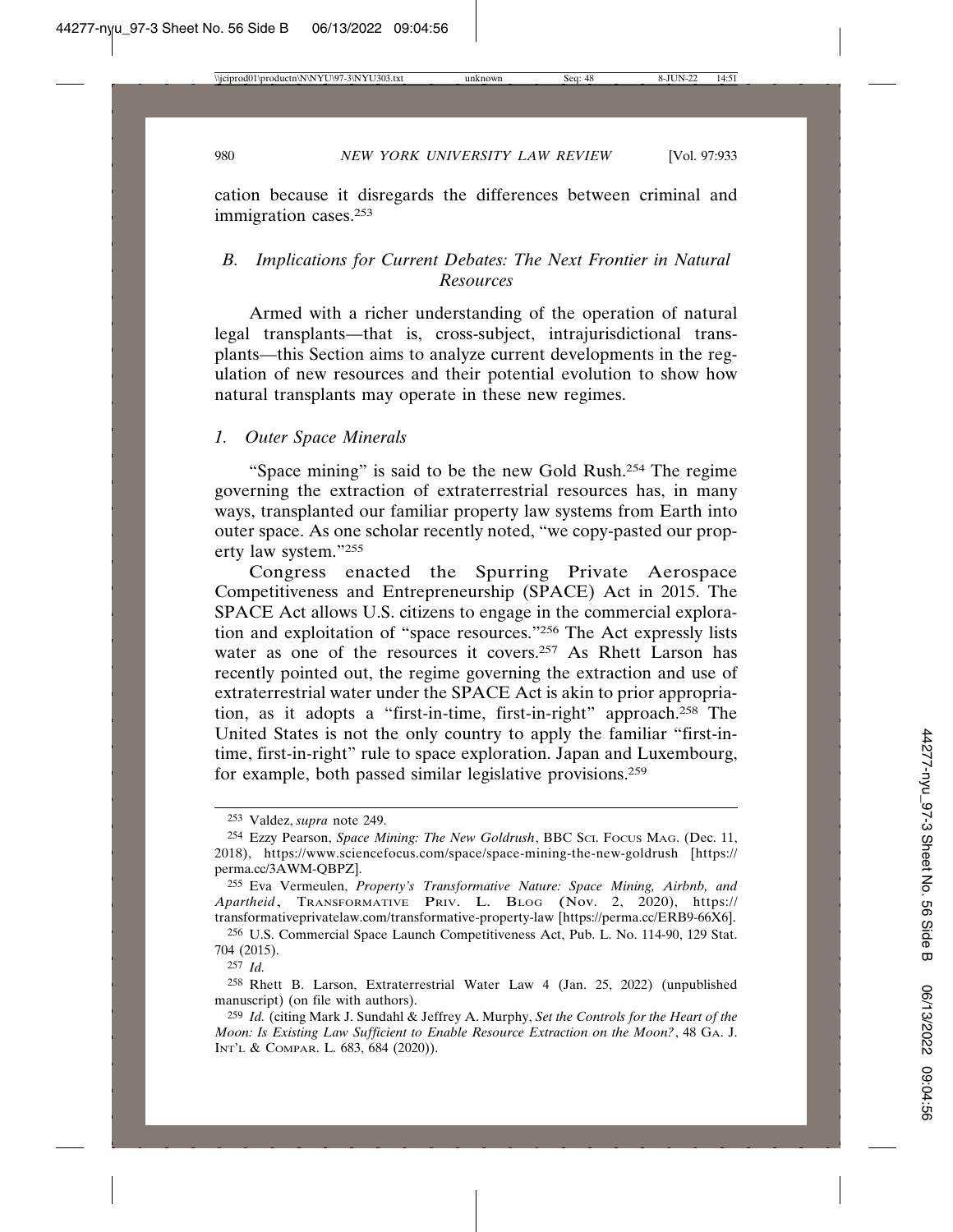cation because it disregards the differences between criminal and immigration cases.[253]

### B. Implications for Current Debates: The Next Frontier in Natural Resources

Armed with a richer understanding of the operation of natural legal transplants—that is, cross-subject, intrajurisdictional transplants—this Section aims to analyze current developments in the regulation of new resources and their potential evolution to show how natural transplants may operate in these new regimes.

#### 1. Outer Space Minerals

"Space mining" is said to be the new Gold Rush.[254] The regime governing the extraction of extraterrestrial resources has, in many ways, transplanted our familiar property law systems from Earth into outer space. As one scholar recently noted, "we copy-pasted our property law system."[255]

Congress enacted the Spurring Private Aerospace Competitiveness and Entrepreneurship (SPACE) Act in 2015. The SPACE Act allows U.S. citizens to engage in the commercial exploration and exploitation of "space resources."[256] The Act expressly lists water as one of the resources it covers.[257] As Rhett Larson has recently pointed out, the regime governing the extraction and use of extraterrestrial water under the SPACE Act is akin to prior appropriation, as it adopts a "first-in-time, first-in-right" approach.[258] The United States is not the only country to apply the familiar "first-in-time, first-in-right" rule to space exploration. Japan and Luxembourg, for example, both passed similar legislative provisions.[259]

---

253 Valdez, *supra* note 249.

254 Ezzy Pearson, *Space Mining: The New Goldrush*, BBC SCI. FOCUS MAG. (Dec. 11, 2018), https://www.sciencefocus.com/space/space-mining-the-new-goldrush [https://perma.cc/3AWM-QBPZ].

255 Eva Vermeulen, *Property's Transformative Nature: Space Mining, Airbnb, and Apartheid*, TRANSFORMATIVE PRIV. L. BLOG (Nov. 2, 2020), https://transformativeprivatelaw.com/transformative-property-law [https://perma.cc/ERB9-66X6].

256 U.S. Commercial Space Launch Competitiveness Act, Pub. L. No. 114-90, 129 Stat. 704 (2015).

257 *Id.*

258 Rhett B. Larson, Extraterrestrial Water Law 4 (Jan. 25, 2022) (unpublished manuscript) (on file with authors).

259 *Id.* (citing Mark J. Sundahl & Jeffrey A. Murphy, *Set the Controls for the Heart of the Moon: Is Existing Law Sufficient to Enable Resource Extraction on the Moon?*, 48 GA. J. INT'L & COMPAR. L. 683, 684 (2020)).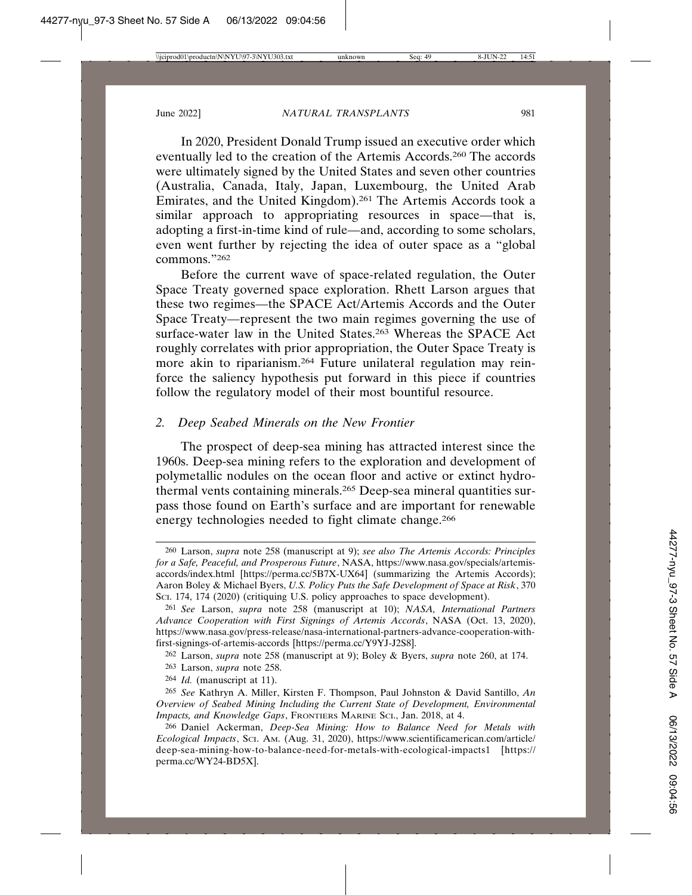In 2020, President Donald Trump issued an executive order which eventually led to the creation of the Artemis Accords.[260] The accords were ultimately signed by the United States and seven other countries (Australia, Canada, Italy, Japan, Luxembourg, the United Arab Emirates, and the United Kingdom).[261] The Artemis Accords took a similar approach to appropriating resources in space—that is, adopting a first-in-time kind of rule—and, according to some scholars, even went further by rejecting the idea of outer space as a "global commons."[262]

Before the current wave of space-related regulation, the Outer Space Treaty governed space exploration. Rhett Larson argues that these two regimes—the SPACE Act/Artemis Accords and the Outer Space Treaty—represent the two main regimes governing the use of surface-water law in the United States.[263] Whereas the SPACE Act roughly correlates with prior appropriation, the Outer Space Treaty is more akin to riparianism.[264] Future unilateral regulation may reinforce the saliency hypothesis put forward in this piece if countries follow the regulatory model of their most bountiful resource.

### 2. *Deep Seabed Minerals on the New Frontier*

The prospect of deep-sea mining has attracted interest since the 1960s. Deep-sea mining refers to the exploration and development of polymetallic nodules on the ocean floor and active or extinct hydrothermal vents containing minerals.[265] Deep-sea mineral quantities surpass those found on Earth's surface and are important for renewable energy technologies needed to fight climate change.[266]

---

260 Larson, *supra* note 258 (manuscript at 9); *see also The Artemis Accords: Principles for a Safe, Peaceful, and Prosperous Future*, NASA, https://www.nasa.gov/specials/artemis-accords/index.html [https://perma.cc/5B7X-UX64] (summarizing the Artemis Accords); Aaron Boley & Michael Byers, *U.S. Policy Puts the Safe Development of Space at Risk*, 370 SCI. 174, 174 (2020) (critiquing U.S. policy approaches to space development).

261 *See* Larson, *supra* note 258 (manuscript at 10); *NASA, International Partners Advance Cooperation with First Signings of Artemis Accords*, NASA (Oct. 13, 2020), https://www.nasa.gov/press-release/nasa-international-partners-advance-cooperation-with-first-signings-of-artemis-accords [https://perma.cc/Y9YJ-J2S8].

262 Larson, *supra* note 258 (manuscript at 9); Boley & Byers, *supra* note 260, at 174.

263 Larson, *supra* note 258.

264 *Id.* (manuscript at 11).

265 *See* Kathryn A. Miller, Kirsten F. Thompson, Paul Johnston & David Santillo, *An Overview of Seabed Mining Including the Current State of Development, Environmental Impacts, and Knowledge Gaps*, FRONTIERS MARINE SCI., Jan. 2018, at 4.

266 Daniel Ackerman, *Deep-Sea Mining: How to Balance Need for Metals with Ecological Impacts*, SCI. AM. (Aug. 31, 2020), https://www.scientificamerican.com/article/deep-sea-mining-how-to-balance-need-for-metals-with-ecological-impacts1 [https://perma.cc/WY24-BD5X].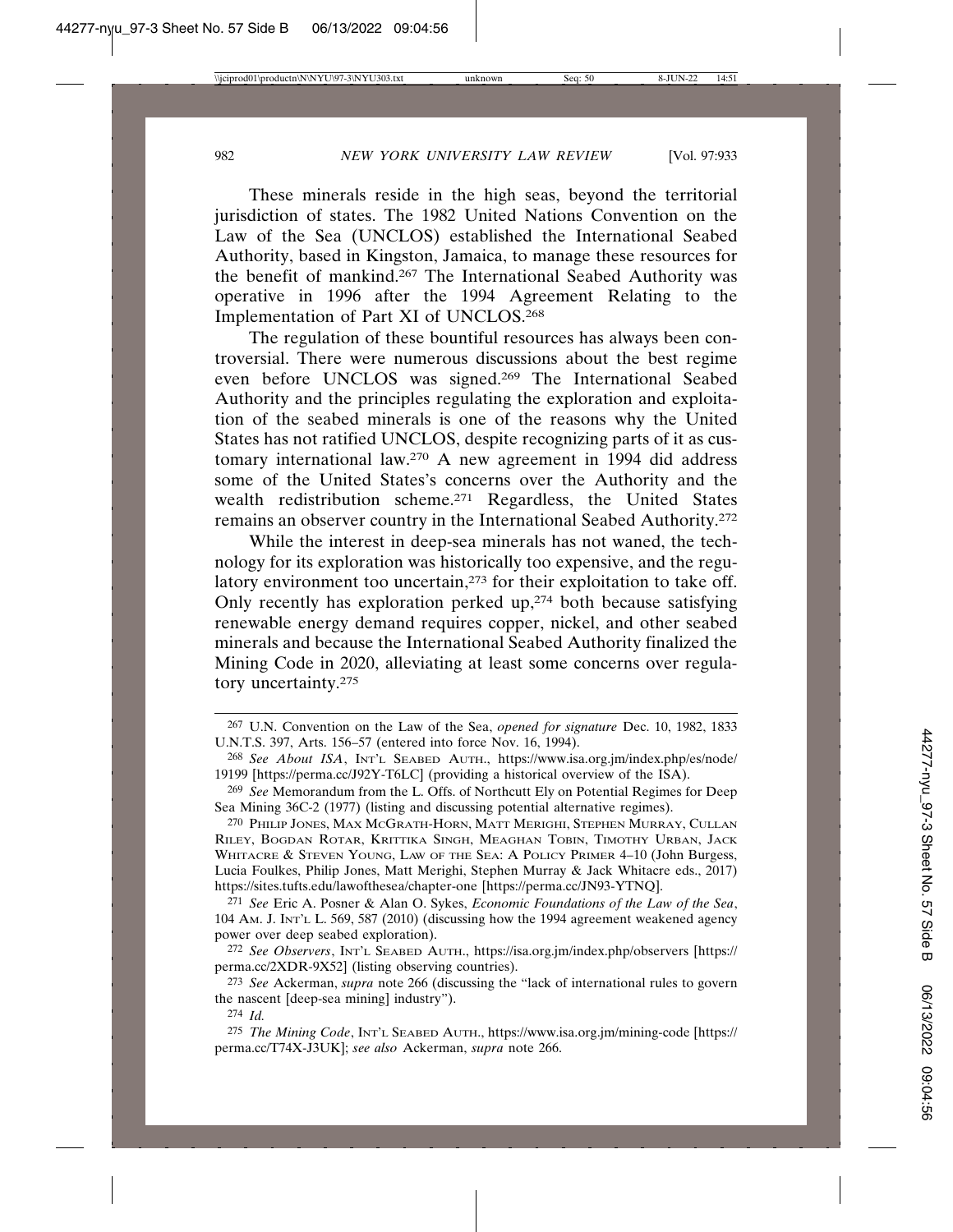These minerals reside in the high seas, beyond the territorial jurisdiction of states. The 1982 United Nations Convention on the Law of the Sea (UNCLOS) established the International Seabed Authority, based in Kingston, Jamaica, to manage these resources for the benefit of mankind.[267] The International Seabed Authority was operative in 1996 after the 1994 Agreement Relating to the Implementation of Part XI of UNCLOS.[268]

The regulation of these bountiful resources has always been controversial. There were numerous discussions about the best regime even before UNCLOS was signed.[269] The International Seabed Authority and the principles regulating the exploration and exploitation of the seabed minerals is one of the reasons why the United States has not ratified UNCLOS, despite recognizing parts of it as customary international law.[270] A new agreement in 1994 did address some of the United States's concerns over the Authority and the wealth redistribution scheme.[271] Regardless, the United States remains an observer country in the International Seabed Authority.[272]

While the interest in deep-sea minerals has not waned, the technology for its exploration was historically too expensive, and the regulatory environment too uncertain,[273] for their exploitation to take off. Only recently has exploration perked up,[274] both because satisfying renewable energy demand requires copper, nickel, and other seabed minerals and because the International Seabed Authority finalized the Mining Code in 2020, alleviating at least some concerns over regulatory uncertainty.[275]

---

[267] U.N. Convention on the Law of the Sea, *opened for signature* Dec. 10, 1982, 1833 U.N.T.S. 397, Arts. 156–57 (entered into force Nov. 16, 1994).

[268] *See About ISA*, INT'L SEABED AUTH., https://www.isa.org.jm/index.php/es/node/19199 [https://perma.cc/J92Y-T6LC] (providing a historical overview of the ISA).

[269] *See* Memorandum from the L. Offs. of Northcutt Ely on Potential Regimes for Deep Sea Mining 36C-2 (1977) (listing and discussing potential alternative regimes).

[270] PHILIP JONES, MAX MCGRATH-HORN, MATT MERIGHI, STEPHEN MURRAY, CULLAN RILEY, BOGDAN ROTAR, KRITTIKA SINGH, MEAGHAN TOBIN, TIMOTHY URBAN, JACK WHITACRE & STEVEN YOUNG, LAW OF THE SEA: A POLICY PRIMER 4–10 (John Burgess, Lucia Foulkes, Philip Jones, Matt Merighi, Stephen Murray & Jack Whitacre eds., 2017) https://sites.tufts.edu/lawofthesea/chapter-one [https://perma.cc/JN93-YTNQ].

[271] *See* Eric A. Posner & Alan O. Sykes, *Economic Foundations of the Law of the Sea*, 104 AM. J. INT'L L. 569, 587 (2010) (discussing how the 1994 agreement weakened agency power over deep seabed exploration).

[272] *See Observers*, INT'L SEABED AUTH., https://isa.org.jm/index.php/observers [https://perma.cc/2XDR-9X52] (listing observing countries).

[273] *See* Ackerman, *supra* note 266 (discussing the "lack of international rules to govern the nascent [deep-sea mining] industry").

[274] *Id.*

[275] *The Mining Code*, INT'L SEABED AUTH., https://www.isa.org.jm/mining-code [https://perma.cc/T74X-J3UK]; *see also* Ackerman, *supra* note 266.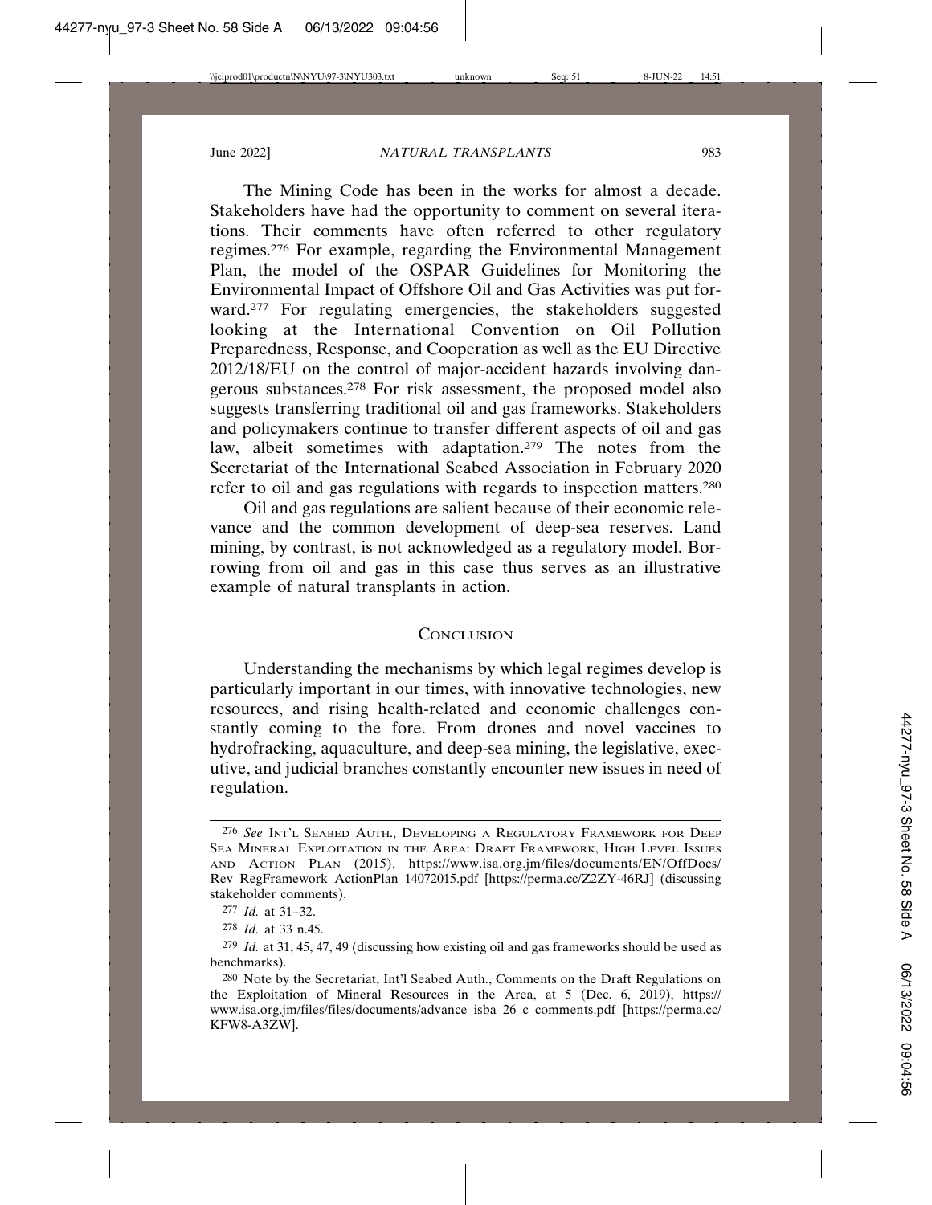The Mining Code has been in the works for almost a decade. Stakeholders have had the opportunity to comment on several iterations. Their comments have often referred to other regulatory regimes.[276] For example, regarding the Environmental Management Plan, the model of the OSPAR Guidelines for Monitoring the Environmental Impact of Offshore Oil and Gas Activities was put forward.[277] For regulating emergencies, the stakeholders suggested looking at the International Convention on Oil Pollution Preparedness, Response, and Cooperation as well as the EU Directive 2012/18/EU on the control of major-accident hazards involving dangerous substances.[278] For risk assessment, the proposed model also suggests transferring traditional oil and gas frameworks. Stakeholders and policymakers continue to transfer different aspects of oil and gas law, albeit sometimes with adaptation.[279] The notes from the Secretariat of the International Seabed Association in February 2020 refer to oil and gas regulations with regards to inspection matters.[280]

Oil and gas regulations are salient because of their economic relevance and the common development of deep-sea reserves. Land mining, by contrast, is not acknowledged as a regulatory model. Borrowing from oil and gas in this case thus serves as an illustrative example of natural transplants in action.

## Conclusion

Understanding the mechanisms by which legal regimes develop is particularly important in our times, with innovative technologies, new resources, and rising health-related and economic challenges constantly coming to the fore. From drones and novel vaccines to hydrofracking, aquaculture, and deep-sea mining, the legislative, executive, and judicial branches constantly encounter new issues in need of regulation.

---

[276] *See* INT'L SEABED AUTH., DEVELOPING A REGULATORY FRAMEWORK FOR DEEP SEA MINERAL EXPLOITATION IN THE AREA: DRAFT FRAMEWORK, HIGH LEVEL ISSUES AND ACTION PLAN (2015), https://www.isa.org.jm/files/documents/EN/OffDocs/Rev_RegFramework_ActionPlan_14072015.pdf [https://perma.cc/Z2ZY-46RJ] (discussing stakeholder comments).

[277] *Id.* at 31–32.

[278] *Id.* at 33 n.45.

[279] *Id.* at 31, 45, 47, 49 (discussing how existing oil and gas frameworks should be used as benchmarks).

[280] Note by the Secretariat, Int'l Seabed Auth., Comments on the Draft Regulations on the Exploitation of Mineral Resources in the Area, at 5 (Dec. 6, 2019), https://www.isa.org.jm/files/files/documents/advance_isba_26_c_comments.pdf [https://perma.cc/KFW8-A3ZW].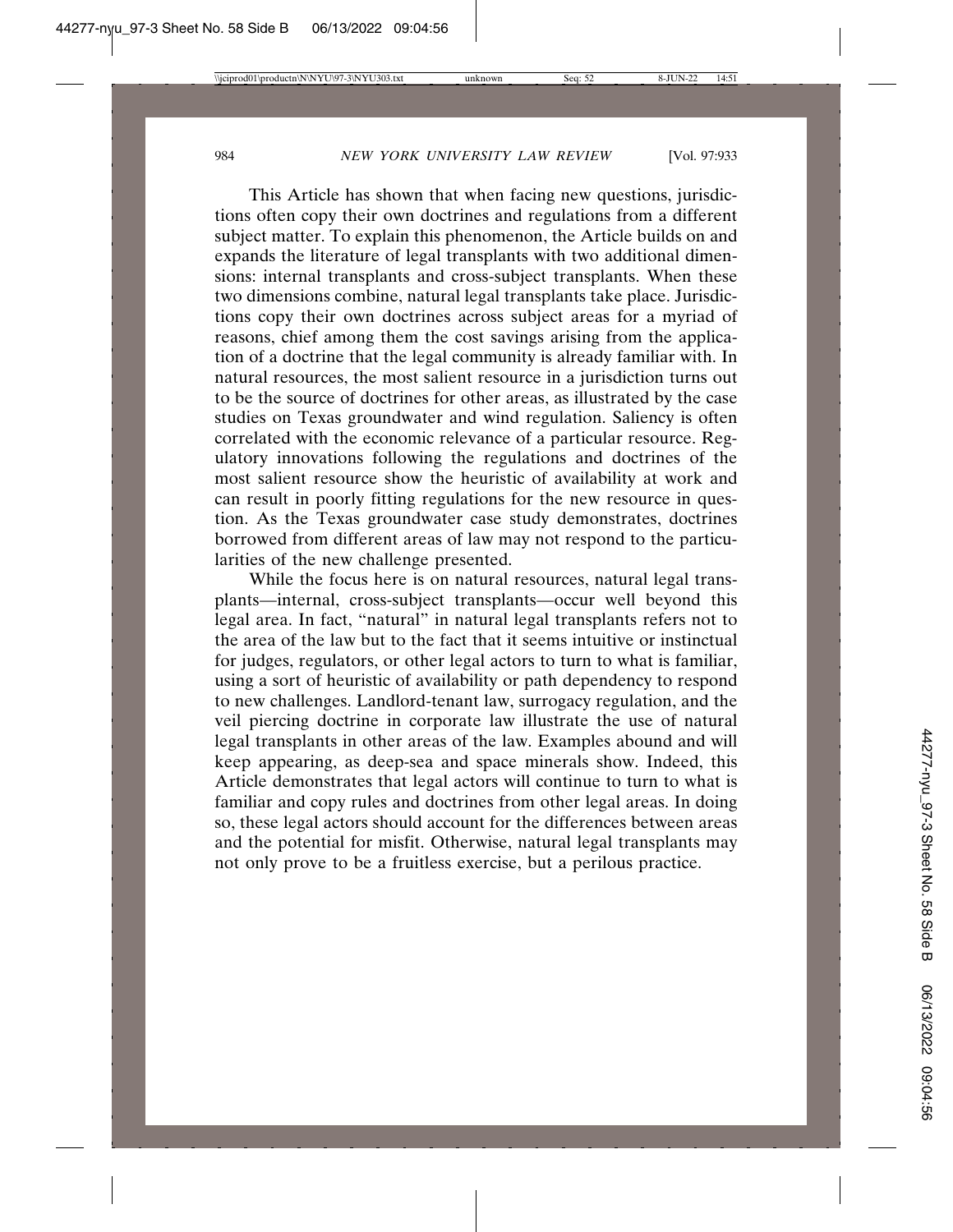This Article has shown that when facing new questions, jurisdictions often copy their own doctrines and regulations from a different subject matter. To explain this phenomenon, the Article builds on and expands the literature of legal transplants with two additional dimensions: internal transplants and cross-subject transplants. When these two dimensions combine, natural legal transplants take place. Jurisdictions copy their own doctrines across subject areas for a myriad of reasons, chief among them the cost savings arising from the application of a doctrine that the legal community is already familiar with. In natural resources, the most salient resource in a jurisdiction turns out to be the source of doctrines for other areas, as illustrated by the case studies on Texas groundwater and wind regulation. Saliency is often correlated with the economic relevance of a particular resource. Regulatory innovations following the regulations and doctrines of the most salient resource show the heuristic of availability at work and can result in poorly fitting regulations for the new resource in question. As the Texas groundwater case study demonstrates, doctrines borrowed from different areas of law may not respond to the particularities of the new challenge presented.

While the focus here is on natural resources, natural legal transplants—internal, cross-subject transplants—occur well beyond this legal area. In fact, "natural" in natural legal transplants refers not to the area of the law but to the fact that it seems intuitive or instinctual for judges, regulators, or other legal actors to turn to what is familiar, using a sort of heuristic of availability or path dependency to respond to new challenges. Landlord-tenant law, surrogacy regulation, and the veil piercing doctrine in corporate law illustrate the use of natural legal transplants in other areas of the law. Examples abound and will keep appearing, as deep-sea and space minerals show. Indeed, this Article demonstrates that legal actors will continue to turn to what is familiar and copy rules and doctrines from other legal areas. In doing so, these legal actors should account for the differences between areas and the potential for misfit. Otherwise, natural legal transplants may not only prove to be a fruitless exercise, but a perilous practice.